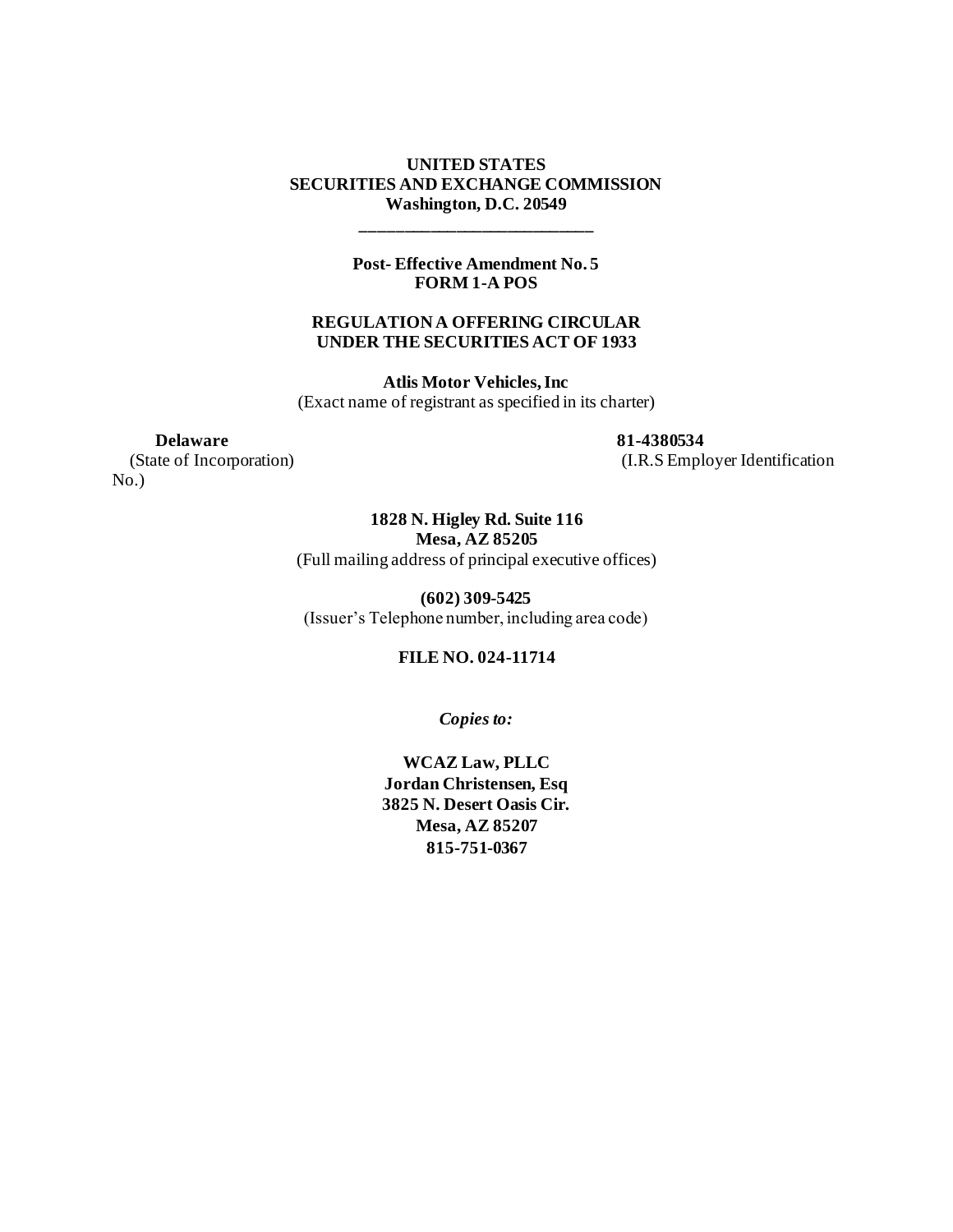**UNITED STATES**
**SECURITIES AND EXCHANGE COMMISSION**
**Washington, D.C. 20549**

---

**Post- Effective Amendment No. 5**
**FORM 1-A POS**

**REGULATION A OFFERING CIRCULAR**
**UNDER THE SECURITIES ACT OF 1933**

**Atlis Motor Vehicles, Inc**
(Exact name of registrant as specified in its charter)

| **Delaware** | **81-4380534** |
|---|---|
| (State of Incorporation) | (I.R.S Employer Identification No.) |

**1828 N. Higley Rd. Suite 116**
**Mesa, AZ 85205**
(Full mailing address of principal executive offices)

**(602) 309-5425**
(Issuer's Telephone number, including area code)

**FILE NO. 024-11714**

***Copies to:***

**WCAZ Law, PLLC**
**Jordan Christensen, Esq**
**3825 N. Desert Oasis Cir.**
**Mesa, AZ 85207**
**815-751-0367**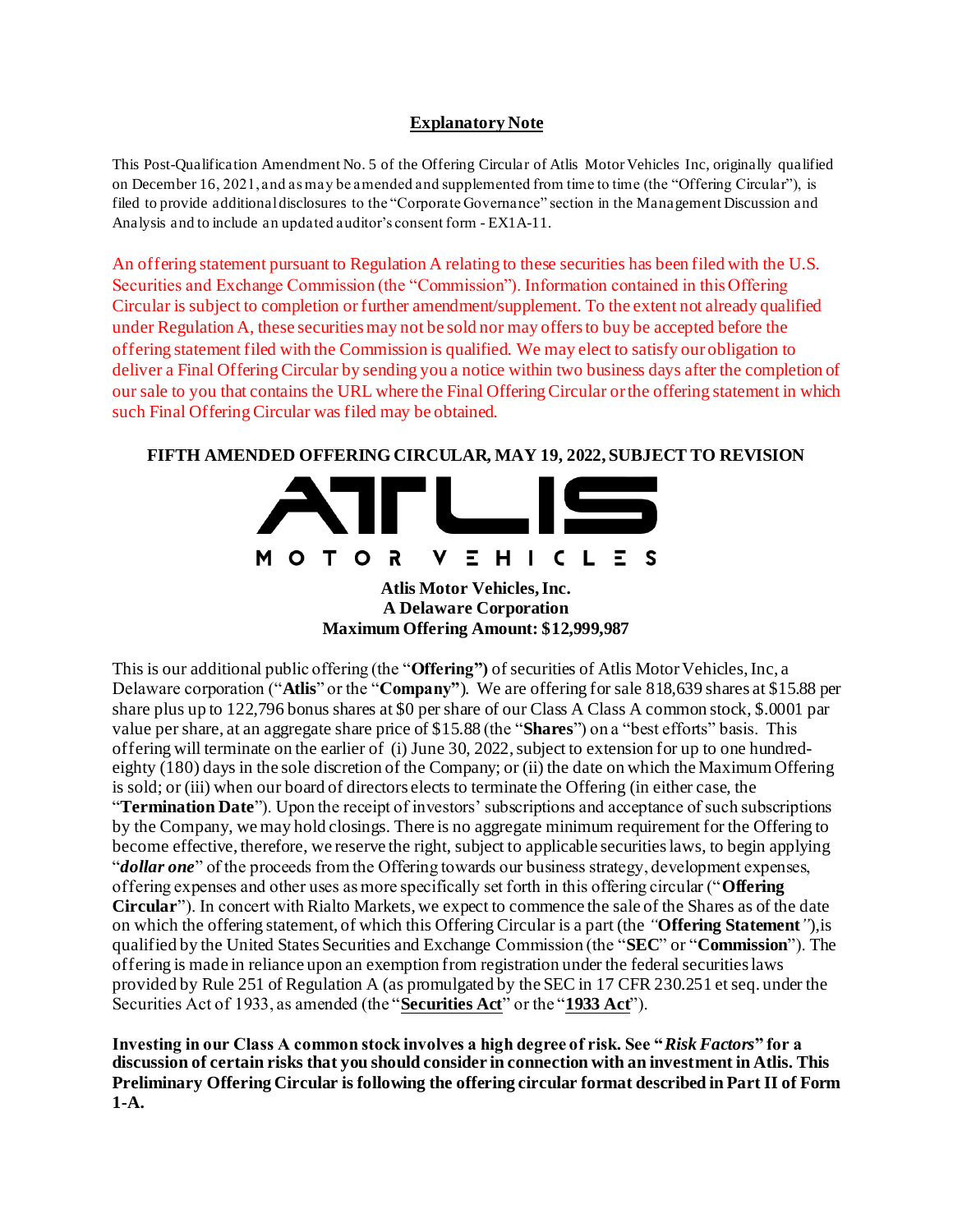## Explanatory Note

This Post-Qualification Amendment No. 5 of the Offering Circular of Atlis Motor Vehicles Inc, originally qualified on December 16, 2021, and as may be amended and supplemented from time to time (the "Offering Circular"), is filed to provide additional disclosures to the "Corporate Governance" section in the Management Discussion and Analysis and to include an updated auditor's consent form - EX1A-11.

An offering statement pursuant to Regulation A relating to these securities has been filed with the U.S. Securities and Exchange Commission (the "Commission"). Information contained in this Offering Circular is subject to completion or further amendment/supplement. To the extent not already qualified under Regulation A, these securities may not be sold nor may offers to buy be accepted before the offering statement filed with the Commission is qualified. We may elect to satisfy our obligation to deliver a Final Offering Circular by sending you a notice within two business days after the completion of our sale to you that contains the URL where the Final Offering Circular or the offering statement in which such Final Offering Circular was filed may be obtained.

**FIFTH AMENDED OFFERING CIRCULAR, MAY 19, 2022, SUBJECT TO REVISION**

ATLIS

MOTOR VEHICLES

**Atlis Motor Vehicles, Inc.**
**A Delaware Corporation**
**Maximum Offering Amount: $12,999,987**

This is our additional public offering (the "**Offering")** of securities of Atlis Motor Vehicles, Inc, a Delaware corporation ("**Atlis**" or the "**Company"**). We are offering for sale 818,639 shares at $15.88 per share plus up to 122,796 bonus shares at $0 per share of our Class A Class A common stock, $.0001 par value per share, at an aggregate share price of $15.88 (the "**Shares**") on a "best efforts" basis. This offering will terminate on the earlier of (i) June 30, 2022, subject to extension for up to one hundred-eighty (180) days in the sole discretion of the Company; or (ii) the date on which the Maximum Offering is sold; or (iii) when our board of directors elects to terminate the Offering (in either case, the "**Termination Date**"). Upon the receipt of investors' subscriptions and acceptance of such subscriptions by the Company, we may hold closings. There is no aggregate minimum requirement for the Offering to become effective, therefore, we reserve the right, subject to applicable securities laws, to begin applying "***dollar one***" of the proceeds from the Offering towards our business strategy, development expenses, offering expenses and other uses as more specifically set forth in this offering circular ("**Offering Circular**"). In concert with Rialto Markets, we expect to commence the sale of the Shares as of the date on which the offering statement, of which this Offering Circular is a part (the *"***Offering Statement***")*,is qualified by the United States Securities and Exchange Commission (the "**SEC**" or "**Commission**"). The offering is made in reliance upon an exemption from registration under the federal securities laws provided by Rule 251 of Regulation A (as promulgated by the SEC in 17 CFR 230.251 et seq. under the Securities Act of 1933, as amended (the "**Securities Act**" or the "**1933 Act**").

**Investing in our Class A common stock involves a high degree of risk. See "*Risk Factors*" for a discussion of certain risks that you should consider in connection with an investment in Atlis. This Preliminary Offering Circular is following the offering circular format described in Part II of Form 1-A.**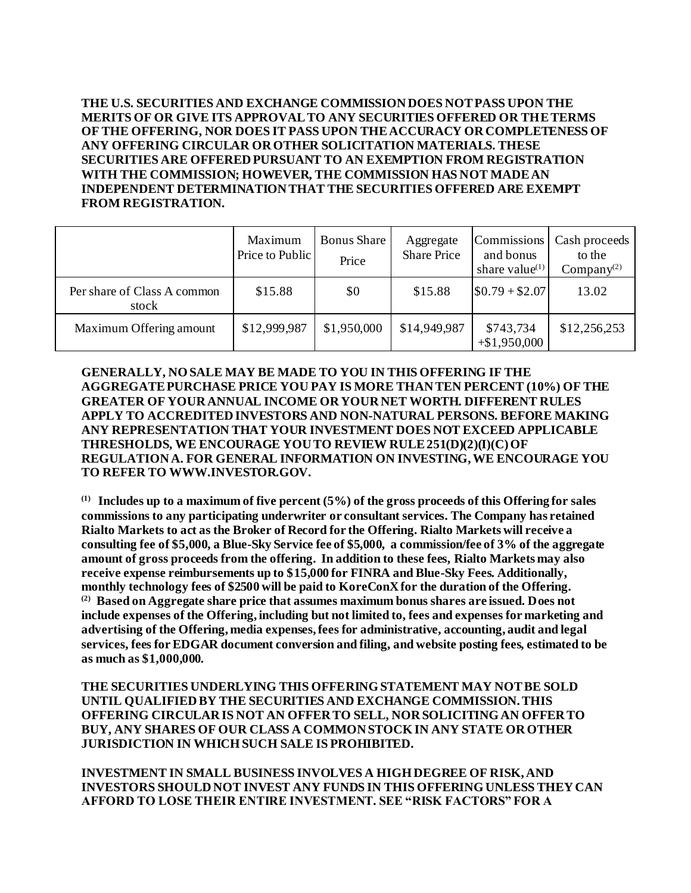**THE U.S. SECURITIES AND EXCHANGE COMMISSION DOES NOT PASS UPON THE MERITS OF OR GIVE ITS APPROVAL TO ANY SECURITIES OFFERED OR THE TERMS OF THE OFFERING, NOR DOES IT PASS UPON THE ACCURACY OR COMPLETENESS OF ANY OFFERING CIRCULAR OR OTHER SOLICITATION MATERIALS. THESE SECURITIES ARE OFFERED PURSUANT TO AN EXEMPTION FROM REGISTRATION WITH THE COMMISSION; HOWEVER, THE COMMISSION HAS NOT MADE AN INDEPENDENT DETERMINATION THAT THE SECURITIES OFFERED ARE EXEMPT FROM REGISTRATION.**

| | Maximum Price to Public | Bonus Share Price | Aggregate Share Price | Commissions and bonus share value[(1)] | Cash proceeds to the Company[(2)] |
|---|---|---|---|---|---|
| Per share of Class A common stock | $15.88 | $0 | $15.88 | $0.79 + $2.07 | 13.02 |
| Maximum Offering amount | $12,999,987 | $1,950,000 | $14,949,987 | $743,734 +$1,950,000 | $12,256,253 |

**GENERALLY, NO SALE MAY BE MADE TO YOU IN THIS OFFERING IF THE AGGREGATE PURCHASE PRICE YOU PAY IS MORE THAN TEN PERCENT (10%) OF THE GREATER OF YOUR ANNUAL INCOME OR YOUR NET WORTH. DIFFERENT RULES APPLY TO ACCREDITED INVESTORS AND NON-NATURAL PERSONS. BEFORE MAKING ANY REPRESENTATION THAT YOUR INVESTMENT DOES NOT EXCEED APPLICABLE THRESHOLDS, WE ENCOURAGE YOU TO REVIEW RULE 251(D)(2)(I)(C) OF REGULATION A. FOR GENERAL INFORMATION ON INVESTING, WE ENCOURAGE YOU TO REFER TO WWW.INVESTOR.GOV.**

**(1) Includes up to a maximum of five percent (5%) of the gross proceeds of this Offering for sales commissions to any participating underwriter or consultant services. The Company has retained Rialto Markets to act as the Broker of Record for the Offering. Rialto Markets will receive a consulting fee of $5,000, a Blue-Sky Service fee of $5,000, a commission/fee of 3% of the aggregate amount of gross proceeds from the offering. In addition to these fees, Rialto Markets may also receive expense reimbursements up to $15,000 for FINRA and Blue-Sky Fees. Additionally, monthly technology fees of $2500 will be paid to KoreConX for the duration of the Offering.**
**(2) Based on Aggregate share price that assumes maximum bonus shares are issued. Does not include expenses of the Offering, including but not limited to, fees and expenses for marketing and advertising of the Offering, media expenses, fees for administrative, accounting, audit and legal services, fees for EDGAR document conversion and filing, and website posting fees, estimated to be as much as $1,000,000.**

**THE SECURITIES UNDERLYING THIS OFFERING STATEMENT MAY NOT BE SOLD UNTIL QUALIFIED BY THE SECURITIES AND EXCHANGE COMMISSION. THIS OFFERING CIRCULAR IS NOT AN OFFER TO SELL, NOR SOLICITING AN OFFER TO BUY, ANY SHARES OF OUR CLASS A COMMON STOCK IN ANY STATE OR OTHER JURISDICTION IN WHICH SUCH SALE IS PROHIBITED.**

**INVESTMENT IN SMALL BUSINESS INVOLVES A HIGH DEGREE OF RISK, AND INVESTORS SHOULD NOT INVEST ANY FUNDS IN THIS OFFERING UNLESS THEY CAN AFFORD TO LOSE THEIR ENTIRE INVESTMENT. SEE "RISK FACTORS" FOR A**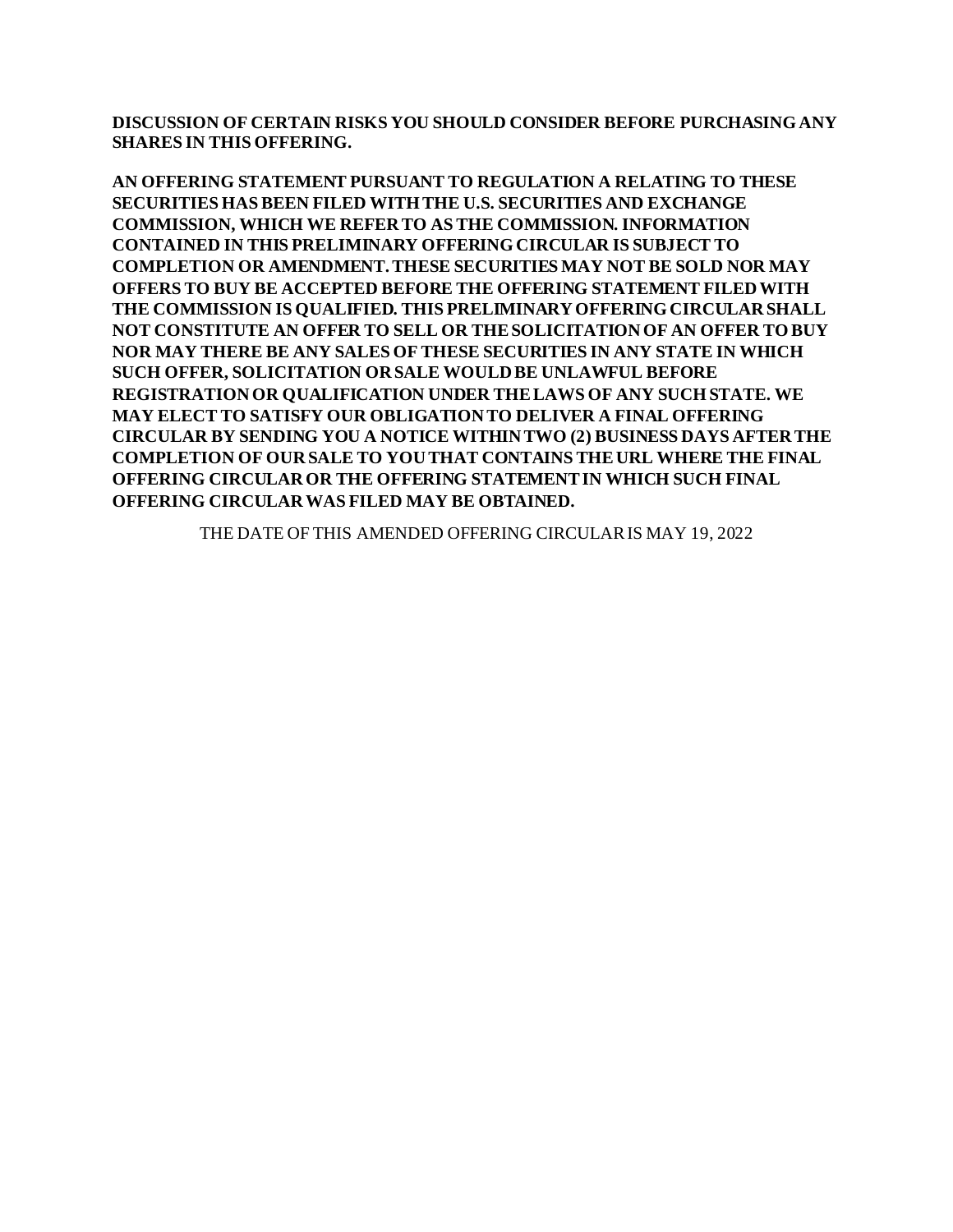**DISCUSSION OF CERTAIN RISKS YOU SHOULD CONSIDER BEFORE PURCHASING ANY SHARES IN THIS OFFERING.**

**AN OFFERING STATEMENT PURSUANT TO REGULATION A RELATING TO THESE SECURITIES HAS BEEN FILED WITH THE U.S. SECURITIES AND EXCHANGE COMMISSION, WHICH WE REFER TO AS THE COMMISSION. INFORMATION CONTAINED IN THIS PRELIMINARY OFFERING CIRCULAR IS SUBJECT TO COMPLETION OR AMENDMENT. THESE SECURITIES MAY NOT BE SOLD NOR MAY OFFERS TO BUY BE ACCEPTED BEFORE THE OFFERING STATEMENT FILED WITH THE COMMISSION IS QUALIFIED. THIS PRELIMINARY OFFERING CIRCULAR SHALL NOT CONSTITUTE AN OFFER TO SELL OR THE SOLICITATION OF AN OFFER TO BUY NOR MAY THERE BE ANY SALES OF THESE SECURITIES IN ANY STATE IN WHICH SUCH OFFER, SOLICITATION OR SALE WOULD BE UNLAWFUL BEFORE REGISTRATION OR QUALIFICATION UNDER THE LAWS OF ANY SUCH STATE. WE MAY ELECT TO SATISFY OUR OBLIGATION TO DELIVER A FINAL OFFERING CIRCULAR BY SENDING YOU A NOTICE WITHIN TWO (2) BUSINESS DAYS AFTER THE COMPLETION OF OUR SALE TO YOU THAT CONTAINS THE URL WHERE THE FINAL OFFERING CIRCULAR OR THE OFFERING STATEMENT IN WHICH SUCH FINAL OFFERING CIRCULAR WAS FILED MAY BE OBTAINED.**

THE DATE OF THIS AMENDED OFFERING CIRCULAR IS MAY 19, 2022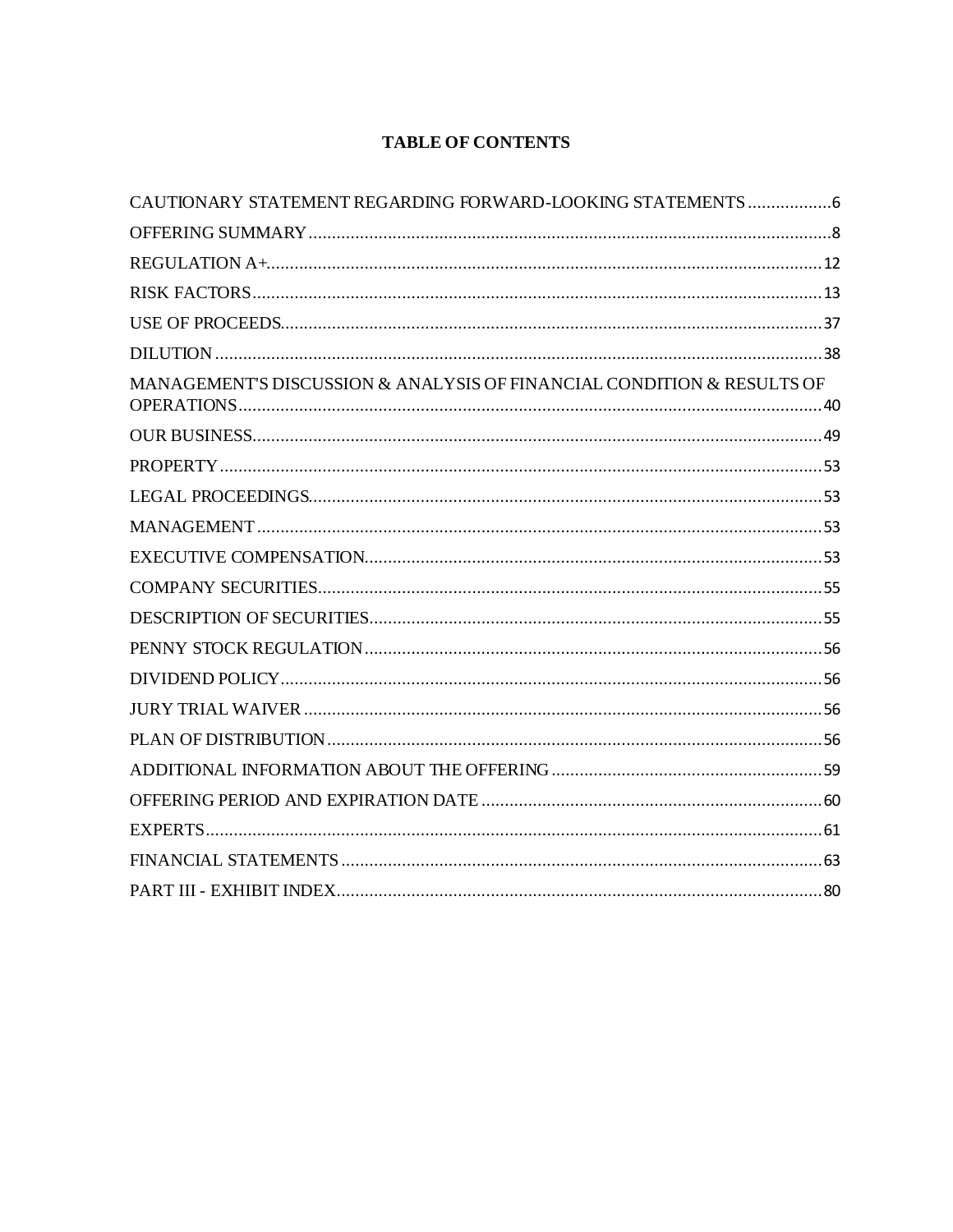# TABLE OF CONTENTS

| Section | Page |
|---|---|
| CAUTIONARY STATEMENT REGARDING FORWARD-LOOKING STATEMENTS | 6 |
| OFFERING SUMMARY | 8 |
| REGULATION A+ | 12 |
| RISK FACTORS | 13 |
| USE OF PROCEEDS | 37 |
| DILUTION | 38 |
| MANAGEMENT'S DISCUSSION & ANALYSIS OF FINANCIAL CONDITION & RESULTS OF OPERATIONS | 40 |
| OUR BUSINESS | 49 |
| PROPERTY | 53 |
| LEGAL PROCEEDINGS | 53 |
| MANAGEMENT | 53 |
| EXECUTIVE COMPENSATION | 53 |
| COMPANY SECURITIES | 55 |
| DESCRIPTION OF SECURITIES | 55 |
| PENNY STOCK REGULATION | 56 |
| DIVIDEND POLICY | 56 |
| JURY TRIAL WAIVER | 56 |
| PLAN OF DISTRIBUTION | 56 |
| ADDITIONAL INFORMATION ABOUT THE OFFERING | 59 |
| OFFERING PERIOD AND EXPIRATION DATE | 60 |
| EXPERTS | 61 |
| FINANCIAL STATEMENTS | 63 |
| PART III - EXHIBIT INDEX | 80 |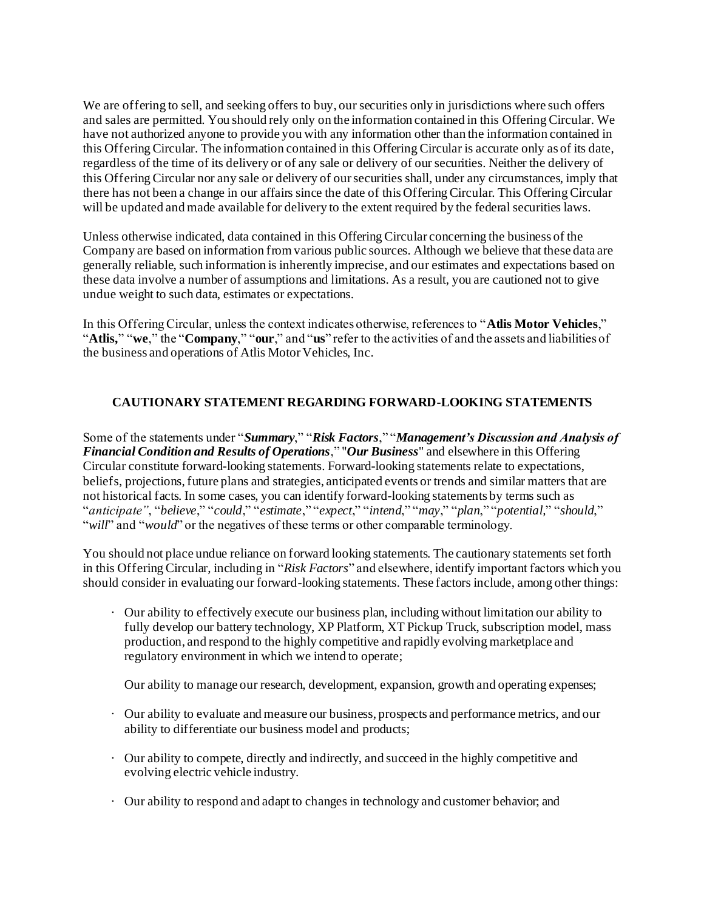We are offering to sell, and seeking offers to buy, our securities only in jurisdictions where such offers and sales are permitted. You should rely only on the information contained in this Offering Circular. We have not authorized anyone to provide you with any information other than the information contained in this Offering Circular. The information contained in this Offering Circular is accurate only as of its date, regardless of the time of its delivery or of any sale or delivery of our securities. Neither the delivery of this Offering Circular nor any sale or delivery of our securities shall, under any circumstances, imply that there has not been a change in our affairs since the date of this Offering Circular. This Offering Circular will be updated and made available for delivery to the extent required by the federal securities laws.

Unless otherwise indicated, data contained in this Offering Circular concerning the business of the Company are based on information from various public sources. Although we believe that these data are generally reliable, such information is inherently imprecise, and our estimates and expectations based on these data involve a number of assumptions and limitations. As a result, you are cautioned not to give undue weight to such data, estimates or expectations.

In this Offering Circular, unless the context indicates otherwise, references to "**Atlis Motor Vehicles**," "**Atlis,**" "**we**," the "**Company**," "**our**," and "**us**" refer to the activities of and the assets and liabilities of the business and operations of Atlis Motor Vehicles, Inc.

## CAUTIONARY STATEMENT REGARDING FORWARD-LOOKING STATEMENTS

Some of the statements under "***Summary***," "***Risk Factors***," "***Management's Discussion and Analysis of Financial Condition and Results of Operations***," "***Our Business***" and elsewhere in this Offering Circular constitute forward-looking statements. Forward-looking statements relate to expectations, beliefs, projections, future plans and strategies, anticipated events or trends and similar matters that are not historical facts. In some cases, you can identify forward-looking statements by terms such as "*anticipate*", "*believe*," "*could*," "*estimate*," "*expect*," "*intend*," "*may*," "*plan*," "*potential,*" "*should*," "*will*" and "*would*" or the negatives of these terms or other comparable terminology.

You should not place undue reliance on forward looking statements. The cautionary statements set forth in this Offering Circular, including in "*Risk Factors*" and elsewhere, identify important factors which you should consider in evaluating our forward-looking statements. These factors include, among other things:

- Our ability to effectively execute our business plan, including without limitation our ability to fully develop our battery technology, XP Platform, XT Pickup Truck, subscription model, mass production, and respond to the highly competitive and rapidly evolving marketplace and regulatory environment in which we intend to operate;

  Our ability to manage our research, development, expansion, growth and operating expenses;

- Our ability to evaluate and measure our business, prospects and performance metrics, and our ability to differentiate our business model and products;
- Our ability to compete, directly and indirectly, and succeed in the highly competitive and evolving electric vehicle industry.
- Our ability to respond and adapt to changes in technology and customer behavior; and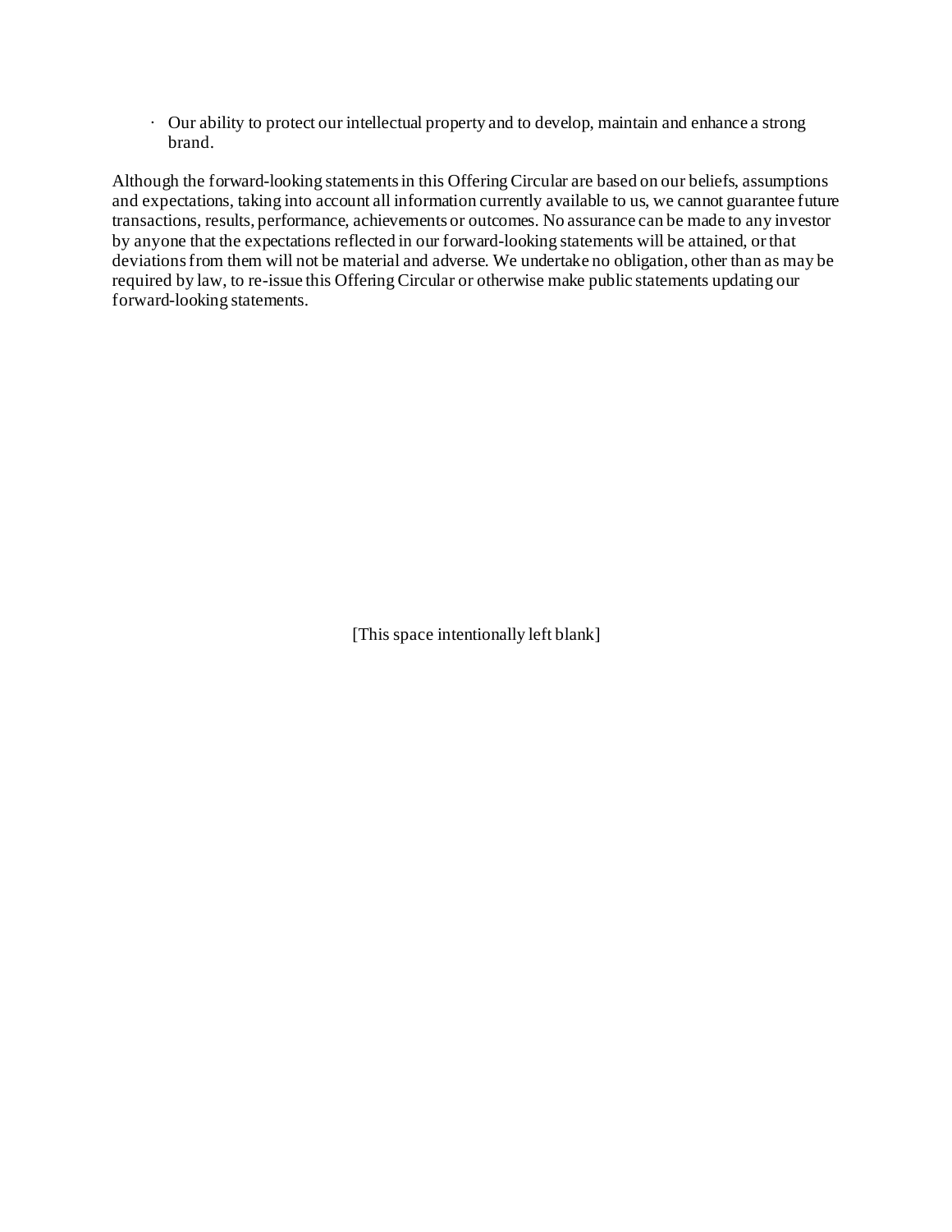- Our ability to protect our intellectual property and to develop, maintain and enhance a strong brand.

Although the forward-looking statements in this Offering Circular are based on our beliefs, assumptions and expectations, taking into account all information currently available to us, we cannot guarantee future transactions, results, performance, achievements or outcomes. No assurance can be made to any investor by anyone that the expectations reflected in our forward-looking statements will be attained, or that deviations from them will not be material and adverse. We undertake no obligation, other than as may be required by law, to re-issue this Offering Circular or otherwise make public statements updating our forward-looking statements.

[This space intentionally left blank]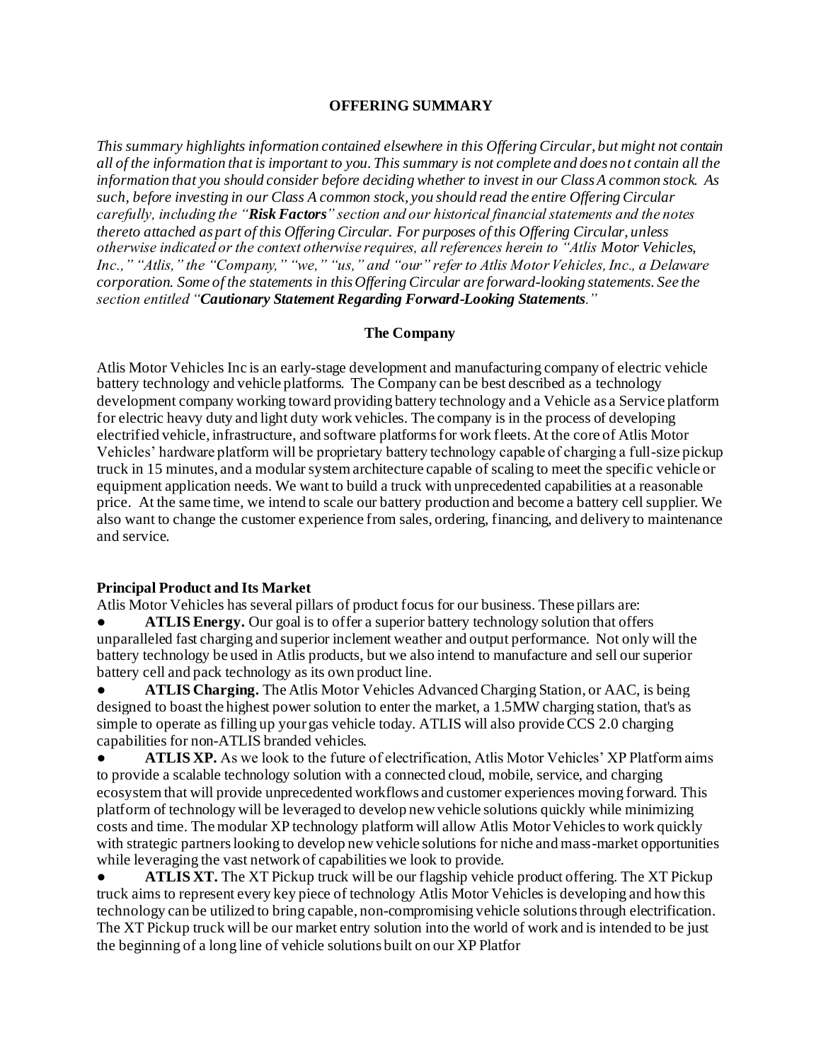## OFFERING SUMMARY

*This summary highlights information contained elsewhere in this Offering Circular, but might not contain all of the information that is important to you. This summary is not complete and does not contain all the information that you should consider before deciding whether to invest in our Class A common stock. As such, before investing in our Class A common stock, you should read the entire Offering Circular carefully, including the "**Risk Factors**" section and our historical financial statements and the notes thereto attached as part of this Offering Circular. For purposes of this Offering Circular, unless otherwise indicated or the context otherwise requires, all references herein to "Atlis Motor Vehicles, Inc.," "Atlis," the "Company," "we," "us," and "our" refer to Atlis Motor Vehicles, Inc., a Delaware corporation. Some of the statements in this Offering Circular are forward-looking statements. See the section entitled "**Cautionary Statement Regarding Forward-Looking Statements**."*

### The Company

Atlis Motor Vehicles Inc is an early-stage development and manufacturing company of electric vehicle battery technology and vehicle platforms. The Company can be best described as a technology development company working toward providing battery technology and a Vehicle as a Service platform for electric heavy duty and light duty work vehicles. The company is in the process of developing electrified vehicle, infrastructure, and software platforms for work fleets. At the core of Atlis Motor Vehicles' hardware platform will be proprietary battery technology capable of charging a full-size pickup truck in 15 minutes, and a modular system architecture capable of scaling to meet the specific vehicle or equipment application needs. We want to build a truck with unprecedented capabilities at a reasonable price. At the same time, we intend to scale our battery production and become a battery cell supplier. We also want to change the customer experience from sales, ordering, financing, and delivery to maintenance and service.

**Principal Product and Its Market**

Atlis Motor Vehicles has several pillars of product focus for our business. These pillars are:

- **ATLIS Energy.** Our goal is to offer a superior battery technology solution that offers unparalleled fast charging and superior inclement weather and output performance. Not only will the battery technology be used in Atlis products, but we also intend to manufacture and sell our superior battery cell and pack technology as its own product line.
- **ATLIS Charging.** The Atlis Motor Vehicles Advanced Charging Station, or AAC, is being designed to boast the highest power solution to enter the market, a 1.5MW charging station, that's as simple to operate as filling up your gas vehicle today. ATLIS will also provide CCS 2.0 charging capabilities for non-ATLIS branded vehicles.
- **ATLIS XP.** As we look to the future of electrification, Atlis Motor Vehicles' XP Platform aims to provide a scalable technology solution with a connected cloud, mobile, service, and charging ecosystem that will provide unprecedented workflows and customer experiences moving forward. This platform of technology will be leveraged to develop new vehicle solutions quickly while minimizing costs and time. The modular XP technology platform will allow Atlis Motor Vehicles to work quickly with strategic partners looking to develop new vehicle solutions for niche and mass-market opportunities while leveraging the vast network of capabilities we look to provide.
- **ATLIS XT.** The XT Pickup truck will be our flagship vehicle product offering. The XT Pickup truck aims to represent every key piece of technology Atlis Motor Vehicles is developing and how this technology can be utilized to bring capable, non-compromising vehicle solutions through electrification. The XT Pickup truck will be our market entry solution into the world of work and is intended to be just the beginning of a long line of vehicle solutions built on our XP Platfor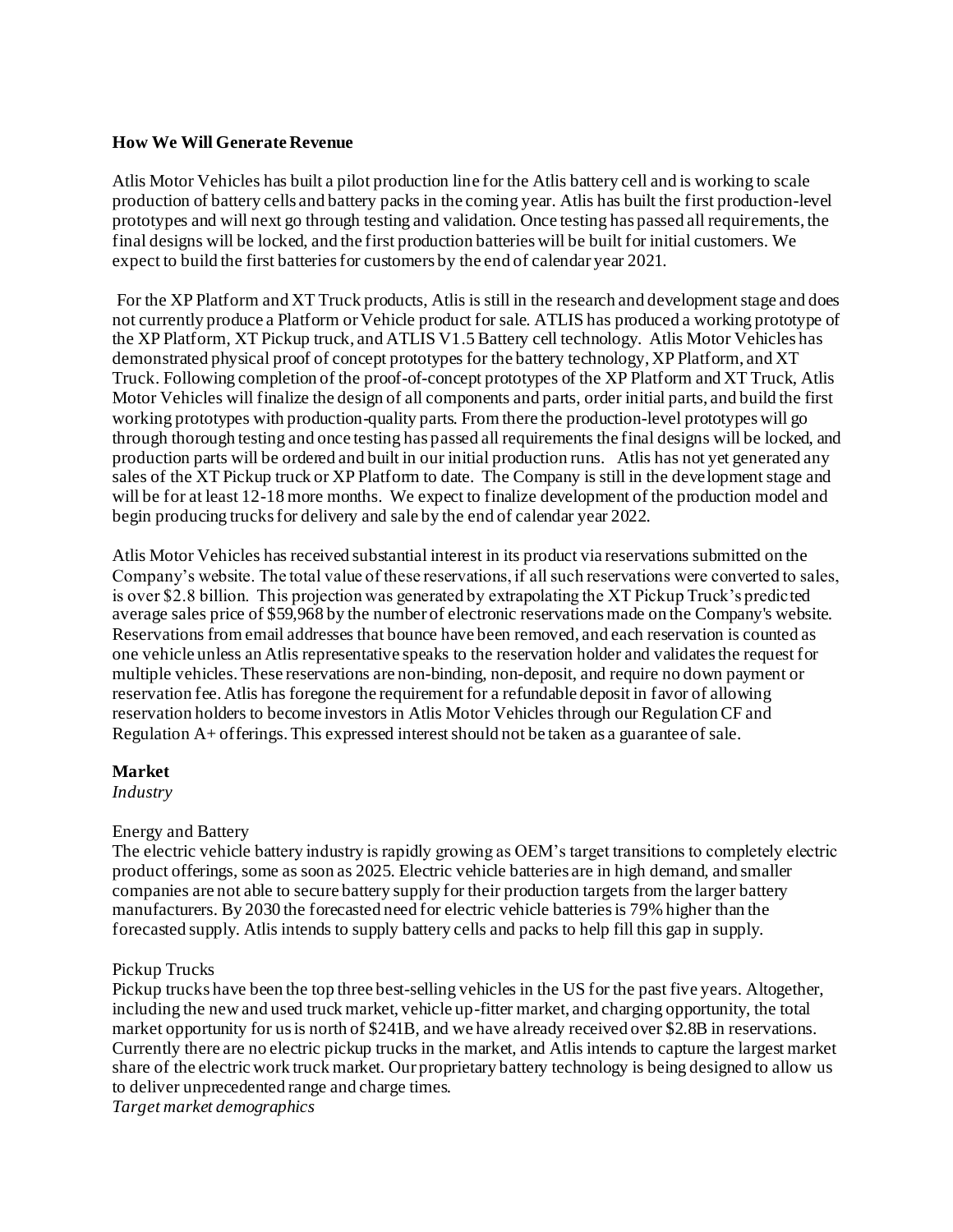**How We Will Generate Revenue**

Atlis Motor Vehicles has built a pilot production line for the Atlis battery cell and is working to scale production of battery cells and battery packs in the coming year. Atlis has built the first production-level prototypes and will next go through testing and validation. Once testing has passed all requirements, the final designs will be locked, and the first production batteries will be built for initial customers. We expect to build the first batteries for customers by the end of calendar year 2021.

For the XP Platform and XT Truck products, Atlis is still in the research and development stage and does not currently produce a Platform or Vehicle product for sale. ATLIS has produced a working prototype of the XP Platform, XT Pickup truck, and ATLIS V1.5 Battery cell technology. Atlis Motor Vehicles has demonstrated physical proof of concept prototypes for the battery technology, XP Platform, and XT Truck. Following completion of the proof-of-concept prototypes of the XP Platform and XT Truck, Atlis Motor Vehicles will finalize the design of all components and parts, order initial parts, and build the first working prototypes with production-quality parts. From there the production-level prototypes will go through thorough testing and once testing has passed all requirements the final designs will be locked, and production parts will be ordered and built in our initial production runs. Atlis has not yet generated any sales of the XT Pickup truck or XP Platform to date. The Company is still in the development stage and will be for at least 12-18 more months. We expect to finalize development of the production model and begin producing trucks for delivery and sale by the end of calendar year 2022.

Atlis Motor Vehicles has received substantial interest in its product via reservations submitted on the Company's website. The total value of these reservations, if all such reservations were converted to sales, is over $2.8 billion. This projection was generated by extrapolating the XT Pickup Truck's predicted average sales price of $59,968 by the number of electronic reservations made on the Company's website. Reservations from email addresses that bounce have been removed, and each reservation is counted as one vehicle unless an Atlis representative speaks to the reservation holder and validates the request for multiple vehicles. These reservations are non-binding, non-deposit, and require no down payment or reservation fee. Atlis has foregone the requirement for a refundable deposit in favor of allowing reservation holders to become investors in Atlis Motor Vehicles through our Regulation CF and Regulation A+ offerings. This expressed interest should not be taken as a guarantee of sale.

**Market**

*Industry*

Energy and Battery

The electric vehicle battery industry is rapidly growing as OEM's target transitions to completely electric product offerings, some as soon as 2025. Electric vehicle batteries are in high demand, and smaller companies are not able to secure battery supply for their production targets from the larger battery manufacturers. By 2030 the forecasted need for electric vehicle batteries is 79% higher than the forecasted supply. Atlis intends to supply battery cells and packs to help fill this gap in supply.

Pickup Trucks

Pickup trucks have been the top three best-selling vehicles in the US for the past five years. Altogether, including the new and used truck market, vehicle up-fitter market, and charging opportunity, the total market opportunity for us is north of $241B, and we have already received over $2.8B in reservations. Currently there are no electric pickup trucks in the market, and Atlis intends to capture the largest market share of the electric work truck market. Our proprietary battery technology is being designed to allow us to deliver unprecedented range and charge times.

*Target market demographics*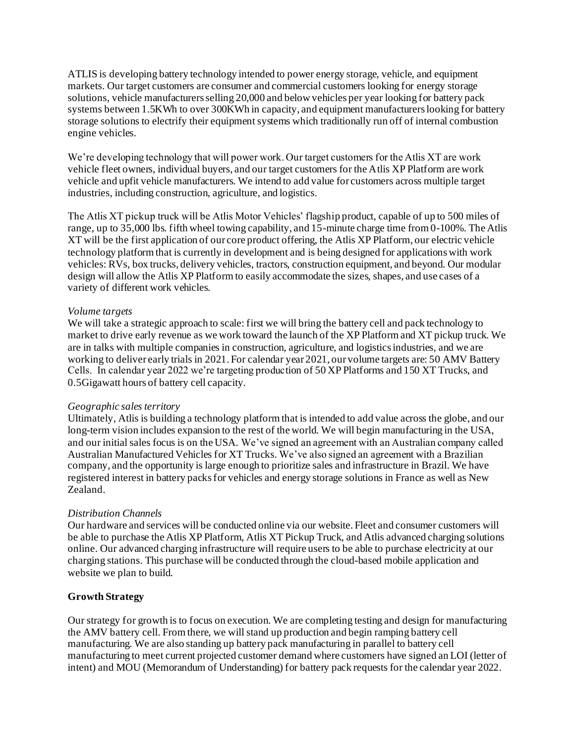ATLIS is developing battery technology intended to power energy storage, vehicle, and equipment markets. Our target customers are consumer and commercial customers looking for energy storage solutions, vehicle manufacturers selling 20,000 and below vehicles per year looking for battery pack systems between 1.5KWh to over 300KWh in capacity, and equipment manufacturers looking for battery storage solutions to electrify their equipment systems which traditionally run off of internal combustion engine vehicles.

We're developing technology that will power work. Our target customers for the Atlis XT are work vehicle fleet owners, individual buyers, and our target customers for the Atlis XP Platform are work vehicle and upfit vehicle manufacturers. We intend to add value for customers across multiple target industries, including construction, agriculture, and logistics.

The Atlis XT pickup truck will be Atlis Motor Vehicles' flagship product, capable of up to 500 miles of range, up to 35,000 lbs. fifth wheel towing capability, and 15-minute charge time from 0-100%. The Atlis XT will be the first application of our core product offering, the Atlis XP Platform, our electric vehicle technology platform that is currently in development and is being designed for applications with work vehicles: RVs, box trucks, delivery vehicles, tractors, construction equipment, and beyond. Our modular design will allow the Atlis XP Platform to easily accommodate the sizes, shapes, and use cases of a variety of different work vehicles.

*Volume targets*

We will take a strategic approach to scale: first we will bring the battery cell and pack technology to market to drive early revenue as we work toward the launch of the XP Platform and XT pickup truck. We are in talks with multiple companies in construction, agriculture, and logistics industries, and we are working to deliver early trials in 2021. For calendar year 2021, our volume targets are: 50 AMV Battery Cells. In calendar year 2022 we're targeting production of 50 XP Platforms and 150 XT Trucks, and 0.5Gigawatt hours of battery cell capacity.

*Geographic sales territory*

Ultimately, Atlis is building a technology platform that is intended to add value across the globe, and our long-term vision includes expansion to the rest of the world. We will begin manufacturing in the USA, and our initial sales focus is on the USA. We've signed an agreement with an Australian company called Australian Manufactured Vehicles for XT Trucks. We've also signed an agreement with a Brazilian company, and the opportunity is large enough to prioritize sales and infrastructure in Brazil. We have registered interest in battery packs for vehicles and energy storage solutions in France as well as New Zealand.

*Distribution Channels*

Our hardware and services will be conducted online via our website. Fleet and consumer customers will be able to purchase the Atlis XP Platform, Atlis XT Pickup Truck, and Atlis advanced charging solutions online. Our advanced charging infrastructure will require users to be able to purchase electricity at our charging stations. This purchase will be conducted through the cloud-based mobile application and website we plan to build.

**Growth Strategy**

Our strategy for growth is to focus on execution. We are completing testing and design for manufacturing the AMV battery cell. From there, we will stand up production and begin ramping battery cell manufacturing. We are also standing up battery pack manufacturing in parallel to battery cell manufacturing to meet current projected customer demand where customers have signed an LOI (letter of intent) and MOU (Memorandum of Understanding) for battery pack requests for the calendar year 2022.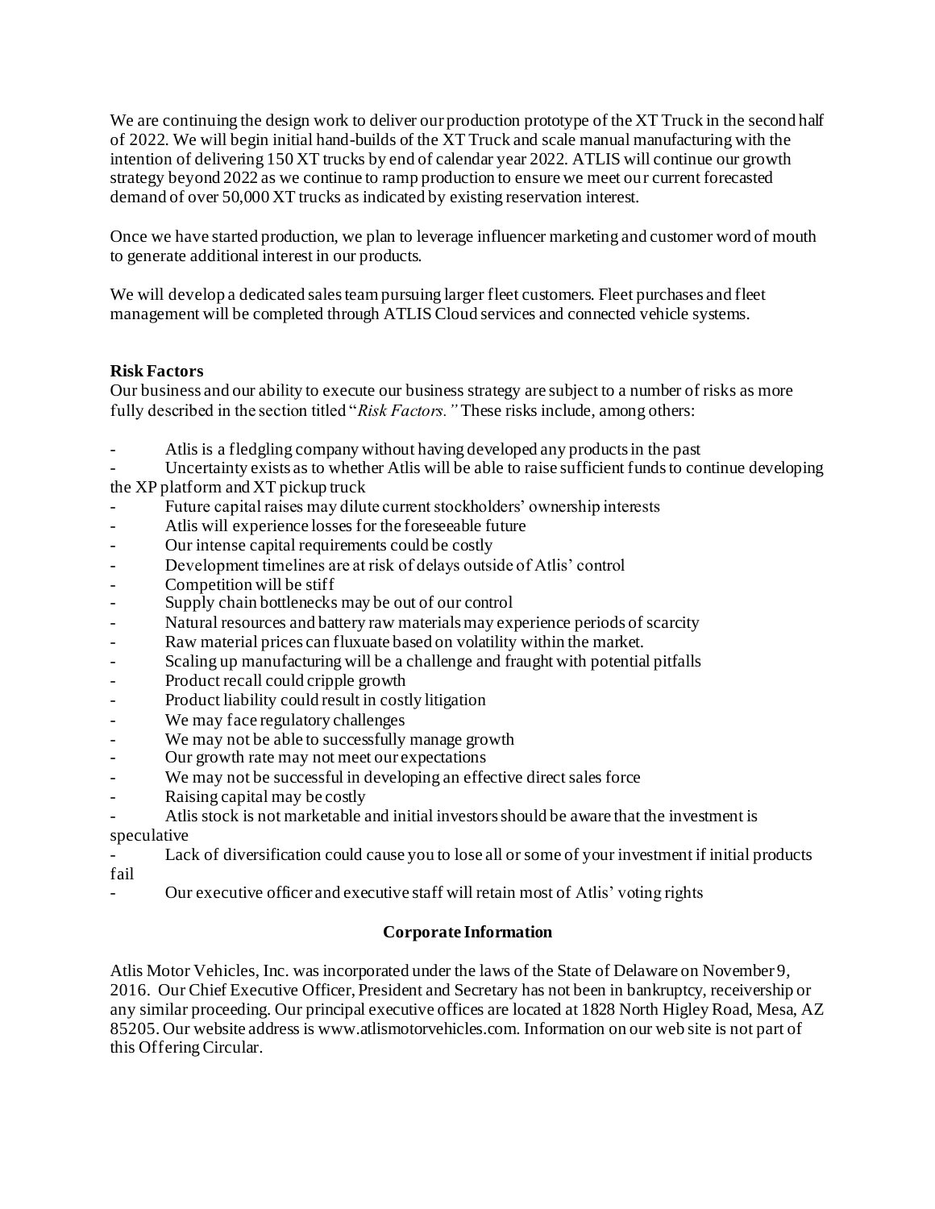We are continuing the design work to deliver our production prototype of the XT Truck in the second half of 2022. We will begin initial hand-builds of the XT Truck and scale manual manufacturing with the intention of delivering 150 XT trucks by end of calendar year 2022. ATLIS will continue our growth strategy beyond 2022 as we continue to ramp production to ensure we meet our current forecasted demand of over 50,000 XT trucks as indicated by existing reservation interest.

Once we have started production, we plan to leverage influencer marketing and customer word of mouth to generate additional interest in our products.

We will develop a dedicated sales team pursuing larger fleet customers. Fleet purchases and fleet management will be completed through ATLIS Cloud services and connected vehicle systems.

**Risk Factors**

Our business and our ability to execute our business strategy are subject to a number of risks as more fully described in the section titled "*Risk Factors.*" These risks include, among others:

- Atlis is a fledgling company without having developed any products in the past
- Uncertainty exists as to whether Atlis will be able to raise sufficient funds to continue developing the XP platform and XT pickup truck
- Future capital raises may dilute current stockholders' ownership interests
- Atlis will experience losses for the foreseeable future
- Our intense capital requirements could be costly
- Development timelines are at risk of delays outside of Atlis' control
- Competition will be stiff
- Supply chain bottlenecks may be out of our control
- Natural resources and battery raw materials may experience periods of scarcity
- Raw material prices can fluxuate based on volatility within the market.
- Scaling up manufacturing will be a challenge and fraught with potential pitfalls
- Product recall could cripple growth
- Product liability could result in costly litigation
- We may face regulatory challenges
- We may not be able to successfully manage growth
- Our growth rate may not meet our expectations
- We may not be successful in developing an effective direct sales force
- Raising capital may be costly
- Atlis stock is not marketable and initial investors should be aware that the investment is speculative
- Lack of diversification could cause you to lose all or some of your investment if initial products fail
- Our executive officer and executive staff will retain most of Atlis' voting rights

**Corporate Information**

Atlis Motor Vehicles, Inc. was incorporated under the laws of the State of Delaware on November 9, 2016. Our Chief Executive Officer, President and Secretary has not been in bankruptcy, receivership or any similar proceeding. Our principal executive offices are located at 1828 North Higley Road, Mesa, AZ 85205. Our website address is www.atlismotorvehicles.com. Information on our web site is not part of this Offering Circular.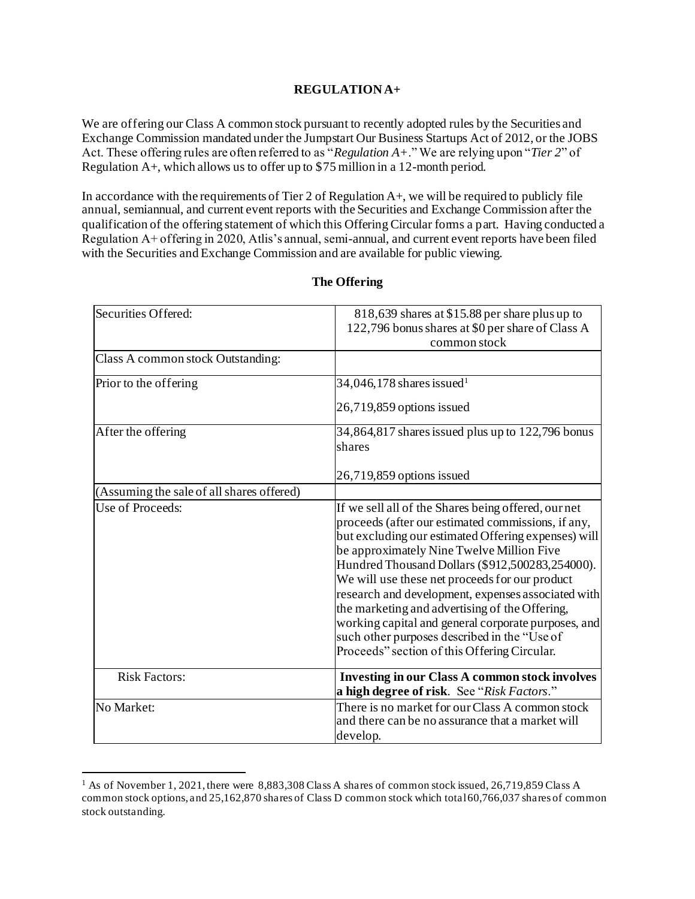# REGULATION A+

We are offering our Class A common stock pursuant to recently adopted rules by the Securities and Exchange Commission mandated under the Jumpstart Our Business Startups Act of 2012, or the JOBS Act. These offering rules are often referred to as "*Regulation A+*." We are relying upon "*Tier 2*" of Regulation A+, which allows us to offer up to $75 million in a 12-month period.

In accordance with the requirements of Tier 2 of Regulation A+, we will be required to publicly file annual, semiannual, and current event reports with the Securities and Exchange Commission after the qualification of the offering statement of which this Offering Circular forms a part. Having conducted a Regulation A+ offering in 2020, Atlis's annual, semi-annual, and current event reports have been filed with the Securities and Exchange Commission and are available for public viewing.

## The Offering

| | |
|---|---|
| Securities Offered: | 818,639 shares at $15.88 per share plus up to 122,796 bonus shares at $0 per share of Class A common stock |
| Class A common stock Outstanding: | |
| Prior to the offering | 34,046,178 shares issued[1]<br><br>26,719,859 options issued |
| After the offering | 34,864,817 shares issued plus up to 122,796 bonus shares<br><br>26,719,859 options issued |
| (Assuming the sale of all shares offered) | |
| Use of Proceeds: | If we sell all of the Shares being offered, our net proceeds (after our estimated commissions, if any, but excluding our estimated Offering expenses) will be approximately Nine Twelve Million Five Hundred Thousand Dollars ($912,500283,254000). We will use these net proceeds for our product research and development, expenses associated with the marketing and advertising of the Offering, working capital and general corporate purposes, and such other purposes described in the "Use of Proceeds" section of this Offering Circular. |
| Risk Factors: | **Investing in our Class A common stock involves a high degree of risk**. See "*Risk Factors*." |
| No Market: | There is no market for our Class A common stock and there can be no assurance that a market will develop. |

[1] As of November 1, 2021, there were 8,883,308 Class A shares of common stock issued, 26,719,859 Class A common stock options, and 25,162,870 shares of Class D common stock which total 60,766,037 shares of common stock outstanding.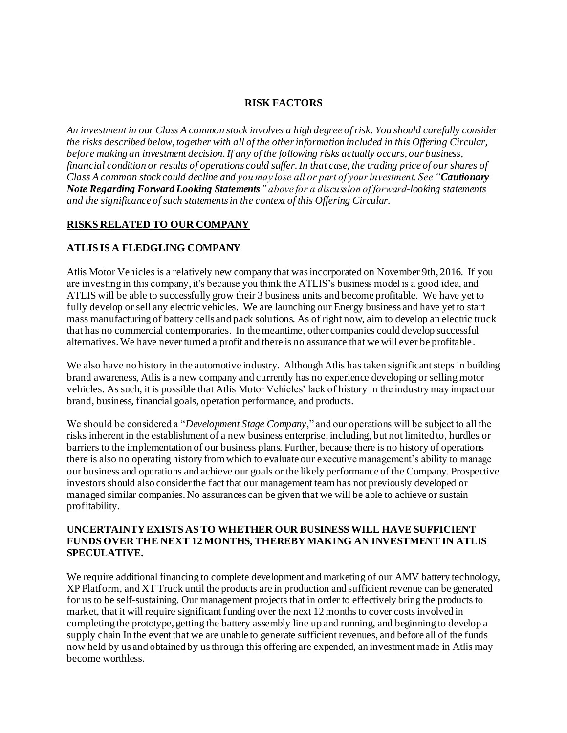## RISK FACTORS

*An investment in our Class A common stock involves a high degree of risk. You should carefully consider the risks described below, together with all of the other information included in this Offering Circular, before making an investment decision. If any of the following risks actually occurs, our business, financial condition or results of operations could suffer. In that case, the trading price of our shares of Class A common stock could decline and you may lose all or part of your investment. See "**Cautionary Note Regarding Forward Looking Statements**" above for a discussion of forward-looking statements and the significance of such statements in the context of this Offering Circular.*

### RISKS RELATED TO OUR COMPANY

### ATLIS IS A FLEDGLING COMPANY

Atlis Motor Vehicles is a relatively new company that was incorporated on November 9th, 2016. If you are investing in this company, it's because you think the ATLIS's business model is a good idea, and ATLIS will be able to successfully grow their 3 business units and become profitable. We have yet to fully develop or sell any electric vehicles. We are launching our Energy business and have yet to start mass manufacturing of battery cells and pack solutions. As of right now, aim to develop an electric truck that has no commercial contemporaries. In the meantime, other companies could develop successful alternatives. We have never turned a profit and there is no assurance that we will ever be profitable.

We also have no history in the automotive industry. Although Atlis has taken significant steps in building brand awareness, Atlis is a new company and currently has no experience developing or selling motor vehicles. As such, it is possible that Atlis Motor Vehicles' lack of history in the industry may impact our brand, business, financial goals, operation performance, and products.

We should be considered a "*Development Stage Company*," and our operations will be subject to all the risks inherent in the establishment of a new business enterprise, including, but not limited to, hurdles or barriers to the implementation of our business plans. Further, because there is no history of operations there is also no operating history from which to evaluate our executive management's ability to manage our business and operations and achieve our goals or the likely performance of the Company. Prospective investors should also consider the fact that our management team has not previously developed or managed similar companies. No assurances can be given that we will be able to achieve or sustain profitability.

### UNCERTAINTY EXISTS AS TO WHETHER OUR BUSINESS WILL HAVE SUFFICIENT FUNDS OVER THE NEXT 12 MONTHS, THEREBY MAKING AN INVESTMENT IN ATLIS SPECULATIVE.

We require additional financing to complete development and marketing of our AMV battery technology, XP Platform, and XT Truck until the products are in production and sufficient revenue can be generated for us to be self-sustaining. Our management projects that in order to effectively bring the products to market, that it will require significant funding over the next 12 months to cover costs involved in completing the prototype, getting the battery assembly line up and running, and beginning to develop a supply chain In the event that we are unable to generate sufficient revenues, and before all of the funds now held by us and obtained by us through this offering are expended, an investment made in Atlis may become worthless.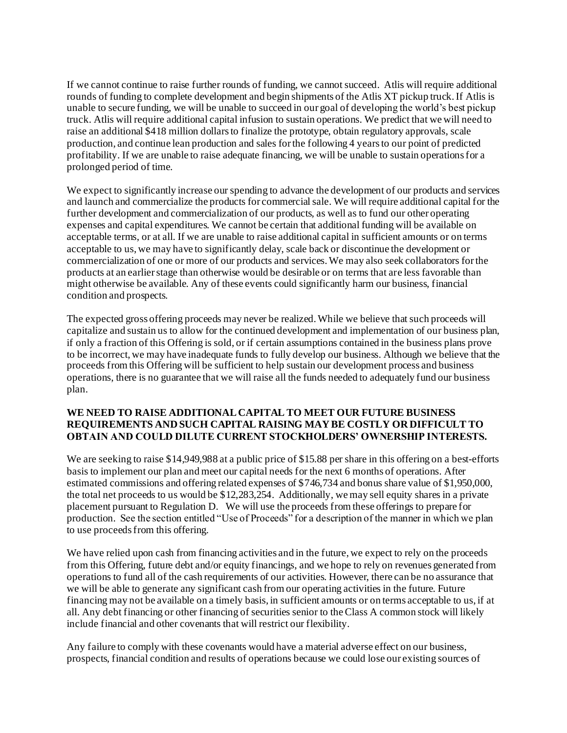If we cannot continue to raise further rounds of funding, we cannot succeed. Atlis will require additional rounds of funding to complete development and begin shipments of the Atlis XT pickup truck. If Atlis is unable to secure funding, we will be unable to succeed in our goal of developing the world's best pickup truck. Atlis will require additional capital infusion to sustain operations. We predict that we will need to raise an additional $418 million dollars to finalize the prototype, obtain regulatory approvals, scale production, and continue lean production and sales for the following 4 years to our point of predicted profitability. If we are unable to raise adequate financing, we will be unable to sustain operations for a prolonged period of time.

We expect to significantly increase our spending to advance the development of our products and services and launch and commercialize the products for commercial sale. We will require additional capital for the further development and commercialization of our products, as well as to fund our other operating expenses and capital expenditures. We cannot be certain that additional funding will be available on acceptable terms, or at all. If we are unable to raise additional capital in sufficient amounts or on terms acceptable to us, we may have to significantly delay, scale back or discontinue the development or commercialization of one or more of our products and services. We may also seek collaborators for the products at an earlier stage than otherwise would be desirable or on terms that are less favorable than might otherwise be available. Any of these events could significantly harm our business, financial condition and prospects.

The expected gross offering proceeds may never be realized. While we believe that such proceeds will capitalize and sustain us to allow for the continued development and implementation of our business plan, if only a fraction of this Offering is sold, or if certain assumptions contained in the business plans prove to be incorrect, we may have inadequate funds to fully develop our business. Although we believe that the proceeds from this Offering will be sufficient to help sustain our development process and business operations, there is no guarantee that we will raise all the funds needed to adequately fund our business plan.

**WE NEED TO RAISE ADDITIONAL CAPITAL TO MEET OUR FUTURE BUSINESS REQUIREMENTS AND SUCH CAPITAL RAISING MAY BE COSTLY OR DIFFICULT TO OBTAIN AND COULD DILUTE CURRENT STOCKHOLDERS' OWNERSHIP INTERESTS.**

We are seeking to raise $14,949,988 at a public price of $15.88 per share in this offering on a best-efforts basis to implement our plan and meet our capital needs for the next 6 months of operations. After estimated commissions and offering related expenses of $746,734 and bonus share value of $1,950,000, the total net proceeds to us would be $12,283,254. Additionally, we may sell equity shares in a private placement pursuant to Regulation D. We will use the proceeds from these offerings to prepare for production. See the section entitled "Use of Proceeds" for a description of the manner in which we plan to use proceeds from this offering.

We have relied upon cash from financing activities and in the future, we expect to rely on the proceeds from this Offering, future debt and/or equity financings, and we hope to rely on revenues generated from operations to fund all of the cash requirements of our activities. However, there can be no assurance that we will be able to generate any significant cash from our operating activities in the future. Future financing may not be available on a timely basis, in sufficient amounts or on terms acceptable to us, if at all. Any debt financing or other financing of securities senior to the Class A common stock will likely include financial and other covenants that will restrict our flexibility.

Any failure to comply with these covenants would have a material adverse effect on our business, prospects, financial condition and results of operations because we could lose our existing sources of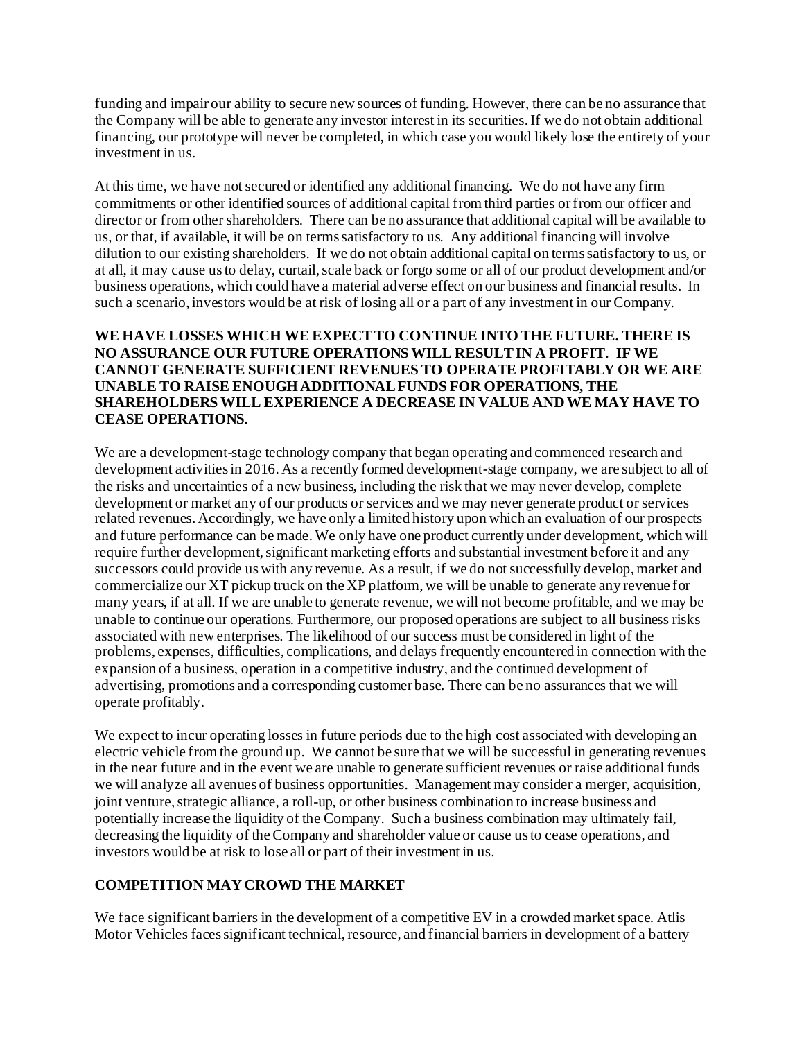funding and impair our ability to secure new sources of funding. However, there can be no assurance that the Company will be able to generate any investor interest in its securities. If we do not obtain additional financing, our prototype will never be completed, in which case you would likely lose the entirety of your investment in us.

At this time, we have not secured or identified any additional financing. We do not have any firm commitments or other identified sources of additional capital from third parties or from our officer and director or from other shareholders. There can be no assurance that additional capital will be available to us, or that, if available, it will be on terms satisfactory to us. Any additional financing will involve dilution to our existing shareholders. If we do not obtain additional capital on terms satisfactory to us, or at all, it may cause us to delay, curtail, scale back or forgo some or all of our product development and/or business operations, which could have a material adverse effect on our business and financial results. In such a scenario, investors would be at risk of losing all or a part of any investment in our Company.

**WE HAVE LOSSES WHICH WE EXPECT TO CONTINUE INTO THE FUTURE. THERE IS NO ASSURANCE OUR FUTURE OPERATIONS WILL RESULT IN A PROFIT. IF WE CANNOT GENERATE SUFFICIENT REVENUES TO OPERATE PROFITABLY OR WE ARE UNABLE TO RAISE ENOUGH ADDITIONAL FUNDS FOR OPERATIONS, THE SHAREHOLDERS WILL EXPERIENCE A DECREASE IN VALUE AND WE MAY HAVE TO CEASE OPERATIONS.**

We are a development-stage technology company that began operating and commenced research and development activities in 2016. As a recently formed development-stage company, we are subject to all of the risks and uncertainties of a new business, including the risk that we may never develop, complete development or market any of our products or services and we may never generate product or services related revenues. Accordingly, we have only a limited history upon which an evaluation of our prospects and future performance can be made. We only have one product currently under development, which will require further development, significant marketing efforts and substantial investment before it and any successors could provide us with any revenue. As a result, if we do not successfully develop, market and commercialize our XT pickup truck on the XP platform, we will be unable to generate any revenue for many years, if at all. If we are unable to generate revenue, we will not become profitable, and we may be unable to continue our operations. Furthermore, our proposed operations are subject to all business risks associated with new enterprises. The likelihood of our success must be considered in light of the problems, expenses, difficulties, complications, and delays frequently encountered in connection with the expansion of a business, operation in a competitive industry, and the continued development of advertising, promotions and a corresponding customer base. There can be no assurances that we will operate profitably.

We expect to incur operating losses in future periods due to the high cost associated with developing an electric vehicle from the ground up. We cannot be sure that we will be successful in generating revenues in the near future and in the event we are unable to generate sufficient revenues or raise additional funds we will analyze all avenues of business opportunities. Management may consider a merger, acquisition, joint venture, strategic alliance, a roll-up, or other business combination to increase business and potentially increase the liquidity of the Company. Such a business combination may ultimately fail, decreasing the liquidity of the Company and shareholder value or cause us to cease operations, and investors would be at risk to lose all or part of their investment in us.

**COMPETITION MAY CROWD THE MARKET**

We face significant barriers in the development of a competitive EV in a crowded market space. Atlis Motor Vehicles faces significant technical, resource, and financial barriers in development of a battery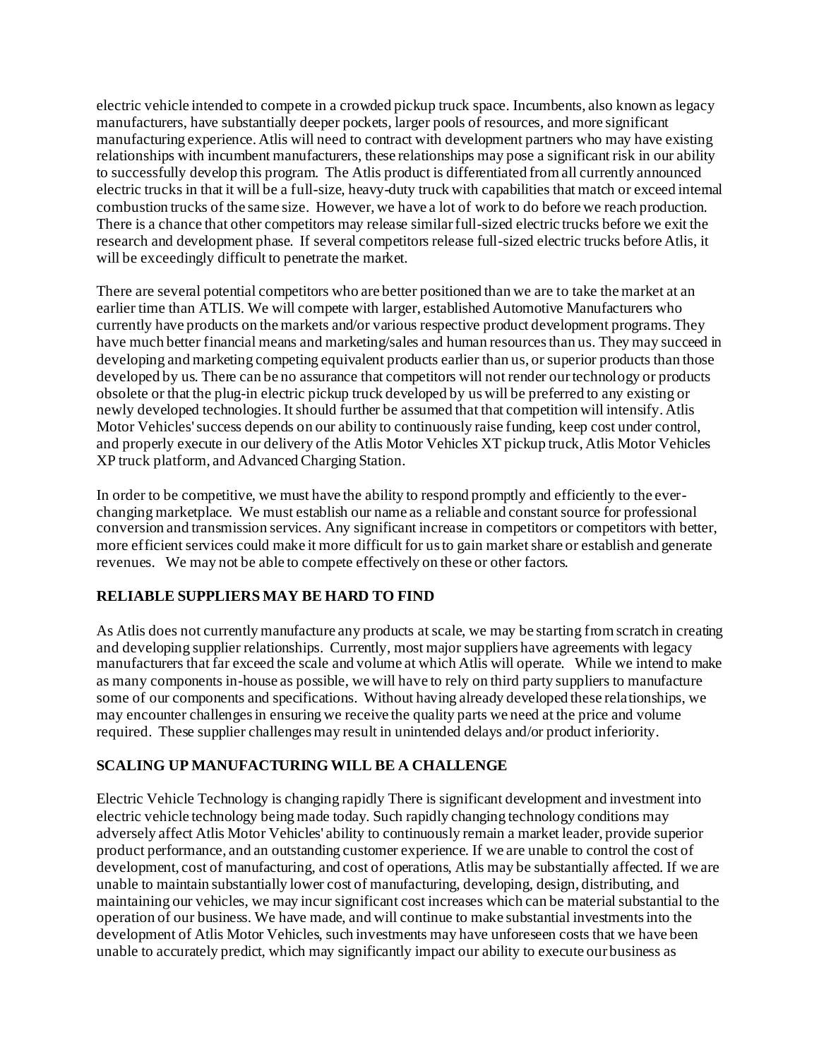electric vehicle intended to compete in a crowded pickup truck space. Incumbents, also known as legacy manufacturers, have substantially deeper pockets, larger pools of resources, and more significant manufacturing experience. Atlis will need to contract with development partners who may have existing relationships with incumbent manufacturers, these relationships may pose a significant risk in our ability to successfully develop this program. The Atlis product is differentiated from all currently announced electric trucks in that it will be a full-size, heavy-duty truck with capabilities that match or exceed internal combustion trucks of the same size. However, we have a lot of work to do before we reach production. There is a chance that other competitors may release similar full-sized electric trucks before we exit the research and development phase. If several competitors release full-sized electric trucks before Atlis, it will be exceedingly difficult to penetrate the market.

There are several potential competitors who are better positioned than we are to take the market at an earlier time than ATLIS. We will compete with larger, established Automotive Manufacturers who currently have products on the markets and/or various respective product development programs. They have much better financial means and marketing/sales and human resources than us. They may succeed in developing and marketing competing equivalent products earlier than us, or superior products than those developed by us. There can be no assurance that competitors will not render our technology or products obsolete or that the plug-in electric pickup truck developed by us will be preferred to any existing or newly developed technologies. It should further be assumed that that competition will intensify. Atlis Motor Vehicles' success depends on our ability to continuously raise funding, keep cost under control, and properly execute in our delivery of the Atlis Motor Vehicles XT pickup truck, Atlis Motor Vehicles XP truck platform, and Advanced Charging Station.

In order to be competitive, we must have the ability to respond promptly and efficiently to the ever-changing marketplace. We must establish our name as a reliable and constant source for professional conversion and transmission services. Any significant increase in competitors or competitors with better, more efficient services could make it more difficult for us to gain market share or establish and generate revenues. We may not be able to compete effectively on these or other factors.

**RELIABLE SUPPLIERS MAY BE HARD TO FIND**

As Atlis does not currently manufacture any products at scale, we may be starting from scratch in creating and developing supplier relationships. Currently, most major suppliers have agreements with legacy manufacturers that far exceed the scale and volume at which Atlis will operate. While we intend to make as many components in-house as possible, we will have to rely on third party suppliers to manufacture some of our components and specifications. Without having already developed these relationships, we may encounter challenges in ensuring we receive the quality parts we need at the price and volume required. These supplier challenges may result in unintended delays and/or product inferiority.

**SCALING UP MANUFACTURING WILL BE A CHALLENGE**

Electric Vehicle Technology is changing rapidly There is significant development and investment into electric vehicle technology being made today. Such rapidly changing technology conditions may adversely affect Atlis Motor Vehicles' ability to continuously remain a market leader, provide superior product performance, and an outstanding customer experience. If we are unable to control the cost of development, cost of manufacturing, and cost of operations, Atlis may be substantially affected. If we are unable to maintain substantially lower cost of manufacturing, developing, design, distributing, and maintaining our vehicles, we may incur significant cost increases which can be material substantial to the operation of our business. We have made, and will continue to make substantial investments into the development of Atlis Motor Vehicles, such investments may have unforeseen costs that we have been unable to accurately predict, which may significantly impact our ability to execute our business as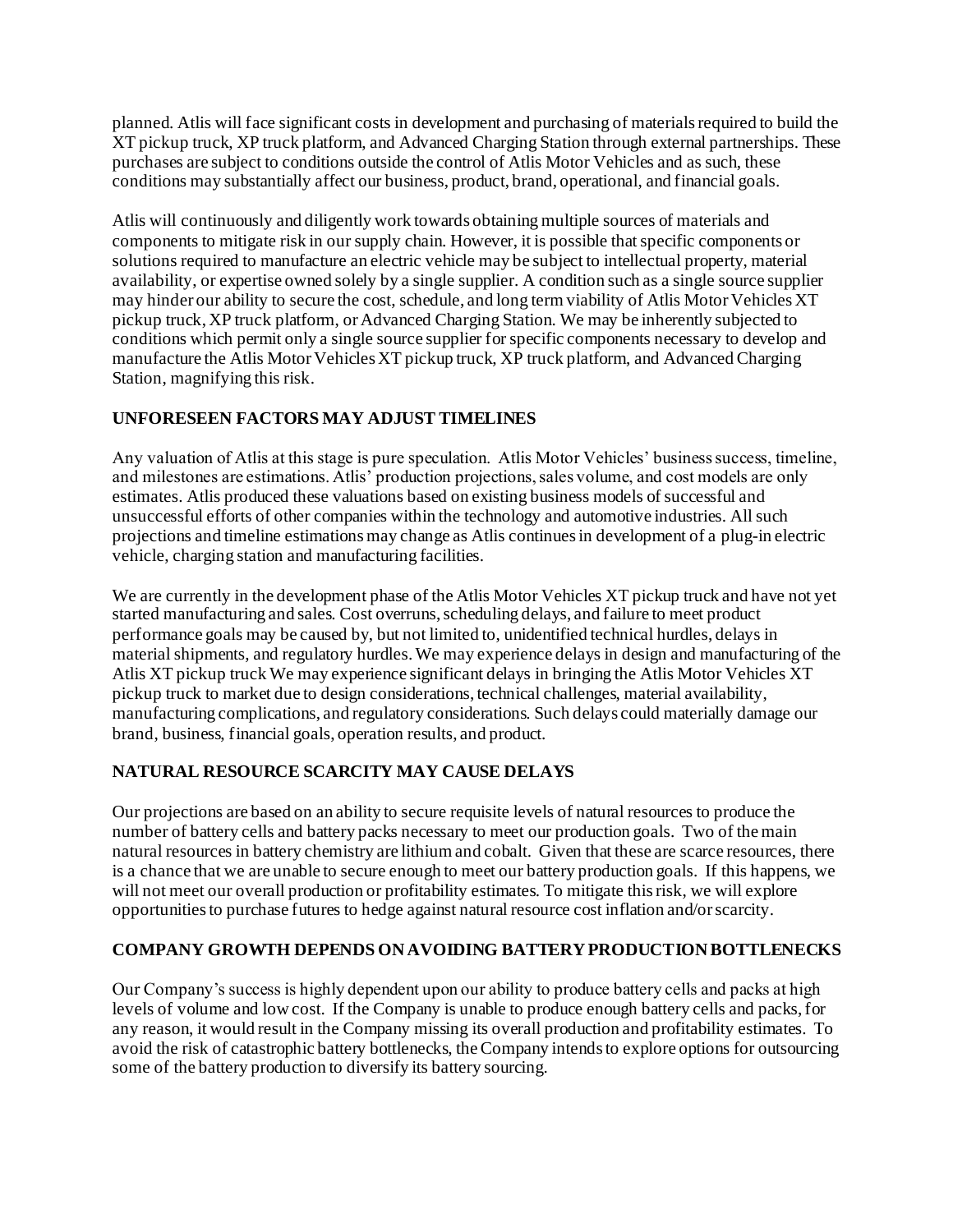planned. Atlis will face significant costs in development and purchasing of materials required to build the XT pickup truck, XP truck platform, and Advanced Charging Station through external partnerships. These purchases are subject to conditions outside the control of Atlis Motor Vehicles and as such, these conditions may substantially affect our business, product, brand, operational, and financial goals.

Atlis will continuously and diligently work towards obtaining multiple sources of materials and components to mitigate risk in our supply chain. However, it is possible that specific components or solutions required to manufacture an electric vehicle may be subject to intellectual property, material availability, or expertise owned solely by a single supplier. A condition such as a single source supplier may hinder our ability to secure the cost, schedule, and long term viability of Atlis Motor Vehicles XT pickup truck, XP truck platform, or Advanced Charging Station. We may be inherently subjected to conditions which permit only a single source supplier for specific components necessary to develop and manufacture the Atlis Motor Vehicles XT pickup truck, XP truck platform, and Advanced Charging Station, magnifying this risk.

**UNFORESEEN FACTORS MAY ADJUST TIMELINES**

Any valuation of Atlis at this stage is pure speculation. Atlis Motor Vehicles' business success, timeline, and milestones are estimations. Atlis' production projections, sales volume, and cost models are only estimates. Atlis produced these valuations based on existing business models of successful and unsuccessful efforts of other companies within the technology and automotive industries. All such projections and timeline estimations may change as Atlis continues in development of a plug-in electric vehicle, charging station and manufacturing facilities.

We are currently in the development phase of the Atlis Motor Vehicles XT pickup truck and have not yet started manufacturing and sales. Cost overruns, scheduling delays, and failure to meet product performance goals may be caused by, but not limited to, unidentified technical hurdles, delays in material shipments, and regulatory hurdles. We may experience delays in design and manufacturing of the Atlis XT pickup truck We may experience significant delays in bringing the Atlis Motor Vehicles XT pickup truck to market due to design considerations, technical challenges, material availability, manufacturing complications, and regulatory considerations. Such delays could materially damage our brand, business, financial goals, operation results, and product.

**NATURAL RESOURCE SCARCITY MAY CAUSE DELAYS**

Our projections are based on an ability to secure requisite levels of natural resources to produce the number of battery cells and battery packs necessary to meet our production goals. Two of the main natural resources in battery chemistry are lithium and cobalt. Given that these are scarce resources, there is a chance that we are unable to secure enough to meet our battery production goals. If this happens, we will not meet our overall production or profitability estimates. To mitigate this risk, we will explore opportunities to purchase futures to hedge against natural resource cost inflation and/or scarcity.

**COMPANY GROWTH DEPENDS ON AVOIDING BATTERY PRODUCTION BOTTLENECKS**

Our Company's success is highly dependent upon our ability to produce battery cells and packs at high levels of volume and low cost. If the Company is unable to produce enough battery cells and packs, for any reason, it would result in the Company missing its overall production and profitability estimates. To avoid the risk of catastrophic battery bottlenecks, the Company intends to explore options for outsourcing some of the battery production to diversify its battery sourcing.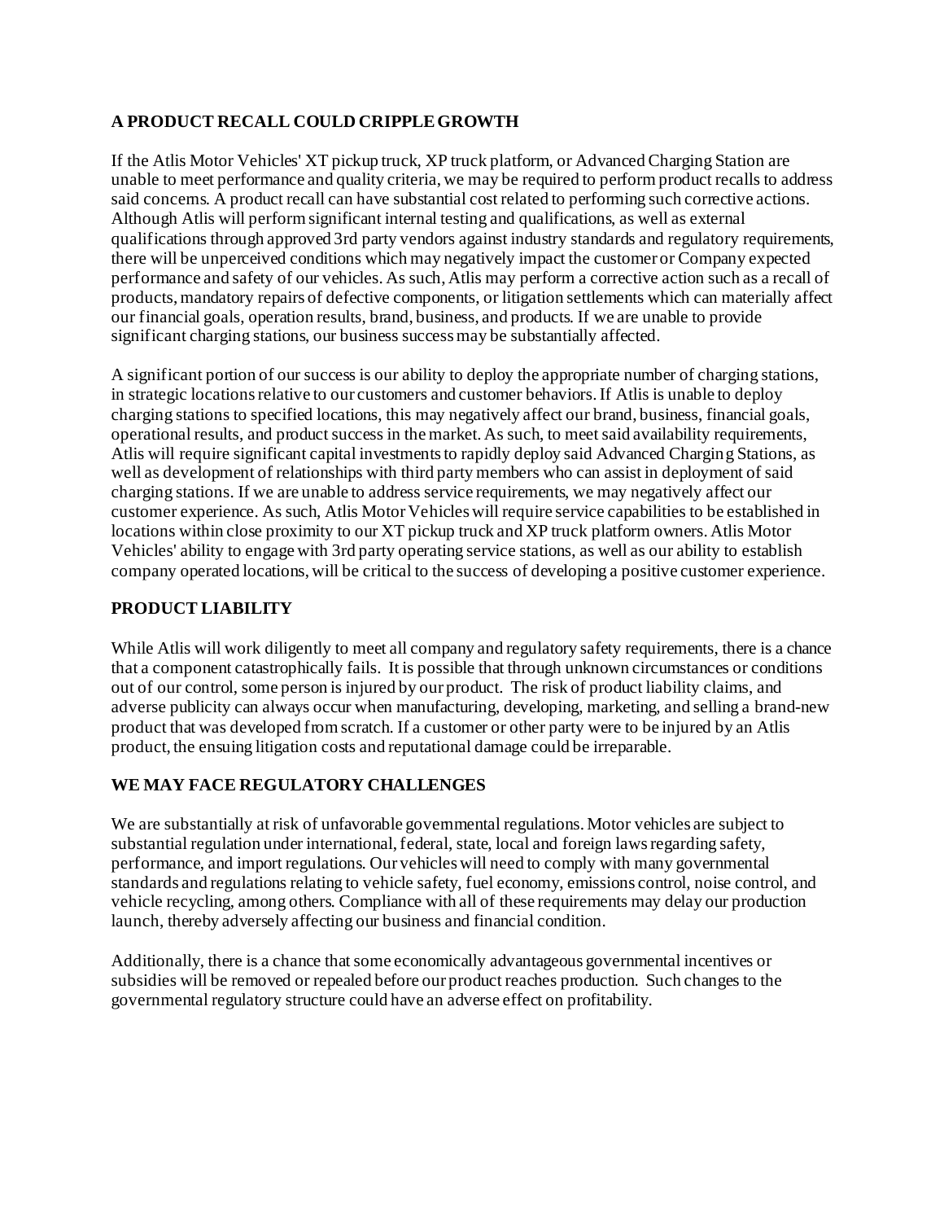## A PRODUCT RECALL COULD CRIPPLE GROWTH

If the Atlis Motor Vehicles' XT pickup truck, XP truck platform, or Advanced Charging Station are unable to meet performance and quality criteria, we may be required to perform product recalls to address said concerns. A product recall can have substantial cost related to performing such corrective actions. Although Atlis will perform significant internal testing and qualifications, as well as external qualifications through approved 3rd party vendors against industry standards and regulatory requirements, there will be unperceived conditions which may negatively impact the customer or Company expected performance and safety of our vehicles. As such, Atlis may perform a corrective action such as a recall of products, mandatory repairs of defective components, or litigation settlements which can materially affect our financial goals, operation results, brand, business, and products. If we are unable to provide significant charging stations, our business success may be substantially affected.

A significant portion of our success is our ability to deploy the appropriate number of charging stations, in strategic locations relative to our customers and customer behaviors. If Atlis is unable to deploy charging stations to specified locations, this may negatively affect our brand, business, financial goals, operational results, and product success in the market. As such, to meet said availability requirements, Atlis will require significant capital investments to rapidly deploy said Advanced Charging Stations, as well as development of relationships with third party members who can assist in deployment of said charging stations. If we are unable to address service requirements, we may negatively affect our customer experience. As such, Atlis Motor Vehicles will require service capabilities to be established in locations within close proximity to our XT pickup truck and XP truck platform owners. Atlis Motor Vehicles' ability to engage with 3rd party operating service stations, as well as our ability to establish company operated locations, will be critical to the success of developing a positive customer experience.

## PRODUCT LIABILITY

While Atlis will work diligently to meet all company and regulatory safety requirements, there is a chance that a component catastrophically fails. It is possible that through unknown circumstances or conditions out of our control, some person is injured by our product. The risk of product liability claims, and adverse publicity can always occur when manufacturing, developing, marketing, and selling a brand-new product that was developed from scratch. If a customer or other party were to be injured by an Atlis product, the ensuing litigation costs and reputational damage could be irreparable.

## WE MAY FACE REGULATORY CHALLENGES

We are substantially at risk of unfavorable governmental regulations. Motor vehicles are subject to substantial regulation under international, federal, state, local and foreign laws regarding safety, performance, and import regulations. Our vehicles will need to comply with many governmental standards and regulations relating to vehicle safety, fuel economy, emissions control, noise control, and vehicle recycling, among others. Compliance with all of these requirements may delay our production launch, thereby adversely affecting our business and financial condition.

Additionally, there is a chance that some economically advantageous governmental incentives or subsidies will be removed or repealed before our product reaches production. Such changes to the governmental regulatory structure could have an adverse effect on profitability.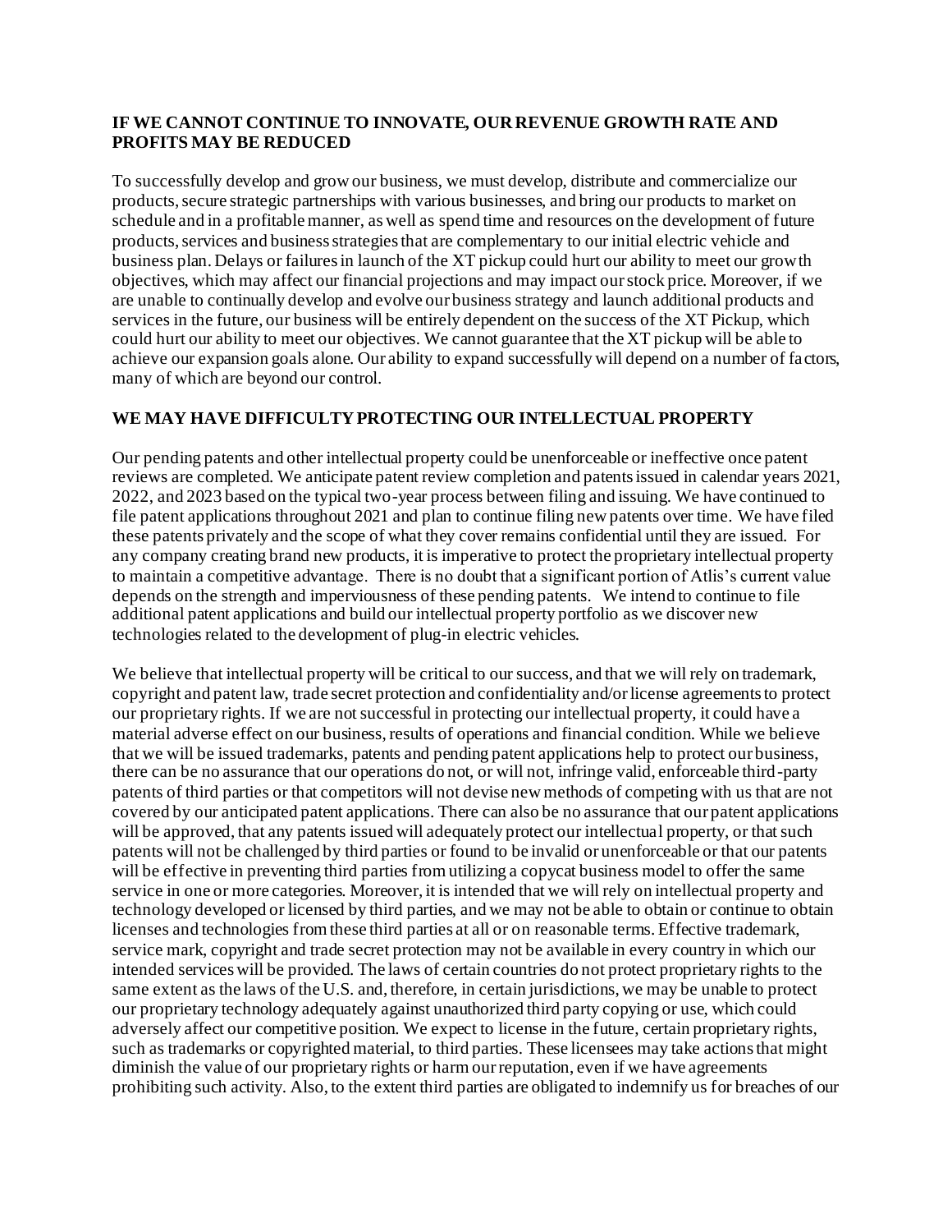## IF WE CANNOT CONTINUE TO INNOVATE, OUR REVENUE GROWTH RATE AND PROFITS MAY BE REDUCED

To successfully develop and grow our business, we must develop, distribute and commercialize our products, secure strategic partnerships with various businesses, and bring our products to market on schedule and in a profitable manner, as well as spend time and resources on the development of future products, services and business strategies that are complementary to our initial electric vehicle and business plan. Delays or failures in launch of the XT pickup could hurt our ability to meet our growth objectives, which may affect our financial projections and may impact our stock price. Moreover, if we are unable to continually develop and evolve our business strategy and launch additional products and services in the future, our business will be entirely dependent on the success of the XT Pickup, which could hurt our ability to meet our objectives. We cannot guarantee that the XT pickup will be able to achieve our expansion goals alone. Our ability to expand successfully will depend on a number of factors, many of which are beyond our control.

## WE MAY HAVE DIFFICULTY PROTECTING OUR INTELLECTUAL PROPERTY

Our pending patents and other intellectual property could be unenforceable or ineffective once patent reviews are completed. We anticipate patent review completion and patents issued in calendar years 2021, 2022, and 2023 based on the typical two-year process between filing and issuing. We have continued to file patent applications throughout 2021 and plan to continue filing new patents over time. We have filed these patents privately and the scope of what they cover remains confidential until they are issued. For any company creating brand new products, it is imperative to protect the proprietary intellectual property to maintain a competitive advantage. There is no doubt that a significant portion of Atlis's current value depends on the strength and imperviousness of these pending patents. We intend to continue to file additional patent applications and build our intellectual property portfolio as we discover new technologies related to the development of plug-in electric vehicles.

We believe that intellectual property will be critical to our success, and that we will rely on trademark, copyright and patent law, trade secret protection and confidentiality and/or license agreements to protect our proprietary rights. If we are not successful in protecting our intellectual property, it could have a material adverse effect on our business, results of operations and financial condition. While we believe that we will be issued trademarks, patents and pending patent applications help to protect our business, there can be no assurance that our operations do not, or will not, infringe valid, enforceable third-party patents of third parties or that competitors will not devise new methods of competing with us that are not covered by our anticipated patent applications. There can also be no assurance that our patent applications will be approved, that any patents issued will adequately protect our intellectual property, or that such patents will not be challenged by third parties or found to be invalid or unenforceable or that our patents will be effective in preventing third parties from utilizing a copycat business model to offer the same service in one or more categories. Moreover, it is intended that we will rely on intellectual property and technology developed or licensed by third parties, and we may not be able to obtain or continue to obtain licenses and technologies from these third parties at all or on reasonable terms. Effective trademark, service mark, copyright and trade secret protection may not be available in every country in which our intended services will be provided. The laws of certain countries do not protect proprietary rights to the same extent as the laws of the U.S. and, therefore, in certain jurisdictions, we may be unable to protect our proprietary technology adequately against unauthorized third party copying or use, which could adversely affect our competitive position. We expect to license in the future, certain proprietary rights, such as trademarks or copyrighted material, to third parties. These licensees may take actions that might diminish the value of our proprietary rights or harm our reputation, even if we have agreements prohibiting such activity. Also, to the extent third parties are obligated to indemnify us for breaches of our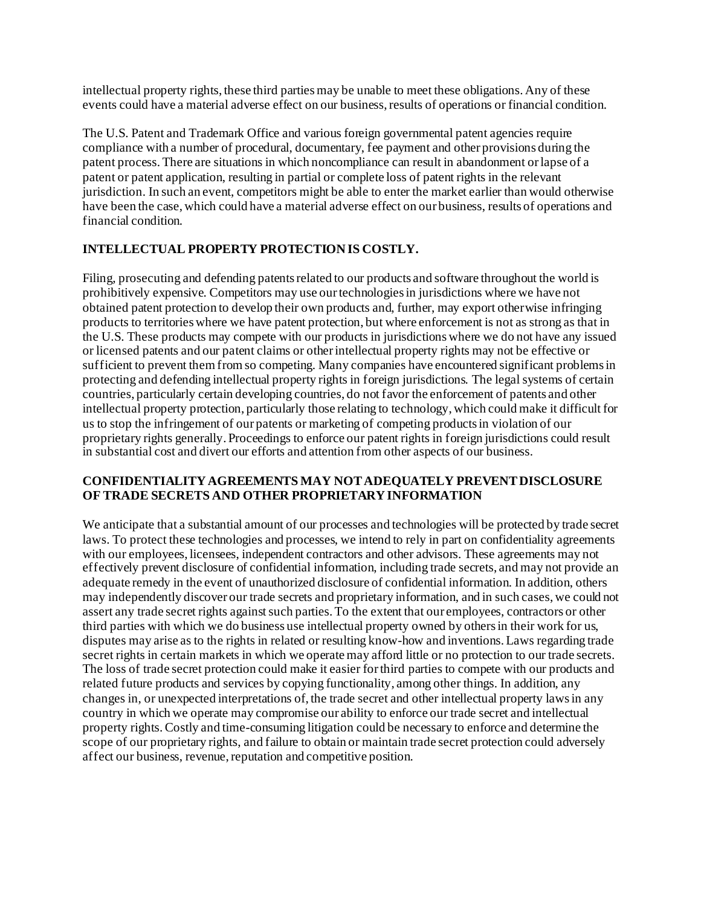intellectual property rights, these third parties may be unable to meet these obligations. Any of these events could have a material adverse effect on our business, results of operations or financial condition.

The U.S. Patent and Trademark Office and various foreign governmental patent agencies require compliance with a number of procedural, documentary, fee payment and other provisions during the patent process. There are situations in which noncompliance can result in abandonment or lapse of a patent or patent application, resulting in partial or complete loss of patent rights in the relevant jurisdiction. In such an event, competitors might be able to enter the market earlier than would otherwise have been the case, which could have a material adverse effect on our business, results of operations and financial condition.

**INTELLECTUAL PROPERTY PROTECTION IS COSTLY.**

Filing, prosecuting and defending patents related to our products and software throughout the world is prohibitively expensive. Competitors may use our technologies in jurisdictions where we have not obtained patent protection to develop their own products and, further, may export otherwise infringing products to territories where we have patent protection, but where enforcement is not as strong as that in the U.S. These products may compete with our products in jurisdictions where we do not have any issued or licensed patents and our patent claims or other intellectual property rights may not be effective or sufficient to prevent them from so competing. Many companies have encountered significant problems in protecting and defending intellectual property rights in foreign jurisdictions. The legal systems of certain countries, particularly certain developing countries, do not favor the enforcement of patents and other intellectual property protection, particularly those relating to technology, which could make it difficult for us to stop the infringement of our patents or marketing of competing products in violation of our proprietary rights generally. Proceedings to enforce our patent rights in foreign jurisdictions could result in substantial cost and divert our efforts and attention from other aspects of our business.

**CONFIDENTIALITY AGREEMENTS MAY NOT ADEQUATELY PREVENT DISCLOSURE OF TRADE SECRETS AND OTHER PROPRIETARY INFORMATION**

We anticipate that a substantial amount of our processes and technologies will be protected by trade secret laws. To protect these technologies and processes, we intend to rely in part on confidentiality agreements with our employees, licensees, independent contractors and other advisors. These agreements may not effectively prevent disclosure of confidential information, including trade secrets, and may not provide an adequate remedy in the event of unauthorized disclosure of confidential information. In addition, others may independently discover our trade secrets and proprietary information, and in such cases, we could not assert any trade secret rights against such parties. To the extent that our employees, contractors or other third parties with which we do business use intellectual property owned by others in their work for us, disputes may arise as to the rights in related or resulting know-how and inventions. Laws regarding trade secret rights in certain markets in which we operate may afford little or no protection to our trade secrets. The loss of trade secret protection could make it easier for third parties to compete with our products and related future products and services by copying functionality, among other things. In addition, any changes in, or unexpected interpretations of, the trade secret and other intellectual property laws in any country in which we operate may compromise our ability to enforce our trade secret and intellectual property rights. Costly and time-consuming litigation could be necessary to enforce and determine the scope of our proprietary rights, and failure to obtain or maintain trade secret protection could adversely affect our business, revenue, reputation and competitive position.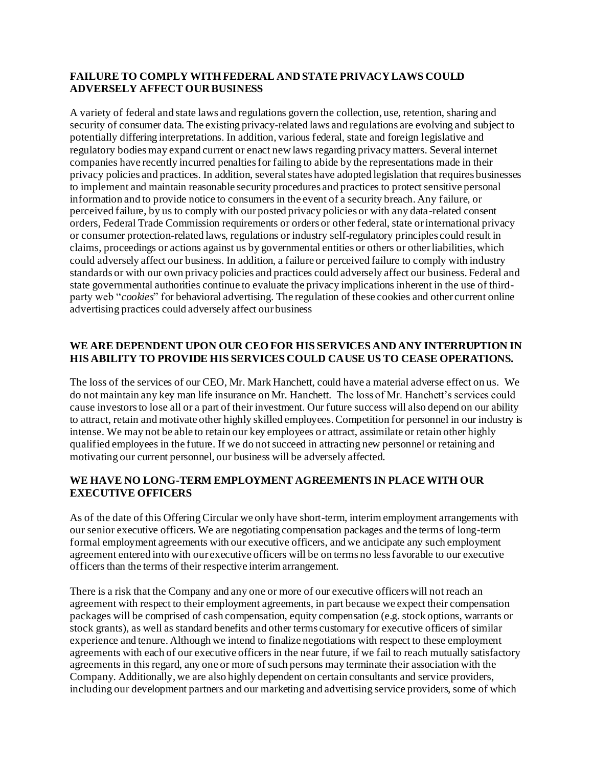**FAILURE TO COMPLY WITH FEDERAL AND STATE PRIVACY LAWS COULD ADVERSELY AFFECT OUR BUSINESS**

A variety of federal and state laws and regulations govern the collection, use, retention, sharing and security of consumer data. The existing privacy-related laws and regulations are evolving and subject to potentially differing interpretations. In addition, various federal, state and foreign legislative and regulatory bodies may expand current or enact new laws regarding privacy matters. Several internet companies have recently incurred penalties for failing to abide by the representations made in their privacy policies and practices. In addition, several states have adopted legislation that requires businesses to implement and maintain reasonable security procedures and practices to protect sensitive personal information and to provide notice to consumers in the event of a security breach. Any failure, or perceived failure, by us to comply with our posted privacy policies or with any data-related consent orders, Federal Trade Commission requirements or orders or other federal, state or international privacy or consumer protection-related laws, regulations or industry self-regulatory principles could result in claims, proceedings or actions against us by governmental entities or others or other liabilities, which could adversely affect our business. In addition, a failure or perceived failure to comply with industry standards or with our own privacy policies and practices could adversely affect our business. Federal and state governmental authorities continue to evaluate the privacy implications inherent in the use of third-party web "*cookies*" for behavioral advertising. The regulation of these cookies and other current online advertising practices could adversely affect our business

**WE ARE DEPENDENT UPON OUR CEO FOR HIS SERVICES AND ANY INTERRUPTION IN HIS ABILITY TO PROVIDE HIS SERVICES COULD CAUSE US TO CEASE OPERATIONS.**

The loss of the services of our CEO, Mr. Mark Hanchett, could have a material adverse effect on us. We do not maintain any key man life insurance on Mr. Hanchett. The loss of Mr. Hanchett's services could cause investors to lose all or a part of their investment. Our future success will also depend on our ability to attract, retain and motivate other highly skilled employees. Competition for personnel in our industry is intense. We may not be able to retain our key employees or attract, assimilate or retain other highly qualified employees in the future. If we do not succeed in attracting new personnel or retaining and motivating our current personnel, our business will be adversely affected.

**WE HAVE NO LONG-TERM EMPLOYMENT AGREEMENTS IN PLACE WITH OUR EXECUTIVE OFFICERS**

As of the date of this Offering Circular we only have short-term, interim employment arrangements with our senior executive officers. We are negotiating compensation packages and the terms of long-term formal employment agreements with our executive officers, and we anticipate any such employment agreement entered into with our executive officers will be on terms no less favorable to our executive officers than the terms of their respective interim arrangement.

There is a risk that the Company and any one or more of our executive officers will not reach an agreement with respect to their employment agreements, in part because we expect their compensation packages will be comprised of cash compensation, equity compensation (e.g. stock options, warrants or stock grants), as well as standard benefits and other terms customary for executive officers of similar experience and tenure. Although we intend to finalize negotiations with respect to these employment agreements with each of our executive officers in the near future, if we fail to reach mutually satisfactory agreements in this regard, any one or more of such persons may terminate their association with the Company. Additionally, we are also highly dependent on certain consultants and service providers, including our development partners and our marketing and advertising service providers, some of which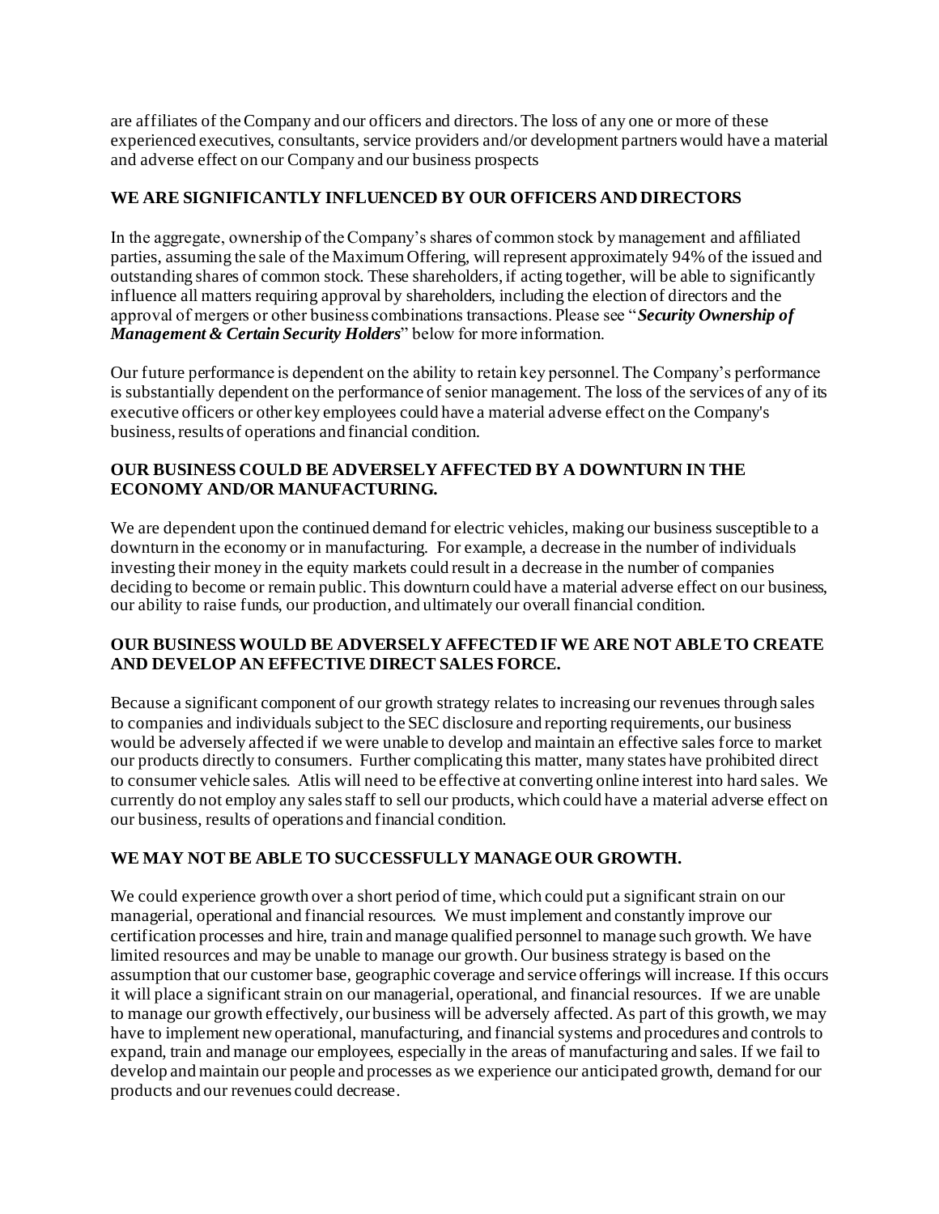are affiliates of the Company and our officers and directors. The loss of any one or more of these experienced executives, consultants, service providers and/or development partners would have a material and adverse effect on our Company and our business prospects

**WE ARE SIGNIFICANTLY INFLUENCED BY OUR OFFICERS AND DIRECTORS**

In the aggregate, ownership of the Company's shares of common stock by management and affiliated parties, assuming the sale of the Maximum Offering, will represent approximately 94% of the issued and outstanding shares of common stock. These shareholders, if acting together, will be able to significantly influence all matters requiring approval by shareholders, including the election of directors and the approval of mergers or other business combinations transactions. Please see "***Security Ownership of Management & Certain Security Holders***" below for more information.

Our future performance is dependent on the ability to retain key personnel. The Company's performance is substantially dependent on the performance of senior management. The loss of the services of any of its executive officers or other key employees could have a material adverse effect on the Company's business, results of operations and financial condition.

**OUR BUSINESS COULD BE ADVERSELY AFFECTED BY A DOWNTURN IN THE ECONOMY AND/OR MANUFACTURING.**

We are dependent upon the continued demand for electric vehicles, making our business susceptible to a downturn in the economy or in manufacturing. For example, a decrease in the number of individuals investing their money in the equity markets could result in a decrease in the number of companies deciding to become or remain public. This downturn could have a material adverse effect on our business, our ability to raise funds, our production, and ultimately our overall financial condition.

**OUR BUSINESS WOULD BE ADVERSELY AFFECTED IF WE ARE NOT ABLE TO CREATE AND DEVELOP AN EFFECTIVE DIRECT SALES FORCE.**

Because a significant component of our growth strategy relates to increasing our revenues through sales to companies and individuals subject to the SEC disclosure and reporting requirements, our business would be adversely affected if we were unable to develop and maintain an effective sales force to market our products directly to consumers. Further complicating this matter, many states have prohibited direct to consumer vehicle sales. Atlis will need to be effective at converting online interest into hard sales. We currently do not employ any sales staff to sell our products, which could have a material adverse effect on our business, results of operations and financial condition.

**WE MAY NOT BE ABLE TO SUCCESSFULLY MANAGE OUR GROWTH.**

We could experience growth over a short period of time, which could put a significant strain on our managerial, operational and financial resources. We must implement and constantly improve our certification processes and hire, train and manage qualified personnel to manage such growth. We have limited resources and may be unable to manage our growth. Our business strategy is based on the assumption that our customer base, geographic coverage and service offerings will increase. If this occurs it will place a significant strain on our managerial, operational, and financial resources. If we are unable to manage our growth effectively, our business will be adversely affected. As part of this growth, we may have to implement new operational, manufacturing, and financial systems and procedures and controls to expand, train and manage our employees, especially in the areas of manufacturing and sales. If we fail to develop and maintain our people and processes as we experience our anticipated growth, demand for our products and our revenues could decrease.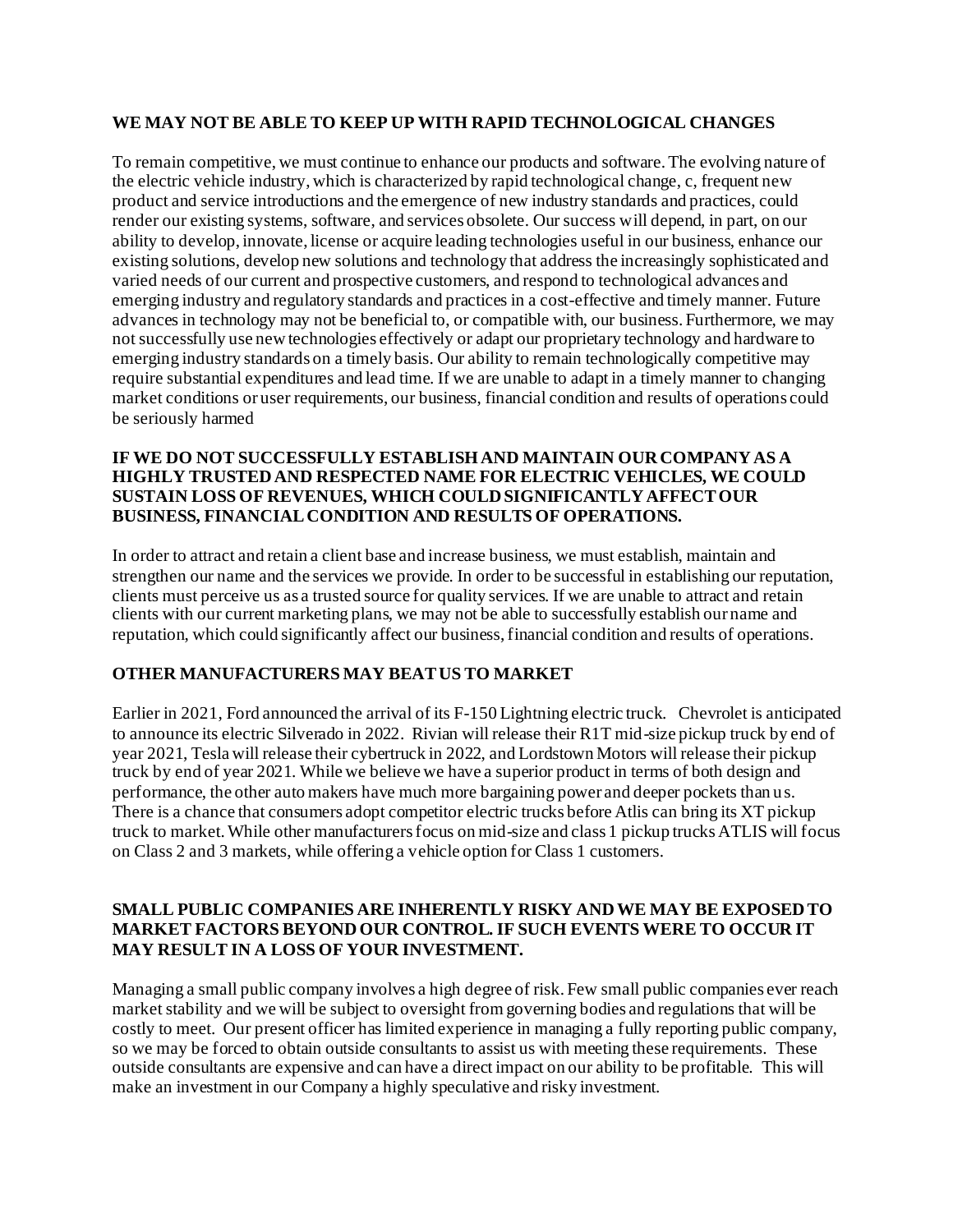**WE MAY NOT BE ABLE TO KEEP UP WITH RAPID TECHNOLOGICAL CHANGES**

To remain competitive, we must continue to enhance our products and software. The evolving nature of the electric vehicle industry, which is characterized by rapid technological change, c, frequent new product and service introductions and the emergence of new industry standards and practices, could render our existing systems, software, and services obsolete. Our success will depend, in part, on our ability to develop, innovate, license or acquire leading technologies useful in our business, enhance our existing solutions, develop new solutions and technology that address the increasingly sophisticated and varied needs of our current and prospective customers, and respond to technological advances and emerging industry and regulatory standards and practices in a cost-effective and timely manner. Future advances in technology may not be beneficial to, or compatible with, our business. Furthermore, we may not successfully use new technologies effectively or adapt our proprietary technology and hardware to emerging industry standards on a timely basis. Our ability to remain technologically competitive may require substantial expenditures and lead time. If we are unable to adapt in a timely manner to changing market conditions or user requirements, our business, financial condition and results of operations could be seriously harmed

**IF WE DO NOT SUCCESSFULLY ESTABLISH AND MAINTAIN OUR COMPANY AS A HIGHLY TRUSTED AND RESPECTED NAME FOR ELECTRIC VEHICLES, WE COULD SUSTAIN LOSS OF REVENUES, WHICH COULD SIGNIFICANTLY AFFECT OUR BUSINESS, FINANCIAL CONDITION AND RESULTS OF OPERATIONS.**

In order to attract and retain a client base and increase business, we must establish, maintain and strengthen our name and the services we provide. In order to be successful in establishing our reputation, clients must perceive us as a trusted source for quality services. If we are unable to attract and retain clients with our current marketing plans, we may not be able to successfully establish our name and reputation, which could significantly affect our business, financial condition and results of operations.

**OTHER MANUFACTURERS MAY BEAT US TO MARKET**

Earlier in 2021, Ford announced the arrival of its F-150 Lightning electric truck. Chevrolet is anticipated to announce its electric Silverado in 2022. Rivian will release their R1T mid-size pickup truck by end of year 2021, Tesla will release their cybertruck in 2022, and Lordstown Motors will release their pickup truck by end of year 2021. While we believe we have a superior product in terms of both design and performance, the other auto makers have much more bargaining power and deeper pockets than us. There is a chance that consumers adopt competitor electric trucks before Atlis can bring its XT pickup truck to market. While other manufacturers focus on mid-size and class 1 pickup trucks ATLIS will focus on Class 2 and 3 markets, while offering a vehicle option for Class 1 customers.

**SMALL PUBLIC COMPANIES ARE INHERENTLY RISKY AND WE MAY BE EXPOSED TO MARKET FACTORS BEYOND OUR CONTROL. IF SUCH EVENTS WERE TO OCCUR IT MAY RESULT IN A LOSS OF YOUR INVESTMENT.**

Managing a small public company involves a high degree of risk. Few small public companies ever reach market stability and we will be subject to oversight from governing bodies and regulations that will be costly to meet. Our present officer has limited experience in managing a fully reporting public company, so we may be forced to obtain outside consultants to assist us with meeting these requirements. These outside consultants are expensive and can have a direct impact on our ability to be profitable. This will make an investment in our Company a highly speculative and risky investment.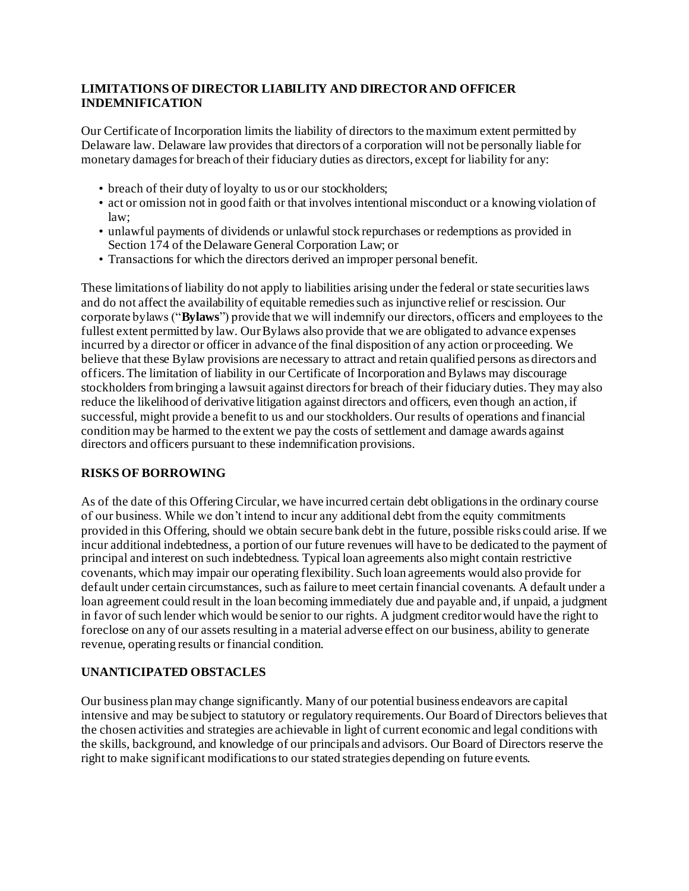**LIMITATIONS OF DIRECTOR LIABILITY AND DIRECTOR AND OFFICER INDEMNIFICATION**

Our Certificate of Incorporation limits the liability of directors to the maximum extent permitted by Delaware law. Delaware law provides that directors of a corporation will not be personally liable for monetary damages for breach of their fiduciary duties as directors, except for liability for any:

- breach of their duty of loyalty to us or our stockholders;
- act or omission not in good faith or that involves intentional misconduct or a knowing violation of law;
- unlawful payments of dividends or unlawful stock repurchases or redemptions as provided in Section 174 of the Delaware General Corporation Law; or
- Transactions for which the directors derived an improper personal benefit.

These limitations of liability do not apply to liabilities arising under the federal or state securities laws and do not affect the availability of equitable remedies such as injunctive relief or rescission. Our corporate bylaws ("**Bylaws**") provide that we will indemnify our directors, officers and employees to the fullest extent permitted by law. Our Bylaws also provide that we are obligated to advance expenses incurred by a director or officer in advance of the final disposition of any action or proceeding. We believe that these Bylaw provisions are necessary to attract and retain qualified persons as directors and officers. The limitation of liability in our Certificate of Incorporation and Bylaws may discourage stockholders from bringing a lawsuit against directors for breach of their fiduciary duties. They may also reduce the likelihood of derivative litigation against directors and officers, even though an action, if successful, might provide a benefit to us and our stockholders. Our results of operations and financial condition may be harmed to the extent we pay the costs of settlement and damage awards against directors and officers pursuant to these indemnification provisions.

**RISKS OF BORROWING**

As of the date of this Offering Circular, we have incurred certain debt obligations in the ordinary course of our business. While we don't intend to incur any additional debt from the equity commitments provided in this Offering, should we obtain secure bank debt in the future, possible risks could arise. If we incur additional indebtedness, a portion of our future revenues will have to be dedicated to the payment of principal and interest on such indebtedness. Typical loan agreements also might contain restrictive covenants, which may impair our operating flexibility. Such loan agreements would also provide for default under certain circumstances, such as failure to meet certain financial covenants. A default under a loan agreement could result in the loan becoming immediately due and payable and, if unpaid, a judgment in favor of such lender which would be senior to our rights. A judgment creditor would have the right to foreclose on any of our assets resulting in a material adverse effect on our business, ability to generate revenue, operating results or financial condition.

**UNANTICIPATED OBSTACLES**

Our business plan may change significantly. Many of our potential business endeavors are capital intensive and may be subject to statutory or regulatory requirements. Our Board of Directors believes that the chosen activities and strategies are achievable in light of current economic and legal conditions with the skills, background, and knowledge of our principals and advisors. Our Board of Directors reserve the right to make significant modifications to our stated strategies depending on future events.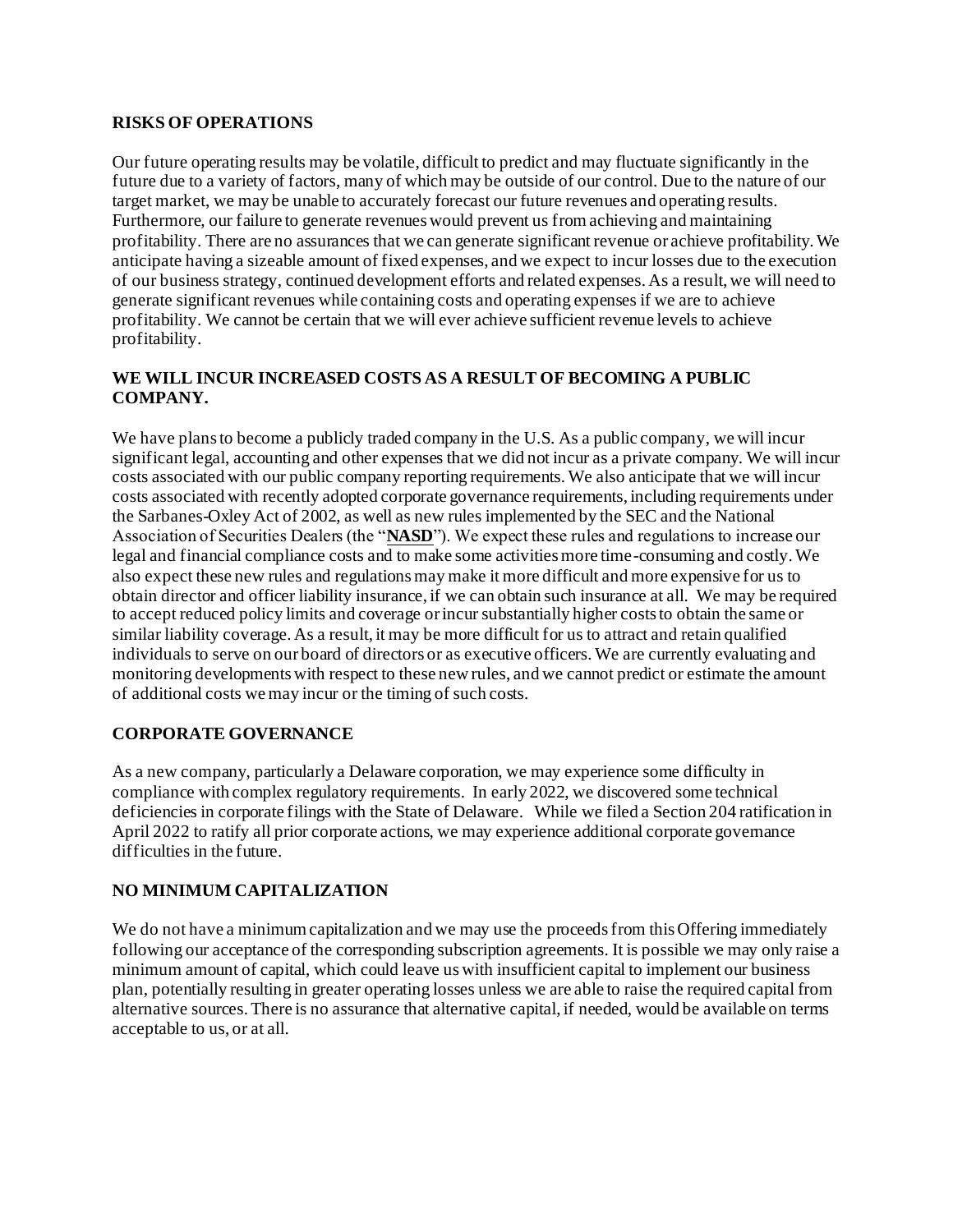**RISKS OF OPERATIONS**

Our future operating results may be volatile, difficult to predict and may fluctuate significantly in the future due to a variety of factors, many of which may be outside of our control. Due to the nature of our target market, we may be unable to accurately forecast our future revenues and operating results. Furthermore, our failure to generate revenues would prevent us from achieving and maintaining profitability. There are no assurances that we can generate significant revenue or achieve profitability. We anticipate having a sizeable amount of fixed expenses, and we expect to incur losses due to the execution of our business strategy, continued development efforts and related expenses. As a result, we will need to generate significant revenues while containing costs and operating expenses if we are to achieve profitability. We cannot be certain that we will ever achieve sufficient revenue levels to achieve profitability.

**WE WILL INCUR INCREASED COSTS AS A RESULT OF BECOMING A PUBLIC COMPANY.**

We have plans to become a publicly traded company in the U.S. As a public company, we will incur significant legal, accounting and other expenses that we did not incur as a private company. We will incur costs associated with our public company reporting requirements. We also anticipate that we will incur costs associated with recently adopted corporate governance requirements, including requirements under the Sarbanes-Oxley Act of 2002, as well as new rules implemented by the SEC and the National Association of Securities Dealers (the "**NASD**"). We expect these rules and regulations to increase our legal and financial compliance costs and to make some activities more time-consuming and costly. We also expect these new rules and regulations may make it more difficult and more expensive for us to obtain director and officer liability insurance, if we can obtain such insurance at all. We may be required to accept reduced policy limits and coverage or incur substantially higher costs to obtain the same or similar liability coverage. As a result, it may be more difficult for us to attract and retain qualified individuals to serve on our board of directors or as executive officers. We are currently evaluating and monitoring developments with respect to these new rules, and we cannot predict or estimate the amount of additional costs we may incur or the timing of such costs.

**CORPORATE GOVERNANCE**

As a new company, particularly a Delaware corporation, we may experience some difficulty in compliance with complex regulatory requirements. In early 2022, we discovered some technical deficiencies in corporate filings with the State of Delaware. While we filed a Section 204 ratification in April 2022 to ratify all prior corporate actions, we may experience additional corporate governance difficulties in the future.

**NO MINIMUM CAPITALIZATION**

We do not have a minimum capitalization and we may use the proceeds from this Offering immediately following our acceptance of the corresponding subscription agreements. It is possible we may only raise a minimum amount of capital, which could leave us with insufficient capital to implement our business plan, potentially resulting in greater operating losses unless we are able to raise the required capital from alternative sources. There is no assurance that alternative capital, if needed, would be available on terms acceptable to us, or at all.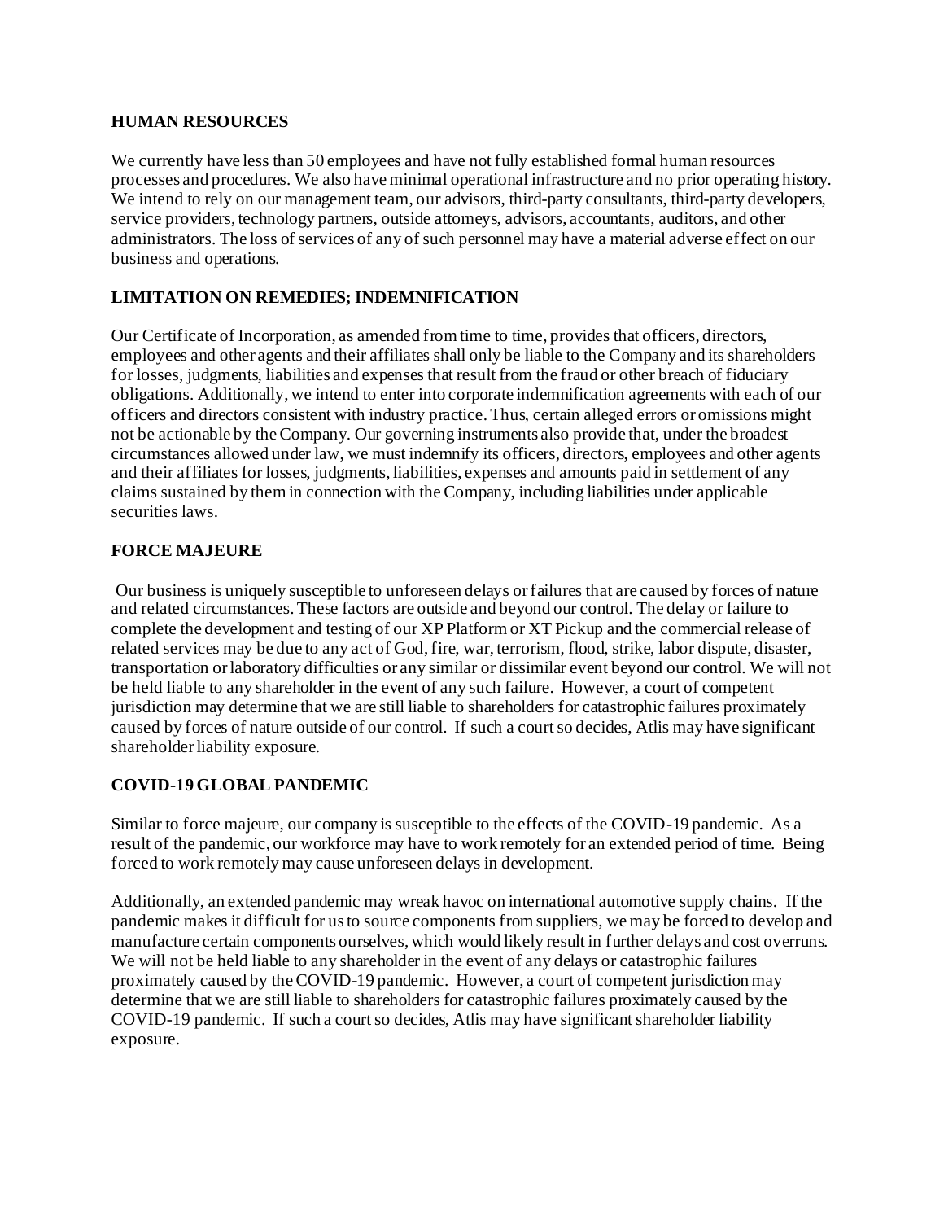## HUMAN RESOURCES

We currently have less than 50 employees and have not fully established formal human resources processes and procedures. We also have minimal operational infrastructure and no prior operating history. We intend to rely on our management team, our advisors, third-party consultants, third-party developers, service providers, technology partners, outside attorneys, advisors, accountants, auditors, and other administrators. The loss of services of any of such personnel may have a material adverse effect on our business and operations.

## LIMITATION ON REMEDIES; INDEMNIFICATION

Our Certificate of Incorporation, as amended from time to time, provides that officers, directors, employees and other agents and their affiliates shall only be liable to the Company and its shareholders for losses, judgments, liabilities and expenses that result from the fraud or other breach of fiduciary obligations. Additionally, we intend to enter into corporate indemnification agreements with each of our officers and directors consistent with industry practice. Thus, certain alleged errors or omissions might not be actionable by the Company. Our governing instruments also provide that, under the broadest circumstances allowed under law, we must indemnify its officers, directors, employees and other agents and their affiliates for losses, judgments, liabilities, expenses and amounts paid in settlement of any claims sustained by them in connection with the Company, including liabilities under applicable securities laws.

## FORCE MAJEURE

Our business is uniquely susceptible to unforeseen delays or failures that are caused by forces of nature and related circumstances. These factors are outside and beyond our control. The delay or failure to complete the development and testing of our XP Platform or XT Pickup and the commercial release of related services may be due to any act of God, fire, war, terrorism, flood, strike, labor dispute, disaster, transportation or laboratory difficulties or any similar or dissimilar event beyond our control. We will not be held liable to any shareholder in the event of any such failure. However, a court of competent jurisdiction may determine that we are still liable to shareholders for catastrophic failures proximately caused by forces of nature outside of our control. If such a court so decides, Atlis may have significant shareholder liability exposure.

## COVID-19 GLOBAL PANDEMIC

Similar to force majeure, our company is susceptible to the effects of the COVID-19 pandemic. As a result of the pandemic, our workforce may have to work remotely for an extended period of time. Being forced to work remotely may cause unforeseen delays in development.

Additionally, an extended pandemic may wreak havoc on international automotive supply chains. If the pandemic makes it difficult for us to source components from suppliers, we may be forced to develop and manufacture certain components ourselves, which would likely result in further delays and cost overruns. We will not be held liable to any shareholder in the event of any delays or catastrophic failures proximately caused by the COVID-19 pandemic. However, a court of competent jurisdiction may determine that we are still liable to shareholders for catastrophic failures proximately caused by the COVID-19 pandemic. If such a court so decides, Atlis may have significant shareholder liability exposure.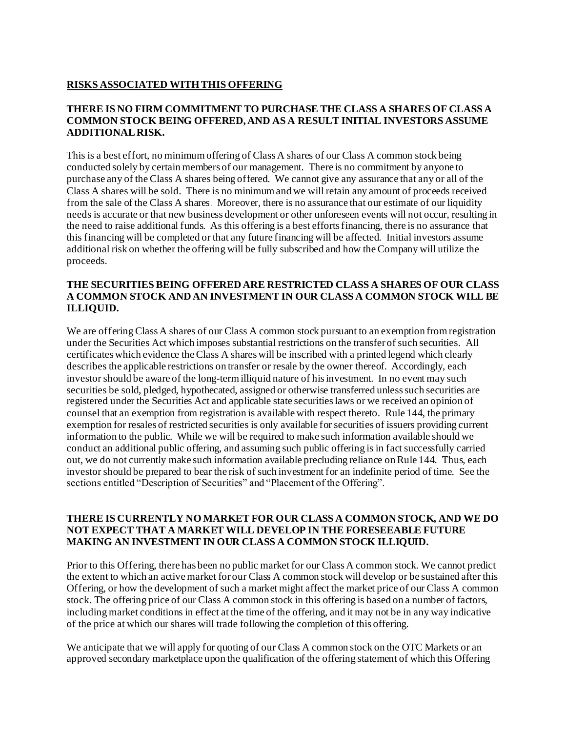## RISKS ASSOCIATED WITH THIS OFFERING

### THERE IS NO FIRM COMMITMENT TO PURCHASE THE CLASS A SHARES OF CLASS A COMMON STOCK BEING OFFERED, AND AS A RESULT INITIAL INVESTORS ASSUME ADDITIONAL RISK.

This is a best effort, no minimum offering of Class A shares of our Class A common stock being conducted solely by certain members of our management. There is no commitment by anyone to purchase any of the Class A shares being offered. We cannot give any assurance that any or all of the Class A shares will be sold. There is no minimum and we will retain any amount of proceeds received from the sale of the Class A shares. Moreover, there is no assurance that our estimate of our liquidity needs is accurate or that new business development or other unforeseen events will not occur, resulting in the need to raise additional funds. As this offering is a best efforts financing, there is no assurance that this financing will be completed or that any future financing will be affected. Initial investors assume additional risk on whether the offering will be fully subscribed and how the Company will utilize the proceeds.

### THE SECURITIES BEING OFFERED ARE RESTRICTED CLASS A SHARES OF OUR CLASS A COMMON STOCK AND AN INVESTMENT IN OUR CLASS A COMMON STOCK WILL BE ILLIQUID.

We are offering Class A shares of our Class A common stock pursuant to an exemption from registration under the Securities Act which imposes substantial restrictions on the transfer of such securities. All certificates which evidence the Class A shares will be inscribed with a printed legend which clearly describes the applicable restrictions on transfer or resale by the owner thereof. Accordingly, each investor should be aware of the long-term illiquid nature of his investment. In no event may such securities be sold, pledged, hypothecated, assigned or otherwise transferred unless such securities are registered under the Securities Act and applicable state securities laws or we received an opinion of counsel that an exemption from registration is available with respect thereto. Rule 144, the primary exemption for resales of restricted securities is only available for securities of issuers providing current information to the public. While we will be required to make such information available should we conduct an additional public offering, and assuming such public offering is in fact successfully carried out, we do not currently make such information available precluding reliance on Rule 144. Thus, each investor should be prepared to bear the risk of such investment for an indefinite period of time. See the sections entitled "Description of Securities" and "Placement of the Offering".

### THERE IS CURRENTLY NO MARKET FOR OUR CLASS A COMMON STOCK, AND WE DO NOT EXPECT THAT A MARKET WILL DEVELOP IN THE FORESEEABLE FUTURE MAKING AN INVESTMENT IN OUR CLASS A COMMON STOCK ILLIQUID.

Prior to this Offering, there has been no public market for our Class A common stock. We cannot predict the extent to which an active market for our Class A common stock will develop or be sustained after this Offering, or how the development of such a market might affect the market price of our Class A common stock. The offering price of our Class A common stock in this offering is based on a number of factors, including market conditions in effect at the time of the offering, and it may not be in any way indicative of the price at which our shares will trade following the completion of this offering.

We anticipate that we will apply for quoting of our Class A common stock on the OTC Markets or an approved secondary marketplace upon the qualification of the offering statement of which this Offering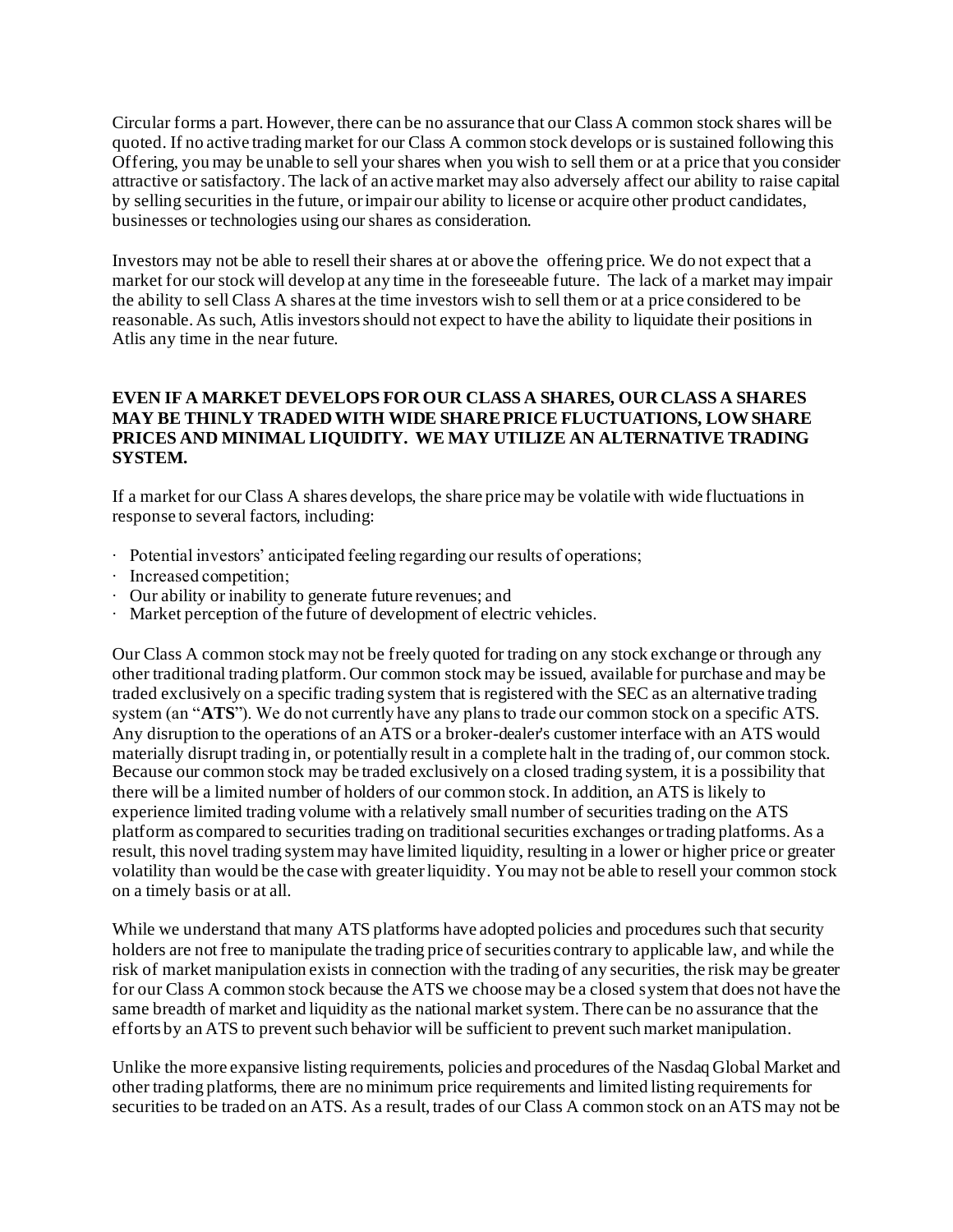Circular forms a part. However, there can be no assurance that our Class A common stock shares will be quoted. If no active trading market for our Class A common stock develops or is sustained following this Offering, you may be unable to sell your shares when you wish to sell them or at a price that you consider attractive or satisfactory. The lack of an active market may also adversely affect our ability to raise capital by selling securities in the future, or impair our ability to license or acquire other product candidates, businesses or technologies using our shares as consideration.

Investors may not be able to resell their shares at or above the offering price. We do not expect that a market for our stock will develop at any time in the foreseeable future. The lack of a market may impair the ability to sell Class A shares at the time investors wish to sell them or at a price considered to be reasonable. As such, Atlis investors should not expect to have the ability to liquidate their positions in Atlis any time in the near future.

**EVEN IF A MARKET DEVELOPS FOR OUR CLASS A SHARES, OUR CLASS A SHARES MAY BE THINLY TRADED WITH WIDE SHARE PRICE FLUCTUATIONS, LOW SHARE PRICES AND MINIMAL LIQUIDITY. WE MAY UTILIZE AN ALTERNATIVE TRADING SYSTEM.**

If a market for our Class A shares develops, the share price may be volatile with wide fluctuations in response to several factors, including:

- Potential investors' anticipated feeling regarding our results of operations;
- Increased competition;
- Our ability or inability to generate future revenues; and
- Market perception of the future of development of electric vehicles.

Our Class A common stock may not be freely quoted for trading on any stock exchange or through any other traditional trading platform. Our common stock may be issued, available for purchase and may be traded exclusively on a specific trading system that is registered with the SEC as an alternative trading system (an "**ATS**"). We do not currently have any plans to trade our common stock on a specific ATS. Any disruption to the operations of an ATS or a broker-dealer's customer interface with an ATS would materially disrupt trading in, or potentially result in a complete halt in the trading of, our common stock. Because our common stock may be traded exclusively on a closed trading system, it is a possibility that there will be a limited number of holders of our common stock. In addition, an ATS is likely to experience limited trading volume with a relatively small number of securities trading on the ATS platform as compared to securities trading on traditional securities exchanges or trading platforms. As a result, this novel trading system may have limited liquidity, resulting in a lower or higher price or greater volatility than would be the case with greater liquidity. You may not be able to resell your common stock on a timely basis or at all.

While we understand that many ATS platforms have adopted policies and procedures such that security holders are not free to manipulate the trading price of securities contrary to applicable law, and while the risk of market manipulation exists in connection with the trading of any securities, the risk may be greater for our Class A common stock because the ATS we choose may be a closed system that does not have the same breadth of market and liquidity as the national market system. There can be no assurance that the efforts by an ATS to prevent such behavior will be sufficient to prevent such market manipulation.

Unlike the more expansive listing requirements, policies and procedures of the Nasdaq Global Market and other trading platforms, there are no minimum price requirements and limited listing requirements for securities to be traded on an ATS. As a result, trades of our Class A common stock on an ATS may not be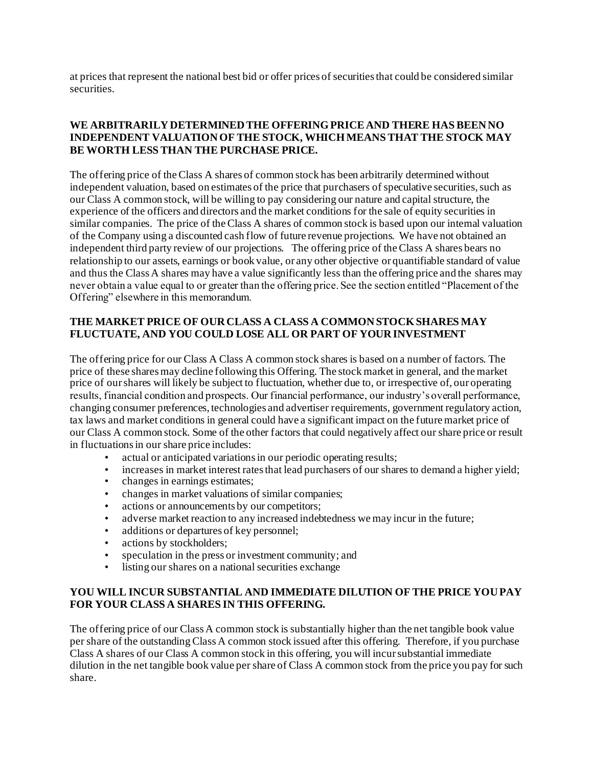at prices that represent the national best bid or offer prices of securities that could be considered similar securities.

**WE ARBITRARILY DETERMINED THE OFFERING PRICE AND THERE HAS BEEN NO INDEPENDENT VALUATION OF THE STOCK, WHICH MEANS THAT THE STOCK MAY BE WORTH LESS THAN THE PURCHASE PRICE.**

The offering price of the Class A shares of common stock has been arbitrarily determined without independent valuation, based on estimates of the price that purchasers of speculative securities, such as our Class A common stock, will be willing to pay considering our nature and capital structure, the experience of the officers and directors and the market conditions for the sale of equity securities in similar companies. The price of the Class A shares of common stock is based upon our internal valuation of the Company using a discounted cash flow of future revenue projections. We have not obtained an independent third party review of our projections. The offering price of the Class A shares bears no relationship to our assets, earnings or book value, or any other objective or quantifiable standard of value and thus the Class A shares may have a value significantly less than the offering price and the shares may never obtain a value equal to or greater than the offering price. See the section entitled "Placement of the Offering" elsewhere in this memorandum.

**THE MARKET PRICE OF OUR CLASS A CLASS A COMMON STOCK SHARES MAY FLUCTUATE, AND YOU COULD LOSE ALL OR PART OF YOUR INVESTMENT**

The offering price for our Class A Class A common stock shares is based on a number of factors. The price of these shares may decline following this Offering. The stock market in general, and the market price of our shares will likely be subject to fluctuation, whether due to, or irrespective of, our operating results, financial condition and prospects. Our financial performance, our industry's overall performance, changing consumer preferences, technologies and advertiser requirements, government regulatory action, tax laws and market conditions in general could have a significant impact on the future market price of our Class A common stock. Some of the other factors that could negatively affect our share price or result in fluctuations in our share price includes:

- actual or anticipated variations in our periodic operating results;
- increases in market interest rates that lead purchasers of our shares to demand a higher yield;
- changes in earnings estimates;
- changes in market valuations of similar companies;
- actions or announcements by our competitors;
- adverse market reaction to any increased indebtedness we may incur in the future;
- additions or departures of key personnel;
- actions by stockholders;
- speculation in the press or investment community; and
- listing our shares on a national securities exchange

**YOU WILL INCUR SUBSTANTIAL AND IMMEDIATE DILUTION OF THE PRICE YOU PAY FOR YOUR CLASS A SHARES IN THIS OFFERING.**

The offering price of our Class A common stock is substantially higher than the net tangible book value per share of the outstanding Class A common stock issued after this offering. Therefore, if you purchase Class A shares of our Class A common stock in this offering, you will incur substantial immediate dilution in the net tangible book value per share of Class A common stock from the price you pay for such share.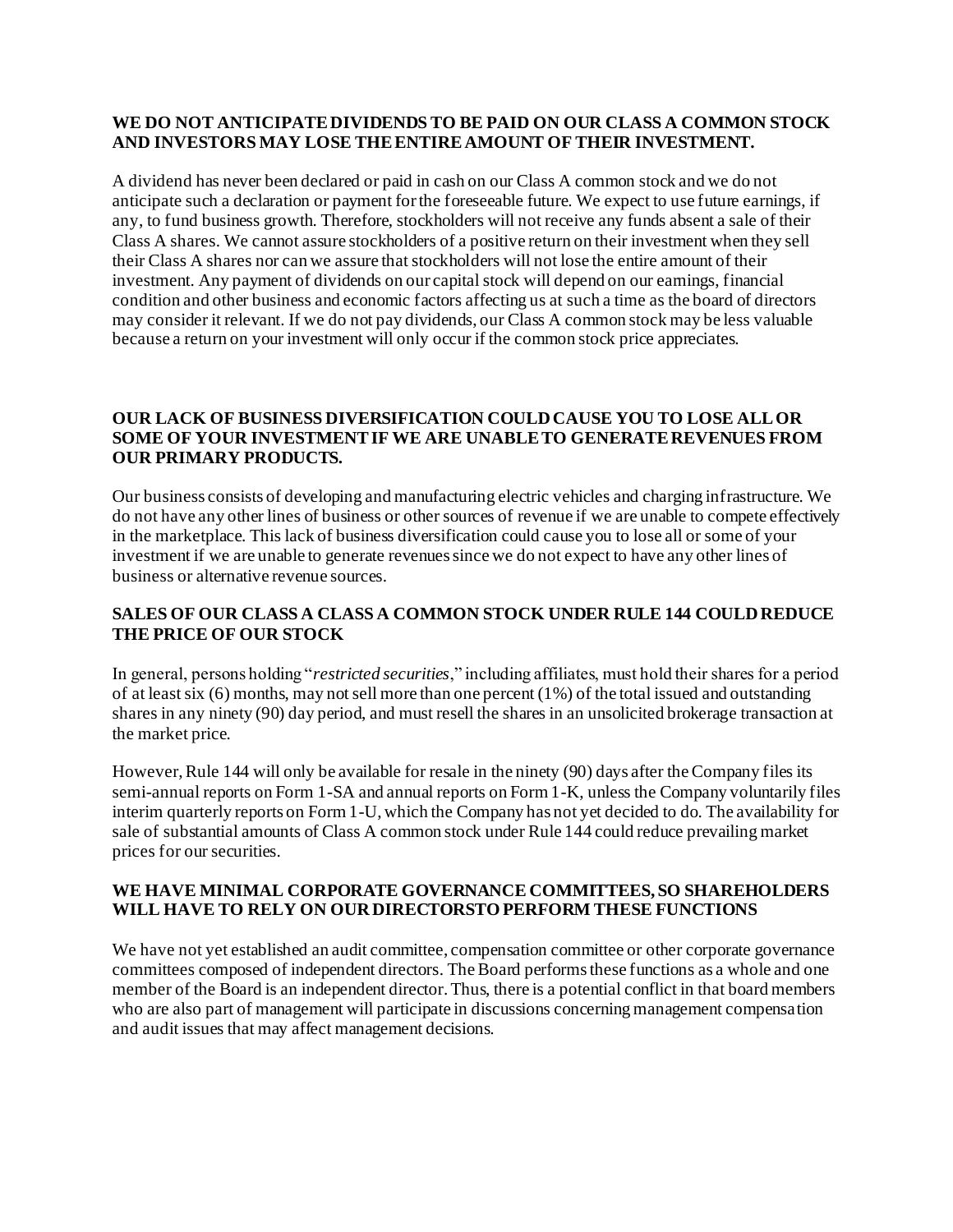**WE DO NOT ANTICIPATE DIVIDENDS TO BE PAID ON OUR CLASS A COMMON STOCK AND INVESTORS MAY LOSE THE ENTIRE AMOUNT OF THEIR INVESTMENT.**

A dividend has never been declared or paid in cash on our Class A common stock and we do not anticipate such a declaration or payment for the foreseeable future. We expect to use future earnings, if any, to fund business growth. Therefore, stockholders will not receive any funds absent a sale of their Class A shares. We cannot assure stockholders of a positive return on their investment when they sell their Class A shares nor can we assure that stockholders will not lose the entire amount of their investment. Any payment of dividends on our capital stock will depend on our earnings, financial condition and other business and economic factors affecting us at such a time as the board of directors may consider it relevant. If we do not pay dividends, our Class A common stock may be less valuable because a return on your investment will only occur if the common stock price appreciates.

**OUR LACK OF BUSINESS DIVERSIFICATION COULD CAUSE YOU TO LOSE ALL OR SOME OF YOUR INVESTMENT IF WE ARE UNABLE TO GENERATE REVENUES FROM OUR PRIMARY PRODUCTS.**

Our business consists of developing and manufacturing electric vehicles and charging infrastructure. We do not have any other lines of business or other sources of revenue if we are unable to compete effectively in the marketplace. This lack of business diversification could cause you to lose all or some of your investment if we are unable to generate revenues since we do not expect to have any other lines of business or alternative revenue sources.

**SALES OF OUR CLASS A CLASS A COMMON STOCK UNDER RULE 144 COULD REDUCE THE PRICE OF OUR STOCK**

In general, persons holding "*restricted securities*," including affiliates, must hold their shares for a period of at least six (6) months, may not sell more than one percent (1%) of the total issued and outstanding shares in any ninety (90) day period, and must resell the shares in an unsolicited brokerage transaction at the market price.

However, Rule 144 will only be available for resale in the ninety (90) days after the Company files its semi-annual reports on Form 1-SA and annual reports on Form 1-K, unless the Company voluntarily files interim quarterly reports on Form 1-U, which the Company has not yet decided to do. The availability for sale of substantial amounts of Class A common stock under Rule 144 could reduce prevailing market prices for our securities.

**WE HAVE MINIMAL CORPORATE GOVERNANCE COMMITTEES, SO SHAREHOLDERS WILL HAVE TO RELY ON OUR DIRECTORSTO PERFORM THESE FUNCTIONS**

We have not yet established an audit committee, compensation committee or other corporate governance committees composed of independent directors. The Board performs these functions as a whole and one member of the Board is an independent director. Thus, there is a potential conflict in that board members who are also part of management will participate in discussions concerning management compensation and audit issues that may affect management decisions.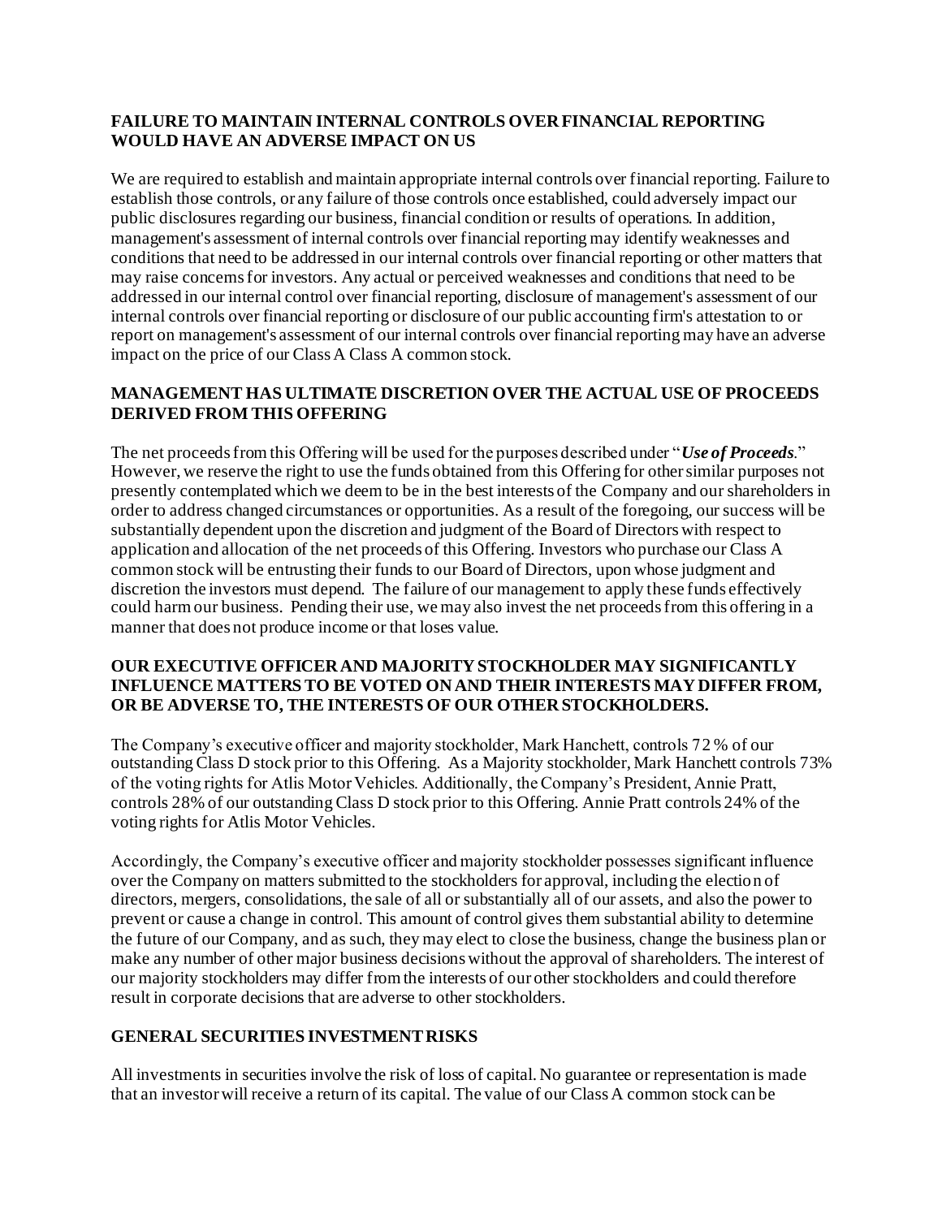**FAILURE TO MAINTAIN INTERNAL CONTROLS OVER FINANCIAL REPORTING WOULD HAVE AN ADVERSE IMPACT ON US**

We are required to establish and maintain appropriate internal controls over financial reporting. Failure to establish those controls, or any failure of those controls once established, could adversely impact our public disclosures regarding our business, financial condition or results of operations. In addition, management's assessment of internal controls over financial reporting may identify weaknesses and conditions that need to be addressed in our internal controls over financial reporting or other matters that may raise concerns for investors. Any actual or perceived weaknesses and conditions that need to be addressed in our internal control over financial reporting, disclosure of management's assessment of our internal controls over financial reporting or disclosure of our public accounting firm's attestation to or report on management's assessment of our internal controls over financial reporting may have an adverse impact on the price of our Class A Class A common stock.

**MANAGEMENT HAS ULTIMATE DISCRETION OVER THE ACTUAL USE OF PROCEEDS DERIVED FROM THIS OFFERING**

The net proceeds from this Offering will be used for the purposes described under "***Use of Proceeds***." However, we reserve the right to use the funds obtained from this Offering for other similar purposes not presently contemplated which we deem to be in the best interests of the Company and our shareholders in order to address changed circumstances or opportunities. As a result of the foregoing, our success will be substantially dependent upon the discretion and judgment of the Board of Directors with respect to application and allocation of the net proceeds of this Offering. Investors who purchase our Class A common stock will be entrusting their funds to our Board of Directors, upon whose judgment and discretion the investors must depend. The failure of our management to apply these funds effectively could harm our business. Pending their use, we may also invest the net proceeds from this offering in a manner that does not produce income or that loses value.

**OUR EXECUTIVE OFFICER AND MAJORITY STOCKHOLDER MAY SIGNIFICANTLY INFLUENCE MATTERS TO BE VOTED ON AND THEIR INTERESTS MAY DIFFER FROM, OR BE ADVERSE TO, THE INTERESTS OF OUR OTHER STOCKHOLDERS.**

The Company's executive officer and majority stockholder, Mark Hanchett, controls 72% of our outstanding Class D stock prior to this Offering. As a Majority stockholder, Mark Hanchett controls 73% of the voting rights for Atlis Motor Vehicles. Additionally, the Company's President, Annie Pratt, controls 28% of our outstanding Class D stock prior to this Offering. Annie Pratt controls 24% of the voting rights for Atlis Motor Vehicles.

Accordingly, the Company's executive officer and majority stockholder possesses significant influence over the Company on matters submitted to the stockholders for approval, including the election of directors, mergers, consolidations, the sale of all or substantially all of our assets, and also the power to prevent or cause a change in control. This amount of control gives them substantial ability to determine the future of our Company, and as such, they may elect to close the business, change the business plan or make any number of other major business decisions without the approval of shareholders. The interest of our majority stockholders may differ from the interests of our other stockholders and could therefore result in corporate decisions that are adverse to other stockholders.

**GENERAL SECURITIES INVESTMENT RISKS**

All investments in securities involve the risk of loss of capital. No guarantee or representation is made that an investor will receive a return of its capital. The value of our Class A common stock can be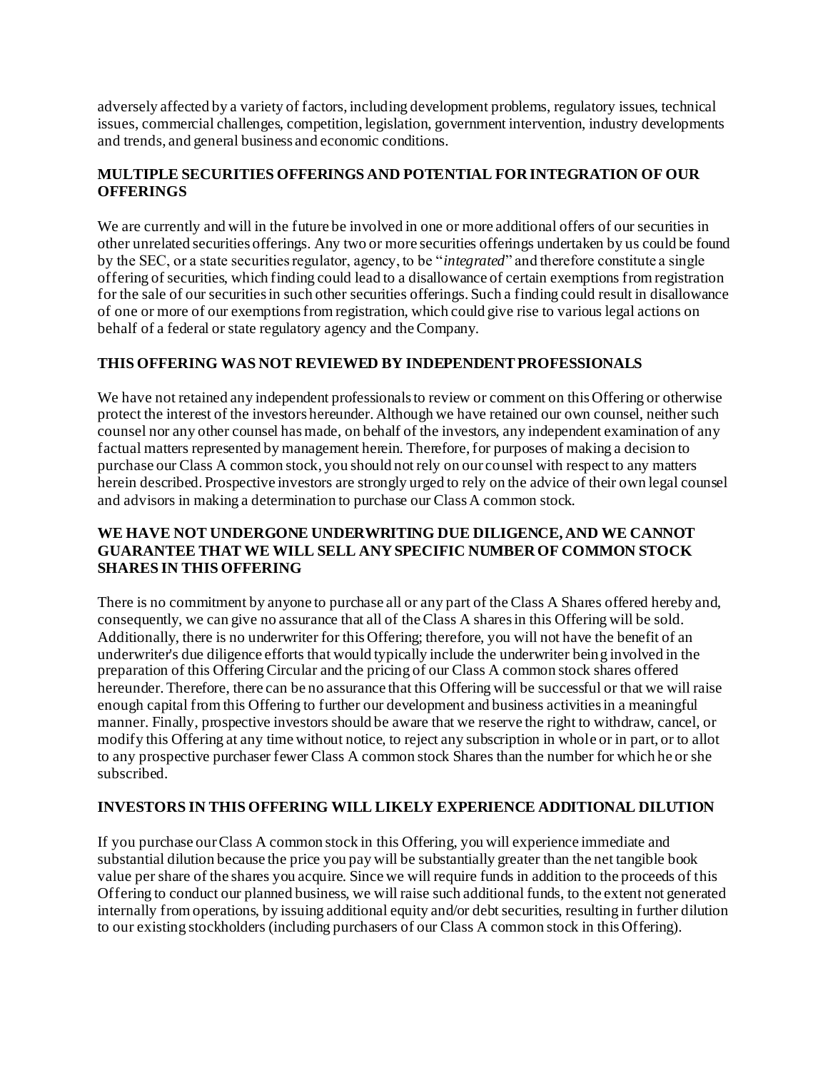adversely affected by a variety of factors, including development problems, regulatory issues, technical issues, commercial challenges, competition, legislation, government intervention, industry developments and trends, and general business and economic conditions.

**MULTIPLE SECURITIES OFFERINGS AND POTENTIAL FOR INTEGRATION OF OUR OFFERINGS**

We are currently and will in the future be involved in one or more additional offers of our securities in other unrelated securities offerings. Any two or more securities offerings undertaken by us could be found by the SEC, or a state securities regulator, agency, to be "*integrated*" and therefore constitute a single offering of securities, which finding could lead to a disallowance of certain exemptions from registration for the sale of our securities in such other securities offerings. Such a finding could result in disallowance of one or more of our exemptions from registration, which could give rise to various legal actions on behalf of a federal or state regulatory agency and the Company.

**THIS OFFERING WAS NOT REVIEWED BY INDEPENDENT PROFESSIONALS**

We have not retained any independent professionals to review or comment on this Offering or otherwise protect the interest of the investors hereunder. Although we have retained our own counsel, neither such counsel nor any other counsel has made, on behalf of the investors, any independent examination of any factual matters represented by management herein. Therefore, for purposes of making a decision to purchase our Class A common stock, you should not rely on our counsel with respect to any matters herein described. Prospective investors are strongly urged to rely on the advice of their own legal counsel and advisors in making a determination to purchase our Class A common stock.

**WE HAVE NOT UNDERGONE UNDERWRITING DUE DILIGENCE, AND WE CANNOT GUARANTEE THAT WE WILL SELL ANY SPECIFIC NUMBER OF COMMON STOCK SHARES IN THIS OFFERING**

There is no commitment by anyone to purchase all or any part of the Class A Shares offered hereby and, consequently, we can give no assurance that all of the Class A shares in this Offering will be sold. Additionally, there is no underwriter for this Offering; therefore, you will not have the benefit of an underwriter's due diligence efforts that would typically include the underwriter being involved in the preparation of this Offering Circular and the pricing of our Class A common stock shares offered hereunder. Therefore, there can be no assurance that this Offering will be successful or that we will raise enough capital from this Offering to further our development and business activities in a meaningful manner. Finally, prospective investors should be aware that we reserve the right to withdraw, cancel, or modify this Offering at any time without notice, to reject any subscription in whole or in part, or to allot to any prospective purchaser fewer Class A common stock Shares than the number for which he or she subscribed.

**INVESTORS IN THIS OFFERING WILL LIKELY EXPERIENCE ADDITIONAL DILUTION**

If you purchase our Class A common stock in this Offering, you will experience immediate and substantial dilution because the price you pay will be substantially greater than the net tangible book value per share of the shares you acquire. Since we will require funds in addition to the proceeds of this Offering to conduct our planned business, we will raise such additional funds, to the extent not generated internally from operations, by issuing additional equity and/or debt securities, resulting in further dilution to our existing stockholders (including purchasers of our Class A common stock in this Offering).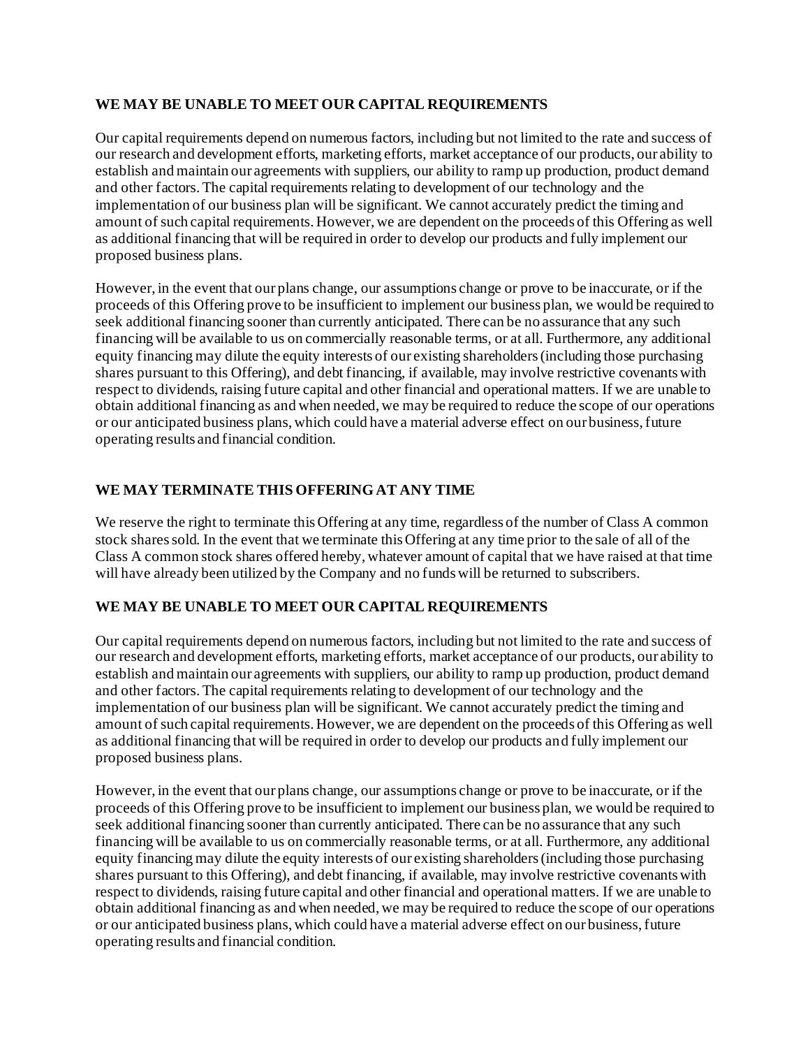**WE MAY BE UNABLE TO MEET OUR CAPITAL REQUIREMENTS**

Our capital requirements depend on numerous factors, including but not limited to the rate and success of our research and development efforts, marketing efforts, market acceptance of our products, our ability to establish and maintain our agreements with suppliers, our ability to ramp up production, product demand and other factors. The capital requirements relating to development of our technology and the implementation of our business plan will be significant. We cannot accurately predict the timing and amount of such capital requirements. However, we are dependent on the proceeds of this Offering as well as additional financing that will be required in order to develop our products and fully implement our proposed business plans.

However, in the event that our plans change, our assumptions change or prove to be inaccurate, or if the proceeds of this Offering prove to be insufficient to implement our business plan, we would be required to seek additional financing sooner than currently anticipated. There can be no assurance that any such financing will be available to us on commercially reasonable terms, or at all. Furthermore, any additional equity financing may dilute the equity interests of our existing shareholders (including those purchasing shares pursuant to this Offering), and debt financing, if available, may involve restrictive covenants with respect to dividends, raising future capital and other financial and operational matters. If we are unable to obtain additional financing as and when needed, we may be required to reduce the scope of our operations or our anticipated business plans, which could have a material adverse effect on our business, future operating results and financial condition.

**WE MAY TERMINATE THIS OFFERING AT ANY TIME**

We reserve the right to terminate this Offering at any time, regardless of the number of Class A common stock shares sold. In the event that we terminate this Offering at any time prior to the sale of all of the Class A common stock shares offered hereby, whatever amount of capital that we have raised at that time will have already been utilized by the Company and no funds will be returned to subscribers.

**WE MAY BE UNABLE TO MEET OUR CAPITAL REQUIREMENTS**

Our capital requirements depend on numerous factors, including but not limited to the rate and success of our research and development efforts, marketing efforts, market acceptance of our products, our ability to establish and maintain our agreements with suppliers, our ability to ramp up production, product demand and other factors. The capital requirements relating to development of our technology and the implementation of our business plan will be significant. We cannot accurately predict the timing and amount of such capital requirements. However, we are dependent on the proceeds of this Offering as well as additional financing that will be required in order to develop our products and fully implement our proposed business plans.

However, in the event that our plans change, our assumptions change or prove to be inaccurate, or if the proceeds of this Offering prove to be insufficient to implement our business plan, we would be required to seek additional financing sooner than currently anticipated. There can be no assurance that any such financing will be available to us on commercially reasonable terms, or at all. Furthermore, any additional equity financing may dilute the equity interests of our existing shareholders (including those purchasing shares pursuant to this Offering), and debt financing, if available, may involve restrictive covenants with respect to dividends, raising future capital and other financial and operational matters. If we are unable to obtain additional financing as and when needed, we may be required to reduce the scope of our operations or our anticipated business plans, which could have a material adverse effect on our business, future operating results and financial condition.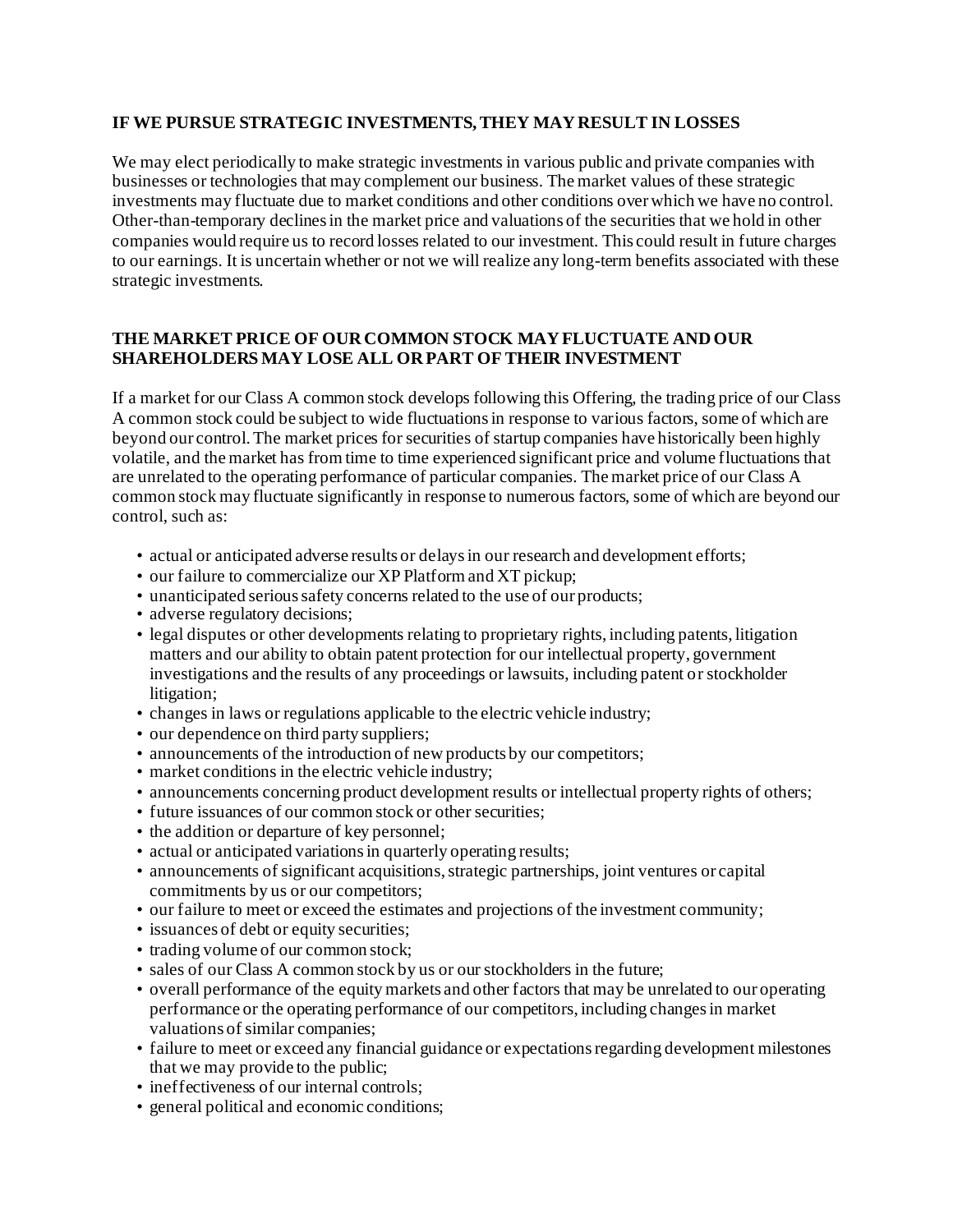**IF WE PURSUE STRATEGIC INVESTMENTS, THEY MAY RESULT IN LOSSES**

We may elect periodically to make strategic investments in various public and private companies with businesses or technologies that may complement our business. The market values of these strategic investments may fluctuate due to market conditions and other conditions over which we have no control. Other-than-temporary declines in the market price and valuations of the securities that we hold in other companies would require us to record losses related to our investment. This could result in future charges to our earnings. It is uncertain whether or not we will realize any long-term benefits associated with these strategic investments.

**THE MARKET PRICE OF OUR COMMON STOCK MAY FLUCTUATE AND OUR SHAREHOLDERS MAY LOSE ALL OR PART OF THEIR INVESTMENT**

If a market for our Class A common stock develops following this Offering, the trading price of our Class A common stock could be subject to wide fluctuations in response to various factors, some of which are beyond our control. The market prices for securities of startup companies have historically been highly volatile, and the market has from time to time experienced significant price and volume fluctuations that are unrelated to the operating performance of particular companies. The market price of our Class A common stock may fluctuate significantly in response to numerous factors, some of which are beyond our control, such as:

- actual or anticipated adverse results or delays in our research and development efforts;
- our failure to commercialize our XP Platform and XT pickup;
- unanticipated serious safety concerns related to the use of our products;
- adverse regulatory decisions;
- legal disputes or other developments relating to proprietary rights, including patents, litigation matters and our ability to obtain patent protection for our intellectual property, government investigations and the results of any proceedings or lawsuits, including patent or stockholder litigation;
- changes in laws or regulations applicable to the electric vehicle industry;
- our dependence on third party suppliers;
- announcements of the introduction of new products by our competitors;
- market conditions in the electric vehicle industry;
- announcements concerning product development results or intellectual property rights of others;
- future issuances of our common stock or other securities;
- the addition or departure of key personnel;
- actual or anticipated variations in quarterly operating results;
- announcements of significant acquisitions, strategic partnerships, joint ventures or capital commitments by us or our competitors;
- our failure to meet or exceed the estimates and projections of the investment community;
- issuances of debt or equity securities;
- trading volume of our common stock;
- sales of our Class A common stock by us or our stockholders in the future;
- overall performance of the equity markets and other factors that may be unrelated to our operating performance or the operating performance of our competitors, including changes in market valuations of similar companies;
- failure to meet or exceed any financial guidance or expectations regarding development milestones that we may provide to the public;
- ineffectiveness of our internal controls;
- general political and economic conditions;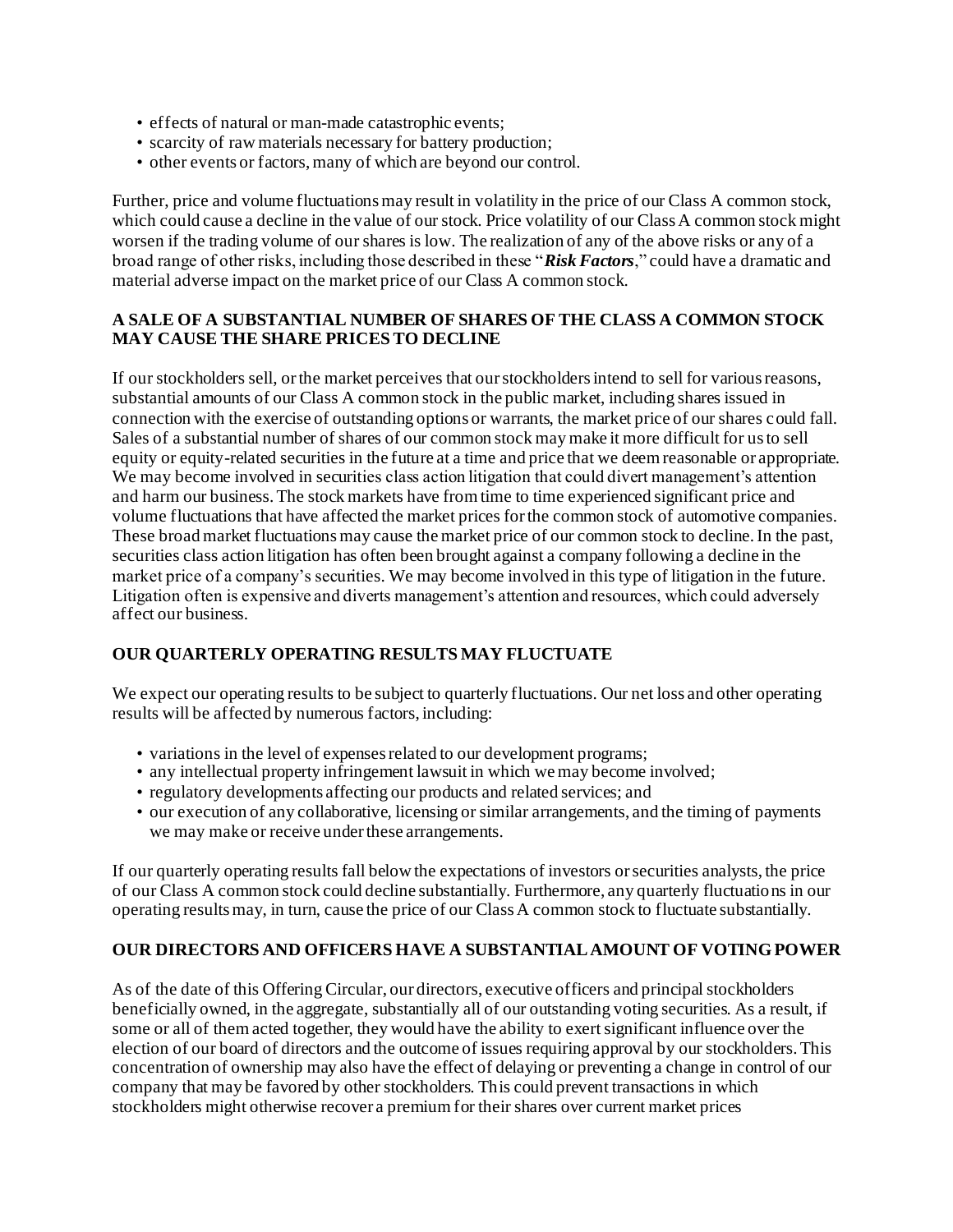- effects of natural or man-made catastrophic events;
- scarcity of raw materials necessary for battery production;
- other events or factors, many of which are beyond our control.

Further, price and volume fluctuations may result in volatility in the price of our Class A common stock, which could cause a decline in the value of our stock. Price volatility of our Class A common stock might worsen if the trading volume of our shares is low. The realization of any of the above risks or any of a broad range of other risks, including those described in these "***Risk Factors***," could have a dramatic and material adverse impact on the market price of our Class A common stock.

**A SALE OF A SUBSTANTIAL NUMBER OF SHARES OF THE CLASS A COMMON STOCK MAY CAUSE THE SHARE PRICES TO DECLINE**

If our stockholders sell, or the market perceives that our stockholders intend to sell for various reasons, substantial amounts of our Class A common stock in the public market, including shares issued in connection with the exercise of outstanding options or warrants, the market price of our shares could fall. Sales of a substantial number of shares of our common stock may make it more difficult for us to sell equity or equity-related securities in the future at a time and price that we deem reasonable or appropriate. We may become involved in securities class action litigation that could divert management's attention and harm our business. The stock markets have from time to time experienced significant price and volume fluctuations that have affected the market prices for the common stock of automotive companies. These broad market fluctuations may cause the market price of our common stock to decline. In the past, securities class action litigation has often been brought against a company following a decline in the market price of a company's securities. We may become involved in this type of litigation in the future. Litigation often is expensive and diverts management's attention and resources, which could adversely affect our business.

**OUR QUARTERLY OPERATING RESULTS MAY FLUCTUATE**

We expect our operating results to be subject to quarterly fluctuations. Our net loss and other operating results will be affected by numerous factors, including:

- variations in the level of expenses related to our development programs;
- any intellectual property infringement lawsuit in which we may become involved;
- regulatory developments affecting our products and related services; and
- our execution of any collaborative, licensing or similar arrangements, and the timing of payments we may make or receive under these arrangements.

If our quarterly operating results fall below the expectations of investors or securities analysts, the price of our Class A common stock could decline substantially. Furthermore, any quarterly fluctuations in our operating results may, in turn, cause the price of our Class A common stock to fluctuate substantially.

**OUR DIRECTORS AND OFFICERS HAVE A SUBSTANTIAL AMOUNT OF VOTING POWER**

As of the date of this Offering Circular, our directors, executive officers and principal stockholders beneficially owned, in the aggregate, substantially all of our outstanding voting securities. As a result, if some or all of them acted together, they would have the ability to exert significant influence over the election of our board of directors and the outcome of issues requiring approval by our stockholders. This concentration of ownership may also have the effect of delaying or preventing a change in control of our company that may be favored by other stockholders. This could prevent transactions in which stockholders might otherwise recover a premium for their shares over current market prices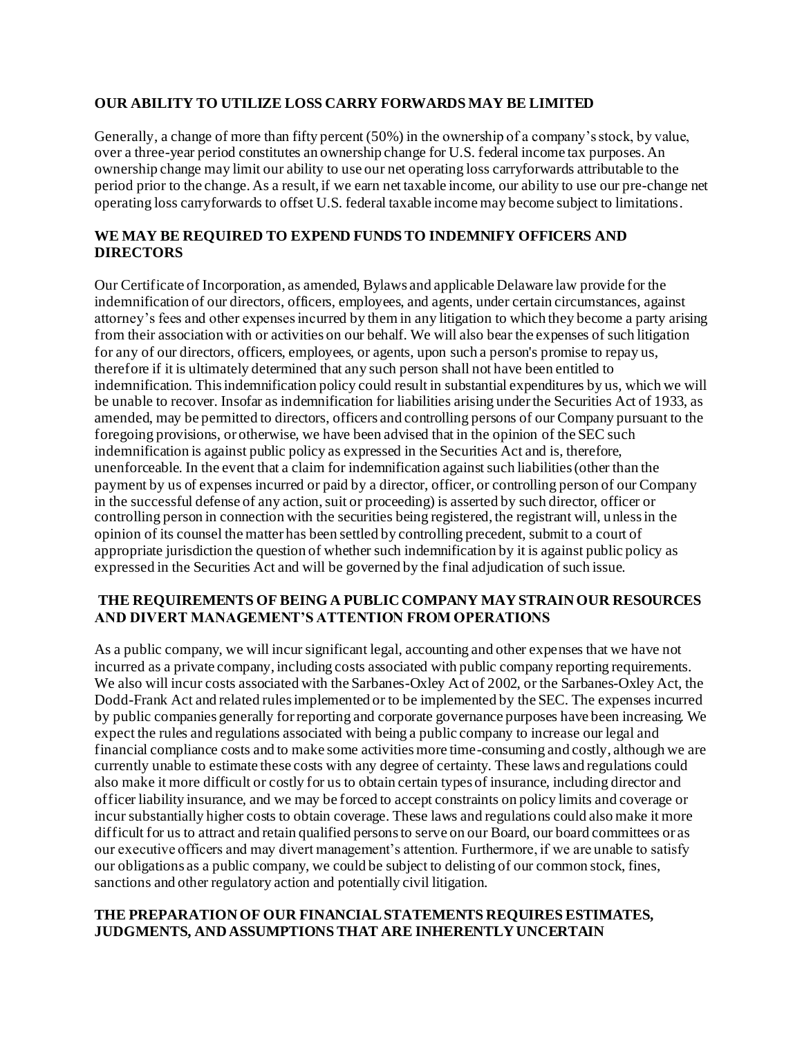**OUR ABILITY TO UTILIZE LOSS CARRY FORWARDS MAY BE LIMITED**

Generally, a change of more than fifty percent (50%) in the ownership of a company's stock, by value, over a three-year period constitutes an ownership change for U.S. federal income tax purposes. An ownership change may limit our ability to use our net operating loss carryforwards attributable to the period prior to the change. As a result, if we earn net taxable income, our ability to use our pre-change net operating loss carryforwards to offset U.S. federal taxable income may become subject to limitations.

**WE MAY BE REQUIRED TO EXPEND FUNDS TO INDEMNIFY OFFICERS AND DIRECTORS**

Our Certificate of Incorporation, as amended, Bylaws and applicable Delaware law provide for the indemnification of our directors, officers, employees, and agents, under certain circumstances, against attorney's fees and other expenses incurred by them in any litigation to which they become a party arising from their association with or activities on our behalf. We will also bear the expenses of such litigation for any of our directors, officers, employees, or agents, upon such a person's promise to repay us, therefore if it is ultimately determined that any such person shall not have been entitled to indemnification. This indemnification policy could result in substantial expenditures by us, which we will be unable to recover. Insofar as indemnification for liabilities arising under the Securities Act of 1933, as amended, may be permitted to directors, officers and controlling persons of our Company pursuant to the foregoing provisions, or otherwise, we have been advised that in the opinion of the SEC such indemnification is against public policy as expressed in the Securities Act and is, therefore, unenforceable. In the event that a claim for indemnification against such liabilities (other than the payment by us of expenses incurred or paid by a director, officer, or controlling person of our Company in the successful defense of any action, suit or proceeding) is asserted by such director, officer or controlling person in connection with the securities being registered, the registrant will, unless in the opinion of its counsel the matter has been settled by controlling precedent, submit to a court of appropriate jurisdiction the question of whether such indemnification by it is against public policy as expressed in the Securities Act and will be governed by the final adjudication of such issue.

**THE REQUIREMENTS OF BEING A PUBLIC COMPANY MAY STRAIN OUR RESOURCES AND DIVERT MANAGEMENT'S ATTENTION FROM OPERATIONS**

As a public company, we will incur significant legal, accounting and other expenses that we have not incurred as a private company, including costs associated with public company reporting requirements. We also will incur costs associated with the Sarbanes-Oxley Act of 2002, or the Sarbanes-Oxley Act, the Dodd-Frank Act and related rules implemented or to be implemented by the SEC. The expenses incurred by public companies generally for reporting and corporate governance purposes have been increasing. We expect the rules and regulations associated with being a public company to increase our legal and financial compliance costs and to make some activities more time-consuming and costly, although we are currently unable to estimate these costs with any degree of certainty. These laws and regulations could also make it more difficult or costly for us to obtain certain types of insurance, including director and officer liability insurance, and we may be forced to accept constraints on policy limits and coverage or incur substantially higher costs to obtain coverage. These laws and regulations could also make it more difficult for us to attract and retain qualified persons to serve on our Board, our board committees or as our executive officers and may divert management's attention. Furthermore, if we are unable to satisfy our obligations as a public company, we could be subject to delisting of our common stock, fines, sanctions and other regulatory action and potentially civil litigation.

**THE PREPARATION OF OUR FINANCIAL STATEMENTS REQUIRES ESTIMATES, JUDGMENTS, AND ASSUMPTIONS THAT ARE INHERENTLY UNCERTAIN**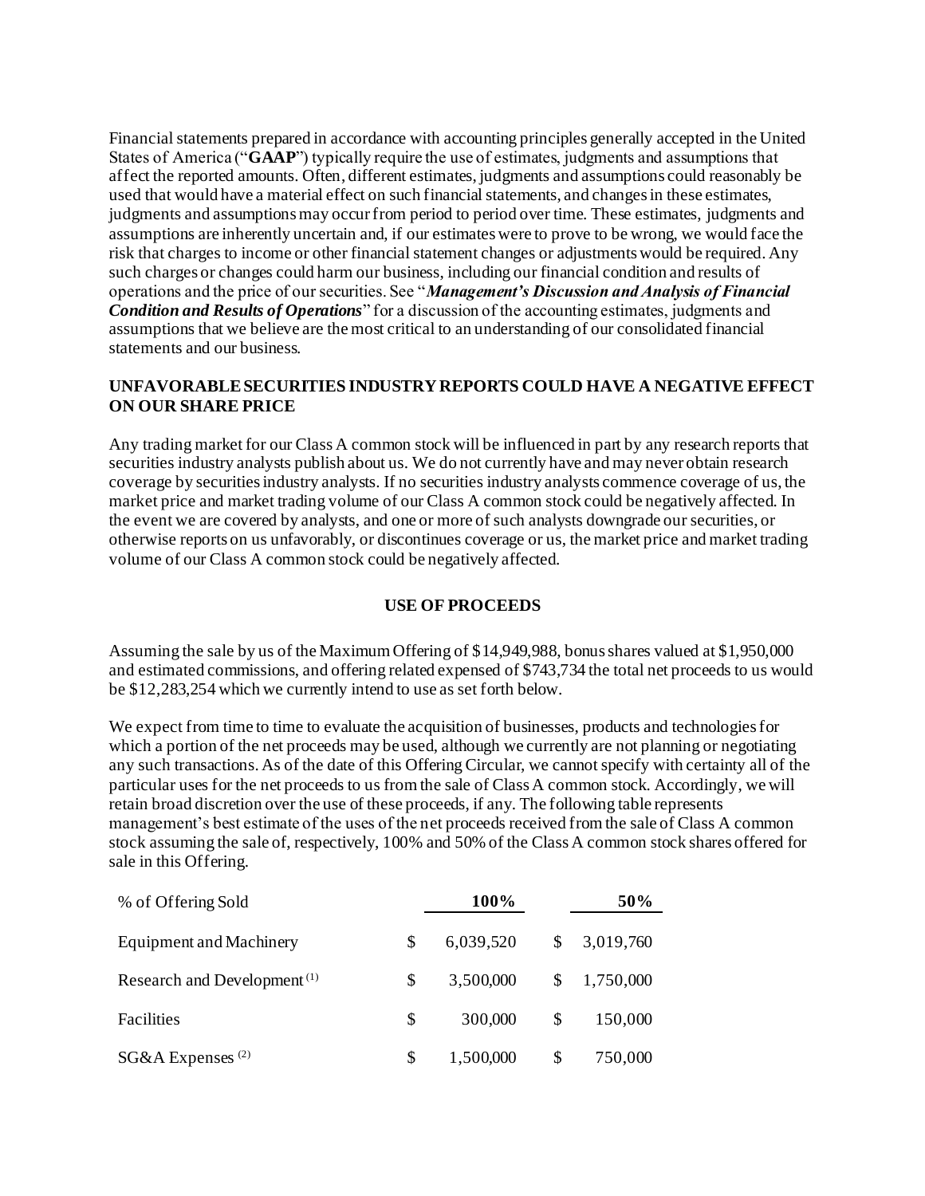Financial statements prepared in accordance with accounting principles generally accepted in the United States of America ("**GAAP**") typically require the use of estimates, judgments and assumptions that affect the reported amounts. Often, different estimates, judgments and assumptions could reasonably be used that would have a material effect on such financial statements, and changes in these estimates, judgments and assumptions may occur from period to period over time. These estimates, judgments and assumptions are inherently uncertain and, if our estimates were to prove to be wrong, we would face the risk that charges to income or other financial statement changes or adjustments would be required. Any such charges or changes could harm our business, including our financial condition and results of operations and the price of our securities. See "***Management's Discussion and Analysis of Financial Condition and Results of Operations***" for a discussion of the accounting estimates, judgments and assumptions that we believe are the most critical to an understanding of our consolidated financial statements and our business.

**UNFAVORABLE SECURITIES INDUSTRY REPORTS COULD HAVE A NEGATIVE EFFECT ON OUR SHARE PRICE**

Any trading market for our Class A common stock will be influenced in part by any research reports that securities industry analysts publish about us. We do not currently have and may never obtain research coverage by securities industry analysts. If no securities industry analysts commence coverage of us, the market price and market trading volume of our Class A common stock could be negatively affected. In the event we are covered by analysts, and one or more of such analysts downgrade our securities, or otherwise reports on us unfavorably, or discontinues coverage or us, the market price and market trading volume of our Class A common stock could be negatively affected.

## USE OF PROCEEDS

Assuming the sale by us of the Maximum Offering of $14,949,988, bonus shares valued at $1,950,000 and estimated commissions, and offering related expensed of $743,734 the total net proceeds to us would be $12,283,254 which we currently intend to use as set forth below.

We expect from time to time to evaluate the acquisition of businesses, products and technologies for which a portion of the net proceeds may be used, although we currently are not planning or negotiating any such transactions. As of the date of this Offering Circular, we cannot specify with certainty all of the particular uses for the net proceeds to us from the sale of Class A common stock. Accordingly, we will retain broad discretion over the use of these proceeds, if any. The following table represents management's best estimate of the uses of the net proceeds received from the sale of Class A common stock assuming the sale of, respectively, 100% and 50% of the Class A common stock shares offered for sale in this Offering.

| % of Offering Sold | 100% | 50% |
|---|---|---|
| Equipment and Machinery | $ 6,039,520 | $ 3,019,760 |
| Research and Development [1] | $ 3,500,000 | $ 1,750,000 |
| Facilities | $ 300,000 | $ 150,000 |
| SG&A Expenses [2] | $ 1,500,000 | $ 750,000 |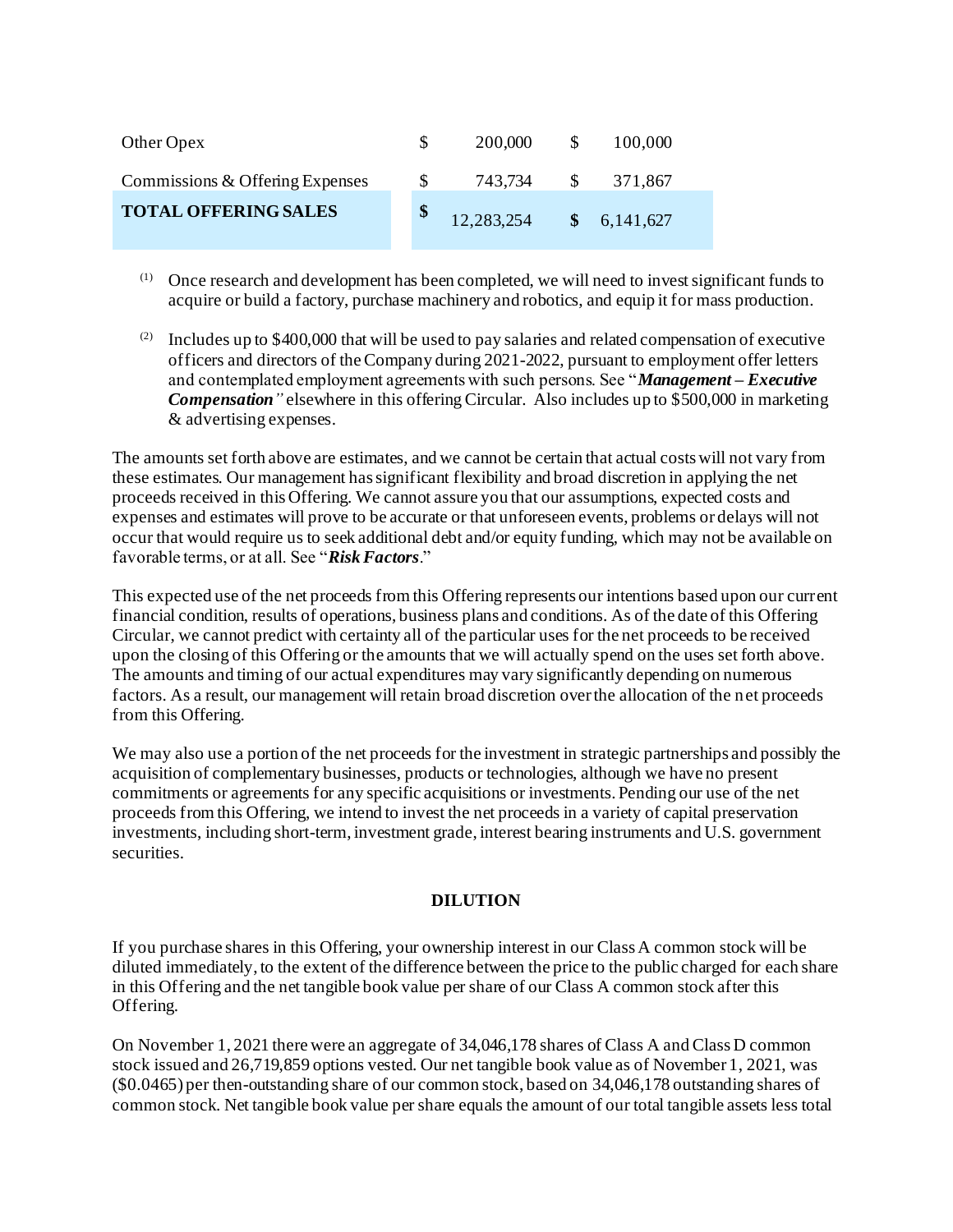| | | |
|---|---|---|
| Other Opex | $ 200,000 | $ 100,000 |
| Commissions & Offering Expenses | $ 743,734 | $ 371,867 |
| **TOTAL OFFERING SALES** | **$** 12,283,254 | **$** 6,141,627 |

(1) Once research and development has been completed, we will need to invest significant funds to acquire or build a factory, purchase machinery and robotics, and equip it for mass production.

(2) Includes up to $400,000 that will be used to pay salaries and related compensation of executive officers and directors of the Company during 2021-2022, pursuant to employment offer letters and contemplated employment agreements with such persons. See "***Management – Executive Compensation***" elsewhere in this offering Circular. Also includes up to $500,000 in marketing & advertising expenses.

The amounts set forth above are estimates, and we cannot be certain that actual costs will not vary from these estimates. Our management has significant flexibility and broad discretion in applying the net proceeds received in this Offering. We cannot assure you that our assumptions, expected costs and expenses and estimates will prove to be accurate or that unforeseen events, problems or delays will not occur that would require us to seek additional debt and/or equity funding, which may not be available on favorable terms, or at all. See "***Risk Factors***."

This expected use of the net proceeds from this Offering represents our intentions based upon our current financial condition, results of operations, business plans and conditions. As of the date of this Offering Circular, we cannot predict with certainty all of the particular uses for the net proceeds to be received upon the closing of this Offering or the amounts that we will actually spend on the uses set forth above. The amounts and timing of our actual expenditures may vary significantly depending on numerous factors. As a result, our management will retain broad discretion over the allocation of the net proceeds from this Offering.

We may also use a portion of the net proceeds for the investment in strategic partnerships and possibly the acquisition of complementary businesses, products or technologies, although we have no present commitments or agreements for any specific acquisitions or investments. Pending our use of the net proceeds from this Offering, we intend to invest the net proceeds in a variety of capital preservation investments, including short-term, investment grade, interest bearing instruments and U.S. government securities.

## DILUTION

If you purchase shares in this Offering, your ownership interest in our Class A common stock will be diluted immediately, to the extent of the difference between the price to the public charged for each share in this Offering and the net tangible book value per share of our Class A common stock after this Offering.

On November 1, 2021 there were an aggregate of 34,046,178 shares of Class A and Class D common stock issued and 26,719,859 options vested. Our net tangible book value as of November 1, 2021, was ($0.0465) per then-outstanding share of our common stock, based on 34,046,178 outstanding shares of common stock. Net tangible book value per share equals the amount of our total tangible assets less total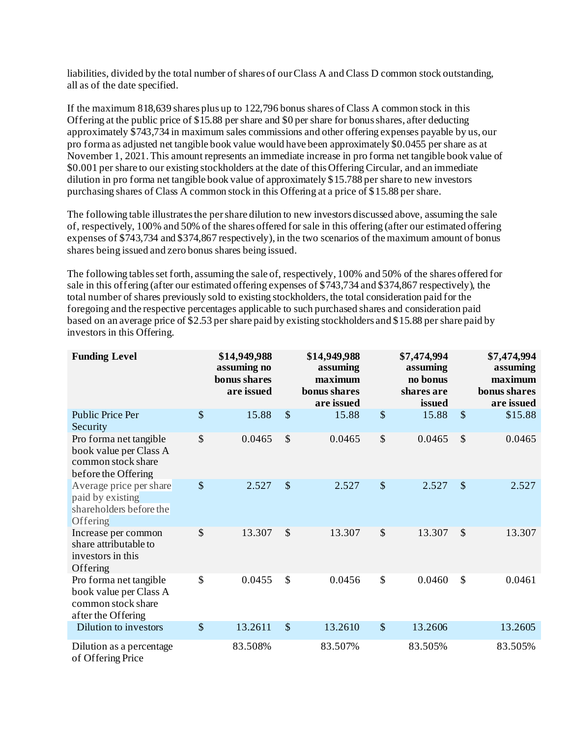liabilities, divided by the total number of shares of our Class A and Class D common stock outstanding, all as of the date specified.

If the maximum 818,639 shares plus up to 122,796 bonus shares of Class A common stock in this Offering at the public price of $15.88 per share and $0 per share for bonus shares, after deducting approximately $743,734 in maximum sales commissions and other offering expenses payable by us, our pro forma as adjusted net tangible book value would have been approximately $0.0455 per share as at November 1, 2021. This amount represents an immediate increase in pro forma net tangible book value of $0.001 per share to our existing stockholders at the date of this Offering Circular, and an immediate dilution in pro forma net tangible book value of approximately $15.788 per share to new investors purchasing shares of Class A common stock in this Offering at a price of $15.88 per share.

The following table illustrates the per share dilution to new investors discussed above, assuming the sale of, respectively, 100% and 50% of the shares offered for sale in this offering (after our estimated offering expenses of $743,734 and $374,867 respectively), in the two scenarios of the maximum amount of bonus shares being issued and zero bonus shares being issued.

The following tables set forth, assuming the sale of, respectively, 100% and 50% of the shares offered for sale in this offering (after our estimated offering expenses of $743,734 and $374,867 respectively), the total number of shares previously sold to existing stockholders, the total consideration paid for the foregoing and the respective percentages applicable to such purchased shares and consideration paid based on an average price of $2.53 per share paid by existing stockholders and $15.88 per share paid by investors in this Offering.

| **Funding Level** | **$14,949,988 assuming no bonus shares are issued** | **$14,949,988 assuming maximum bonus shares are issued** | **$7,474,994 assuming no bonus shares are issued** | **$7,474,994 assuming maximum bonus shares are issued** |
|---|---|---|---|---|
| Public Price Per Security | $ 15.88 | $ 15.88 | $ 15.88 | $ $15.88 |
| Pro forma net tangible book value per Class A common stock share before the Offering | $ 0.0465 | $ 0.0465 | $ 0.0465 | $ 0.0465 |
| Average price per share paid by existing shareholders before the Offering | $ 2.527 | $ 2.527 | $ 2.527 | $ 2.527 |
| Increase per common share attributable to investors in this Offering | $ 13.307 | $ 13.307 | $ 13.307 | $ 13.307 |
| Pro forma net tangible book value per Class A common stock share after the Offering | $ 0.0455 | $ 0.0456 | $ 0.0460 | $ 0.0461 |
| Dilution to investors | $ 13.2611 | $ 13.2610 | $ 13.2606 | 13.2605 |
| Dilution as a percentage of Offering Price | 83.508% | 83.507% | 83.505% | 83.505% |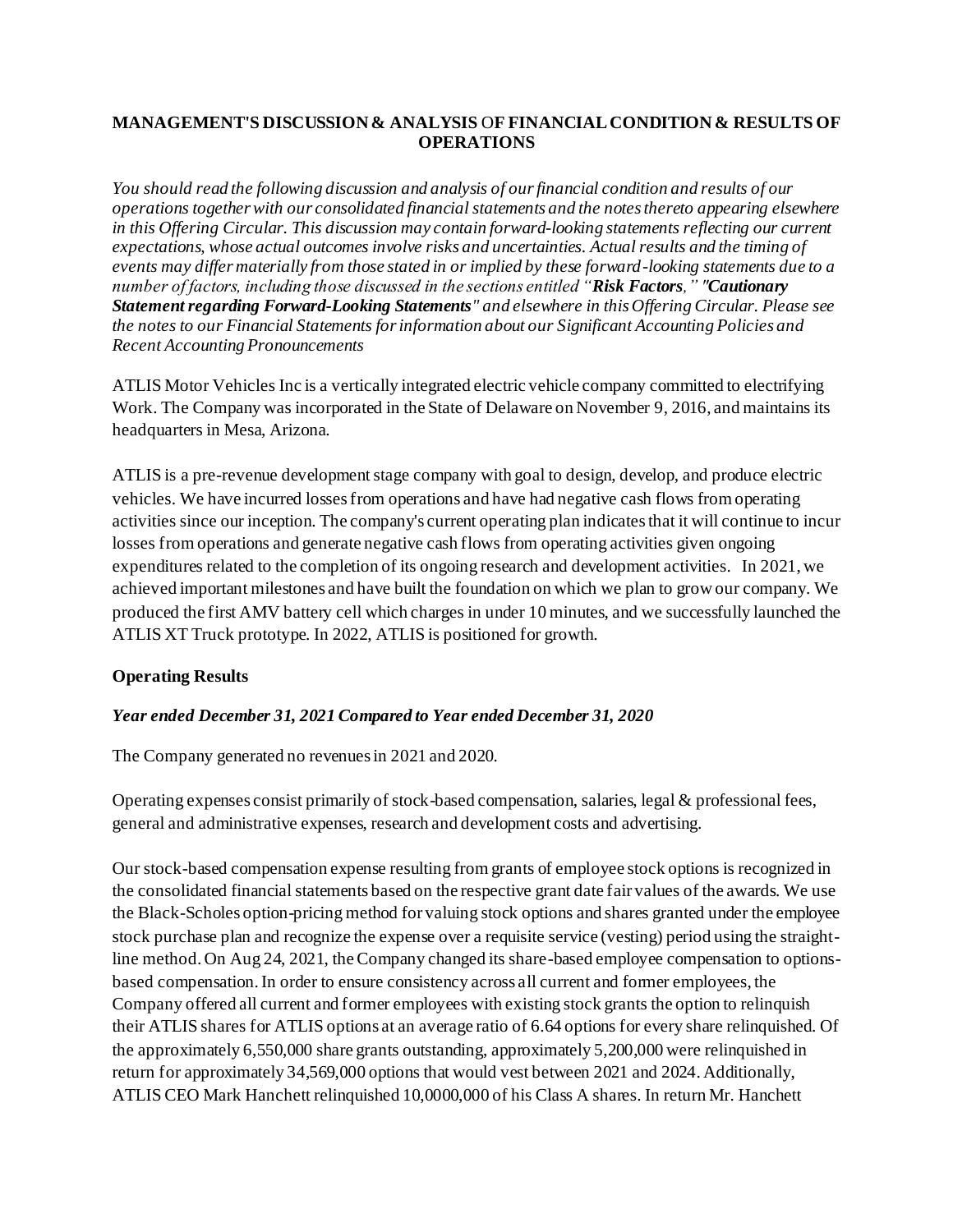**MANAGEMENT'S DISCUSSION & ANALYSIS OF FINANCIAL CONDITION & RESULTS OF OPERATIONS**

*You should read the following discussion and analysis of our financial condition and results of our operations together with our consolidated financial statements and the notes thereto appearing elsewhere in this Offering Circular. This discussion may contain forward-looking statements reflecting our current expectations, whose actual outcomes involve risks and uncertainties. Actual results and the timing of events may differ materially from those stated in or implied by these forward-looking statements due to a number of factors, including those discussed in the sections entitled "**Risk Factors**," "**Cautionary Statement regarding Forward-Looking Statements**" and elsewhere in this Offering Circular. Please see the notes to our Financial Statements for information about our Significant Accounting Policies and Recent Accounting Pronouncements*

ATLIS Motor Vehicles Inc is a vertically integrated electric vehicle company committed to electrifying Work. The Company was incorporated in the State of Delaware on November 9, 2016, and maintains its headquarters in Mesa, Arizona.

ATLIS is a pre-revenue development stage company with goal to design, develop, and produce electric vehicles. We have incurred losses from operations and have had negative cash flows from operating activities since our inception. The company's current operating plan indicates that it will continue to incur losses from operations and generate negative cash flows from operating activities given ongoing expenditures related to the completion of its ongoing research and development activities. In 2021, we achieved important milestones and have built the foundation on which we plan to grow our company. We produced the first AMV battery cell which charges in under 10 minutes, and we successfully launched the ATLIS XT Truck prototype. In 2022, ATLIS is positioned for growth.

**Operating Results**

***Year ended December 31, 2021 Compared to Year ended December 31, 2020***

The Company generated no revenues in 2021 and 2020.

Operating expenses consist primarily of stock-based compensation, salaries, legal & professional fees, general and administrative expenses, research and development costs and advertising.

Our stock-based compensation expense resulting from grants of employee stock options is recognized in the consolidated financial statements based on the respective grant date fair values of the awards. We use the Black-Scholes option-pricing method for valuing stock options and shares granted under the employee stock purchase plan and recognize the expense over a requisite service (vesting) period using the straight-line method. On Aug 24, 2021, the Company changed its share-based employee compensation to options-based compensation. In order to ensure consistency across all current and former employees, the Company offered all current and former employees with existing stock grants the option to relinquish their ATLIS shares for ATLIS options at an average ratio of 6.64 options for every share relinquished. Of the approximately 6,550,000 share grants outstanding, approximately 5,200,000 were relinquished in return for approximately 34,569,000 options that would vest between 2021 and 2024. Additionally, ATLIS CEO Mark Hanchett relinquished 10,0000,000 of his Class A shares. In return Mr. Hanchett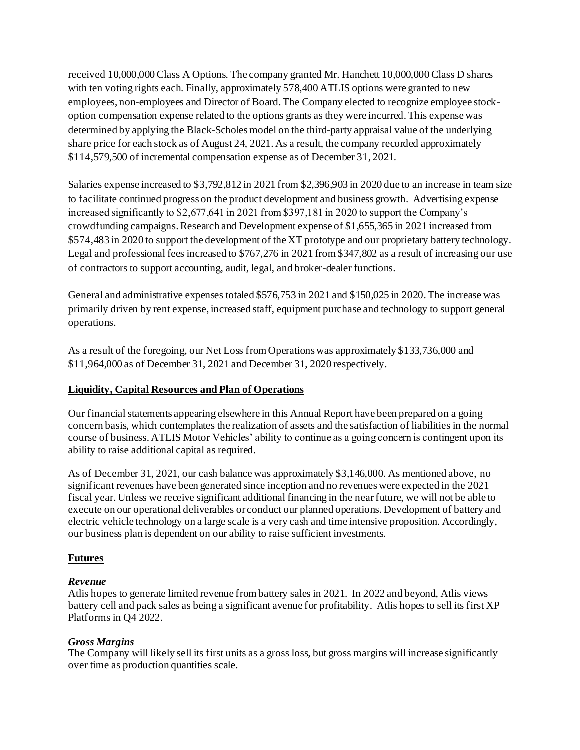received 10,000,000 Class A Options. The company granted Mr. Hanchett 10,000,000 Class D shares with ten voting rights each. Finally, approximately 578,400 ATLIS options were granted to new employees, non-employees and Director of Board. The Company elected to recognize employee stock-option compensation expense related to the options grants as they were incurred. This expense was determined by applying the Black-Scholes model on the third-party appraisal value of the underlying share price for each stock as of August 24, 2021. As a result, the company recorded approximately $114,579,500 of incremental compensation expense as of December 31, 2021.

Salaries expense increased to $3,792,812 in 2021 from $2,396,903 in 2020 due to an increase in team size to facilitate continued progress on the product development and business growth. Advertising expense increased significantly to $2,677,641 in 2021 from $397,181 in 2020 to support the Company's crowdfunding campaigns. Research and Development expense of $1,655,365 in 2021 increased from $574,483 in 2020 to support the development of the XT prototype and our proprietary battery technology. Legal and professional fees increased to $767,276 in 2021 from $347,802 as a result of increasing our use of contractors to support accounting, audit, legal, and broker-dealer functions.

General and administrative expenses totaled $576,753 in 2021 and $150,025 in 2020. The increase was primarily driven by rent expense, increased staff, equipment purchase and technology to support general operations.

As a result of the foregoing, our Net Loss from Operations was approximately $133,736,000 and $11,964,000 as of December 31, 2021 and December 31, 2020 respectively.

**Liquidity, Capital Resources and Plan of Operations**

Our financial statements appearing elsewhere in this Annual Report have been prepared on a going concern basis, which contemplates the realization of assets and the satisfaction of liabilities in the normal course of business. ATLIS Motor Vehicles' ability to continue as a going concern is contingent upon its ability to raise additional capital as required.

As of December 31, 2021, our cash balance was approximately $3,146,000. As mentioned above, no significant revenues have been generated since inception and no revenues were expected in the 2021 fiscal year. Unless we receive significant additional financing in the near future, we will not be able to execute on our operational deliverables or conduct our planned operations. Development of battery and electric vehicle technology on a large scale is a very cash and time intensive proposition. Accordingly, our business plan is dependent on our ability to raise sufficient investments.

**Futures**

***Revenue***

Atlis hopes to generate limited revenue from battery sales in 2021. In 2022 and beyond, Atlis views battery cell and pack sales as being a significant avenue for profitability. Atlis hopes to sell its first XP Platforms in Q4 2022.

***Gross Margins***

The Company will likely sell its first units as a gross loss, but gross margins will increase significantly over time as production quantities scale.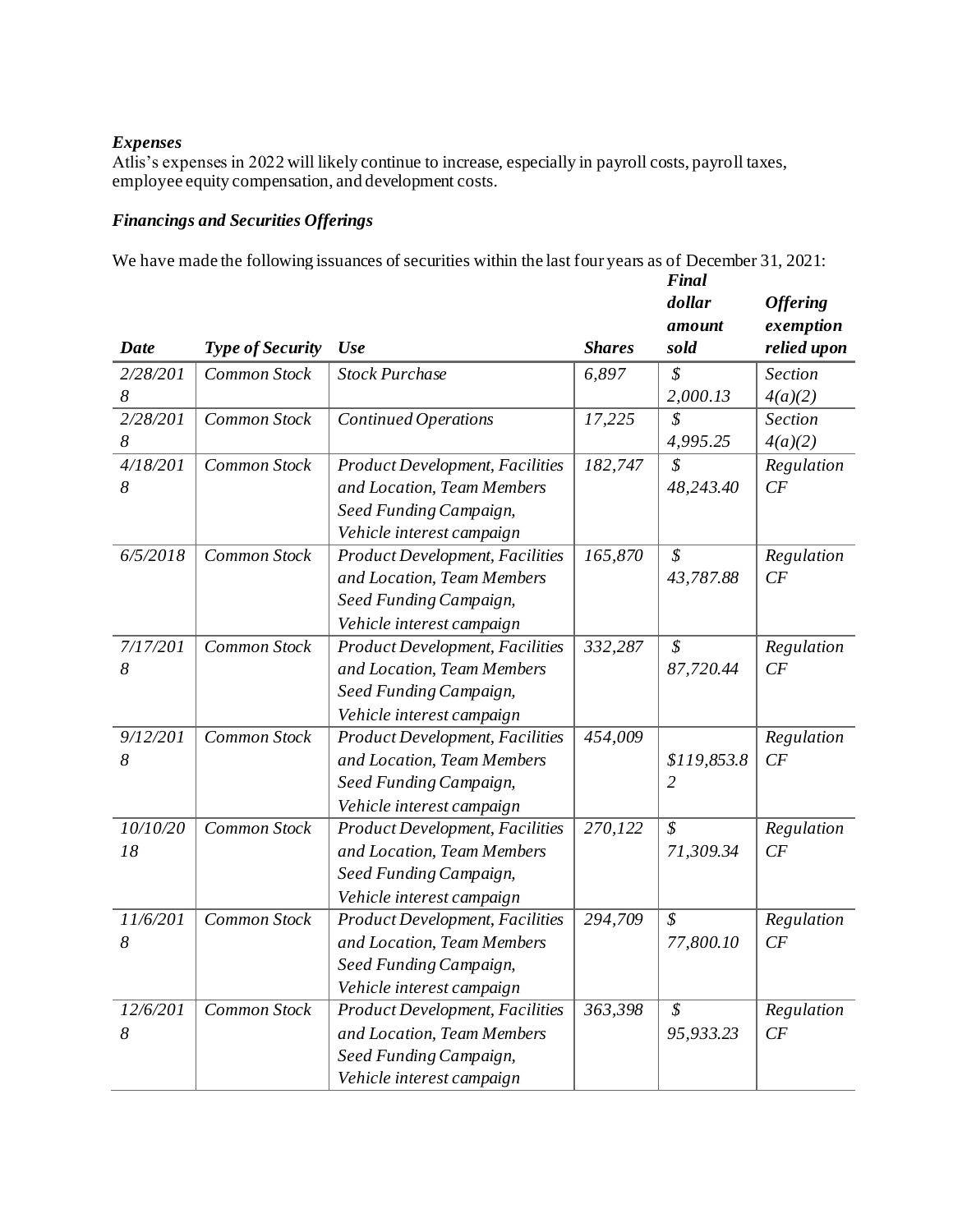***Expenses***
Atlis's expenses in 2022 will likely continue to increase, especially in payroll costs, payroll taxes, employee equity compensation, and development costs.

***Financings and Securities Offerings***

We have made the following issuances of securities within the last four years as of December 31, 2021:

| *Date* | *Type of Security* | *Use* | *Shares* | *Final dollar amount sold* | *Offering exemption relied upon* |
|---|---|---|---|---|---|
| *2/28/2018* | *Common Stock* | *Stock Purchase* | *6,897* | *$ 2,000.13* | *Section 4(a)(2)* |
| *2/28/2018* | *Common Stock* | *Continued Operations* | *17,225* | *$ 4,995.25* | *Section 4(a)(2)* |
| *4/18/2018* | *Common Stock* | *Product Development, Facilities and Location, Team Members Seed Funding Campaign, Vehicle interest campaign* | *182,747* | *$ 48,243.40* | *Regulation CF* |
| *6/5/2018* | *Common Stock* | *Product Development, Facilities and Location, Team Members Seed Funding Campaign, Vehicle interest campaign* | *165,870* | *$ 43,787.88* | *Regulation CF* |
| *7/17/2018* | *Common Stock* | *Product Development, Facilities and Location, Team Members Seed Funding Campaign, Vehicle interest campaign* | *332,287* | *$ 87,720.44* | *Regulation CF* |
| *9/12/2018* | *Common Stock* | *Product Development, Facilities and Location, Team Members Seed Funding Campaign, Vehicle interest campaign* | *454,009* | *$119,853.82* | *Regulation CF* |
| *10/10/2018* | *Common Stock* | *Product Development, Facilities and Location, Team Members Seed Funding Campaign, Vehicle interest campaign* | *270,122* | *$ 71,309.34* | *Regulation CF* |
| *11/6/2018* | *Common Stock* | *Product Development, Facilities and Location, Team Members Seed Funding Campaign, Vehicle interest campaign* | *294,709* | *$ 77,800.10* | *Regulation CF* |
| *12/6/2018* | *Common Stock* | *Product Development, Facilities and Location, Team Members Seed Funding Campaign, Vehicle interest campaign* | *363,398* | *$ 95,933.23* | *Regulation CF* |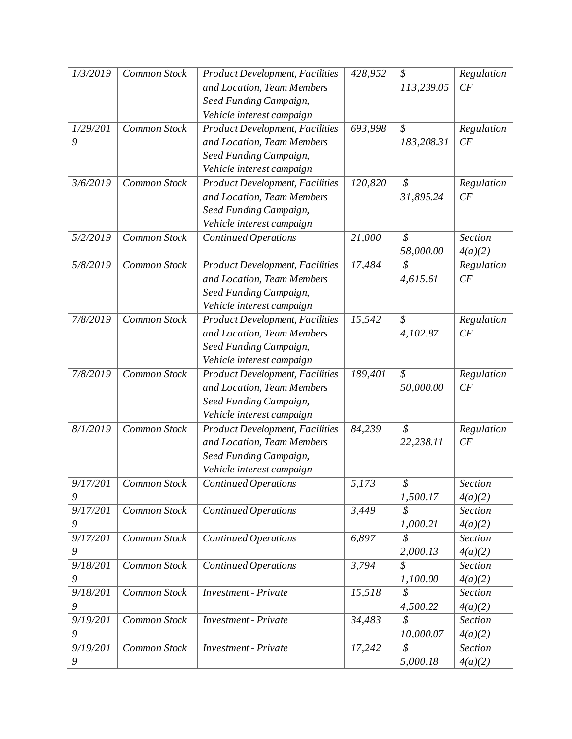| | | | | | |
|---|---|---|---|---|---|
| *1/3/2019* | *Common Stock* | *Product Development, Facilities and Location, Team Members Seed Funding Campaign, Vehicle interest campaign* | *428,952* | *$ 113,239.05* | *Regulation CF* |
| *1/29/2019* | *Common Stock* | *Product Development, Facilities and Location, Team Members Seed Funding Campaign, Vehicle interest campaign* | *693,998* | *$ 183,208.31* | *Regulation CF* |
| *3/6/2019* | *Common Stock* | *Product Development, Facilities and Location, Team Members Seed Funding Campaign, Vehicle interest campaign* | *120,820* | *$ 31,895.24* | *Regulation CF* |
| *5/2/2019* | *Common Stock* | *Continued Operations* | *21,000* | *$ 58,000.00* | *Section 4(a)(2)* |
| *5/8/2019* | *Common Stock* | *Product Development, Facilities and Location, Team Members Seed Funding Campaign, Vehicle interest campaign* | *17,484* | *$ 4,615.61* | *Regulation CF* |
| *7/8/2019* | *Common Stock* | *Product Development, Facilities and Location, Team Members Seed Funding Campaign, Vehicle interest campaign* | *15,542* | *$ 4,102.87* | *Regulation CF* |
| *7/8/2019* | *Common Stock* | *Product Development, Facilities and Location, Team Members Seed Funding Campaign, Vehicle interest campaign* | *189,401* | *$ 50,000.00* | *Regulation CF* |
| *8/1/2019* | *Common Stock* | *Product Development, Facilities and Location, Team Members Seed Funding Campaign, Vehicle interest campaign* | *84,239* | *$ 22,238.11* | *Regulation CF* |
| *9/17/2019* | *Common Stock* | *Continued Operations* | *5,173* | *$ 1,500.17* | *Section 4(a)(2)* |
| *9/17/2019* | *Common Stock* | *Continued Operations* | *3,449* | *$ 1,000.21* | *Section 4(a)(2)* |
| *9/17/2019* | *Common Stock* | *Continued Operations* | *6,897* | *$ 2,000.13* | *Section 4(a)(2)* |
| *9/18/2019* | *Common Stock* | *Continued Operations* | *3,794* | *$ 1,100.00* | *Section 4(a)(2)* |
| *9/18/2019* | *Common Stock* | *Investment - Private* | *15,518* | *$ 4,500.22* | *Section 4(a)(2)* |
| *9/19/2019* | *Common Stock* | *Investment - Private* | *34,483* | *$ 10,000.07* | *Section 4(a)(2)* |
| *9/19/2019* | *Common Stock* | *Investment - Private* | *17,242* | *$ 5,000.18* | *Section 4(a)(2)* |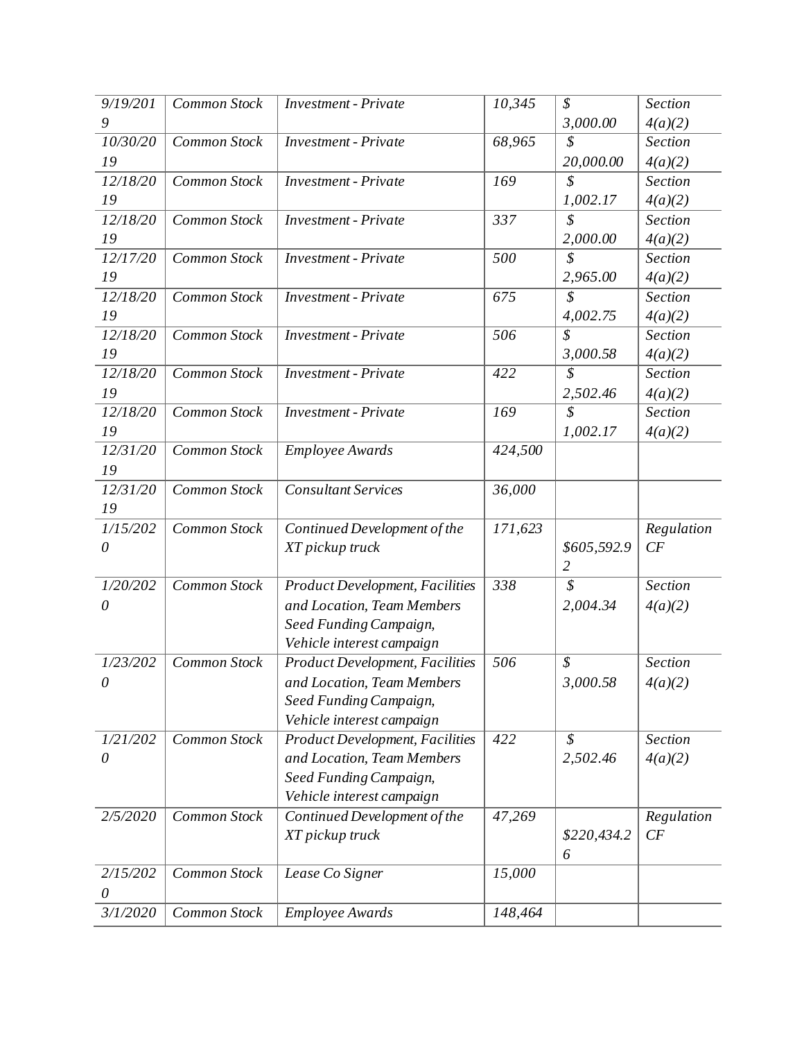| | | | | | |
|---|---|---|---|---|---|
| *9/19/2019* | *Common Stock* | *Investment - Private* | *10,345* | *$ 3,000.00* | *Section 4(a)(2)* |
| *10/30/2019* | *Common Stock* | *Investment - Private* | *68,965* | *$ 20,000.00* | *Section 4(a)(2)* |
| *12/18/2019* | *Common Stock* | *Investment - Private* | *169* | *$ 1,002.17* | *Section 4(a)(2)* |
| *12/18/2019* | *Common Stock* | *Investment - Private* | *337* | *$ 2,000.00* | *Section 4(a)(2)* |
| *12/17/2019* | *Common Stock* | *Investment - Private* | *500* | *$ 2,965.00* | *Section 4(a)(2)* |
| *12/18/2019* | *Common Stock* | *Investment - Private* | *675* | *$ 4,002.75* | *Section 4(a)(2)* |
| *12/18/2019* | *Common Stock* | *Investment - Private* | *506* | *$ 3,000.58* | *Section 4(a)(2)* |
| *12/18/2019* | *Common Stock* | *Investment - Private* | *422* | *$ 2,502.46* | *Section 4(a)(2)* |
| *12/18/2019* | *Common Stock* | *Investment - Private* | *169* | *$ 1,002.17* | *Section 4(a)(2)* |
| *12/31/2019* | *Common Stock* | *Employee Awards* | *424,500* | | |
| *12/31/2019* | *Common Stock* | *Consultant Services* | *36,000* | | |
| *1/15/2020* | *Common Stock* | *Continued Development of the XT pickup truck* | *171,623* | *$605,592.92* | *Regulation CF* |
| *1/20/2020* | *Common Stock* | *Product Development, Facilities and Location, Team Members Seed Funding Campaign, Vehicle interest campaign* | *338* | *$ 2,004.34* | *Section 4(a)(2)* |
| *1/23/2020* | *Common Stock* | *Product Development, Facilities and Location, Team Members Seed Funding Campaign, Vehicle interest campaign* | *506* | *$ 3,000.58* | *Section 4(a)(2)* |
| *1/21/2020* | *Common Stock* | *Product Development, Facilities and Location, Team Members Seed Funding Campaign, Vehicle interest campaign* | *422* | *$ 2,502.46* | *Section 4(a)(2)* |
| *2/5/2020* | *Common Stock* | *Continued Development of the XT pickup truck* | *47,269* | *$220,434.26* | *Regulation CF* |
| *2/15/2020* | *Common Stock* | *Lease Co Signer* | *15,000* | | |
| *3/1/2020* | *Common Stock* | *Employee Awards* | *148,464* | | |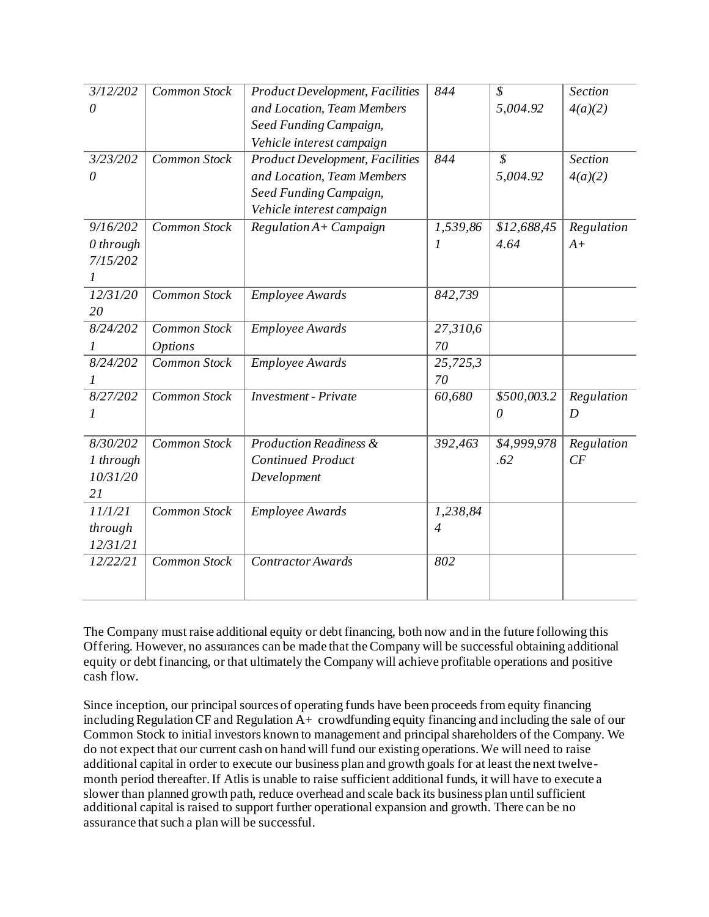| *3/12/2020* | *Common Stock* | *Product Development, Facilities and Location, Team Members Seed Funding Campaign, Vehicle interest campaign* | *844* | *$ 5,004.92* | *Section 4(a)(2)* |
|---|---|---|---|---|---|
| *3/23/2020* | *Common Stock* | *Product Development, Facilities and Location, Team Members Seed Funding Campaign, Vehicle interest campaign* | *844* | *$ 5,004.92* | *Section 4(a)(2)* |
| *9/16/2020 through 7/15/2021* | *Common Stock* | *Regulation A+ Campaign* | *1,539,861* | *$12,688,454.64* | *Regulation A+* |
| *12/31/2020* | *Common Stock* | *Employee Awards* | *842,739* | | |
| *8/24/2021* | *Common Stock Options* | *Employee Awards* | *27,310,670* | | |
| *8/24/2021* | *Common Stock* | *Employee Awards* | *25,725,370* | | |
| *8/27/2021* | *Common Stock* | *Investment - Private* | *60,680* | *$500,003.20* | *Regulation D* |
| *8/30/2021 through 10/31/2021* | *Common Stock* | *Production Readiness & Continued Product Development* | *392,463* | *$4,999,978.62* | *Regulation CF* |
| *11/1/21 through 12/31/21* | *Common Stock* | *Employee Awards* | *1,238,844* | | |
| *12/22/21* | *Common Stock* | *Contractor Awards* | *802* | | |

The Company must raise additional equity or debt financing, both now and in the future following this Offering. However, no assurances can be made that the Company will be successful obtaining additional equity or debt financing, or that ultimately the Company will achieve profitable operations and positive cash flow.

Since inception, our principal sources of operating funds have been proceeds from equity financing including Regulation CF and Regulation A+ crowdfunding equity financing and including the sale of our Common Stock to initial investors known to management and principal shareholders of the Company. We do not expect that our current cash on hand will fund our existing operations. We will need to raise additional capital in order to execute our business plan and growth goals for at least the next twelve-month period thereafter. If Atlis is unable to raise sufficient additional funds, it will have to execute a slower than planned growth path, reduce overhead and scale back its business plan until sufficient additional capital is raised to support further operational expansion and growth. There can be no assurance that such a plan will be successful.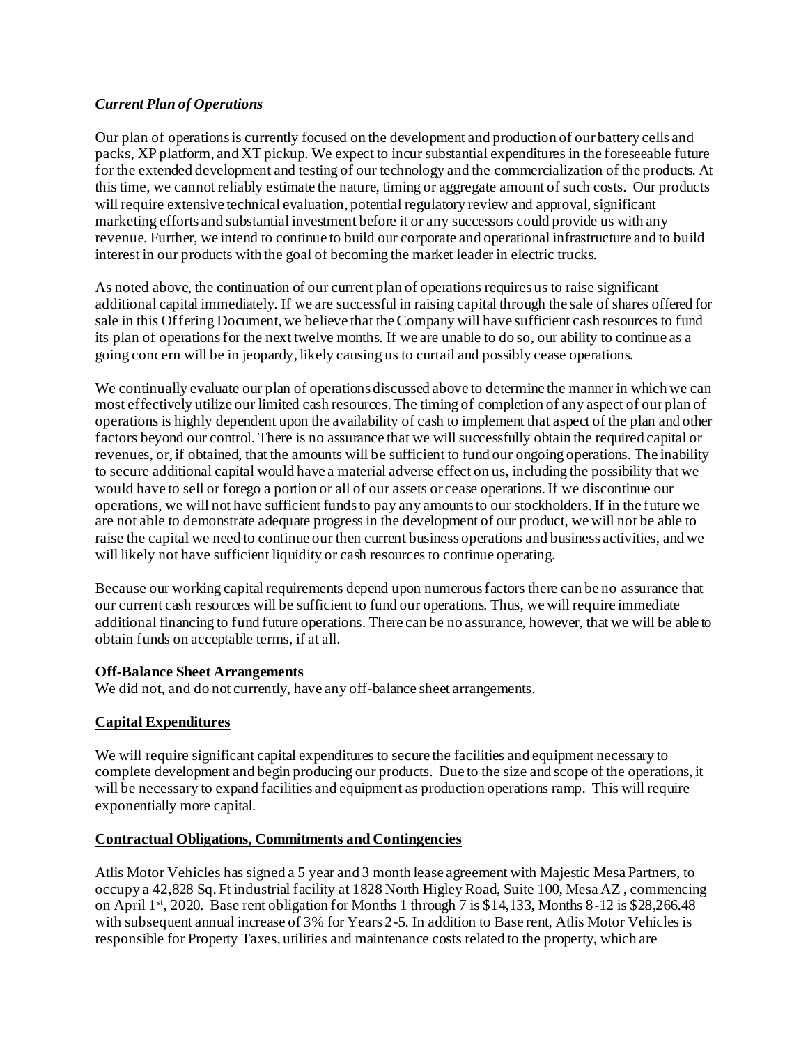***Current Plan of Operations***

Our plan of operations is currently focused on the development and production of our battery cells and packs, XP platform, and XT pickup. We expect to incur substantial expenditures in the foreseeable future for the extended development and testing of our technology and the commercialization of the products. At this time, we cannot reliably estimate the nature, timing or aggregate amount of such costs. Our products will require extensive technical evaluation, potential regulatory review and approval, significant marketing efforts and substantial investment before it or any successors could provide us with any revenue. Further, we intend to continue to build our corporate and operational infrastructure and to build interest in our products with the goal of becoming the market leader in electric trucks.

As noted above, the continuation of our current plan of operations requires us to raise significant additional capital immediately. If we are successful in raising capital through the sale of shares offered for sale in this Offering Document, we believe that the Company will have sufficient cash resources to fund its plan of operations for the next twelve months. If we are unable to do so, our ability to continue as a going concern will be in jeopardy, likely causing us to curtail and possibly cease operations.

We continually evaluate our plan of operations discussed above to determine the manner in which we can most effectively utilize our limited cash resources. The timing of completion of any aspect of our plan of operations is highly dependent upon the availability of cash to implement that aspect of the plan and other factors beyond our control. There is no assurance that we will successfully obtain the required capital or revenues, or, if obtained, that the amounts will be sufficient to fund our ongoing operations. The inability to secure additional capital would have a material adverse effect on us, including the possibility that we would have to sell or forego a portion or all of our assets or cease operations. If we discontinue our operations, we will not have sufficient funds to pay any amounts to our stockholders. If in the future we are not able to demonstrate adequate progress in the development of our product, we will not be able to raise the capital we need to continue our then current business operations and business activities, and we will likely not have sufficient liquidity or cash resources to continue operating.

Because our working capital requirements depend upon numerous factors there can be no assurance that our current cash resources will be sufficient to fund our operations. Thus, we will require immediate additional financing to fund future operations. There can be no assurance, however, that we will be able to obtain funds on acceptable terms, if at all.

**Off-Balance Sheet Arrangements**

We did not, and do not currently, have any off-balance sheet arrangements.

**Capital Expenditures**

We will require significant capital expenditures to secure the facilities and equipment necessary to complete development and begin producing our products. Due to the size and scope of the operations, it will be necessary to expand facilities and equipment as production operations ramp. This will require exponentially more capital.

**Contractual Obligations, Commitments and Contingencies**

Atlis Motor Vehicles has signed a 5 year and 3 month lease agreement with Majestic Mesa Partners, to occupy a 42,828 Sq. Ft industrial facility at 1828 North Higley Road, Suite 100, Mesa AZ , commencing on April 1st, 2020. Base rent obligation for Months 1 through 7 is $14,133, Months 8-12 is $28,266.48 with subsequent annual increase of 3% for Years 2-5. In addition to Base rent, Atlis Motor Vehicles is responsible for Property Taxes, utilities and maintenance costs related to the property, which are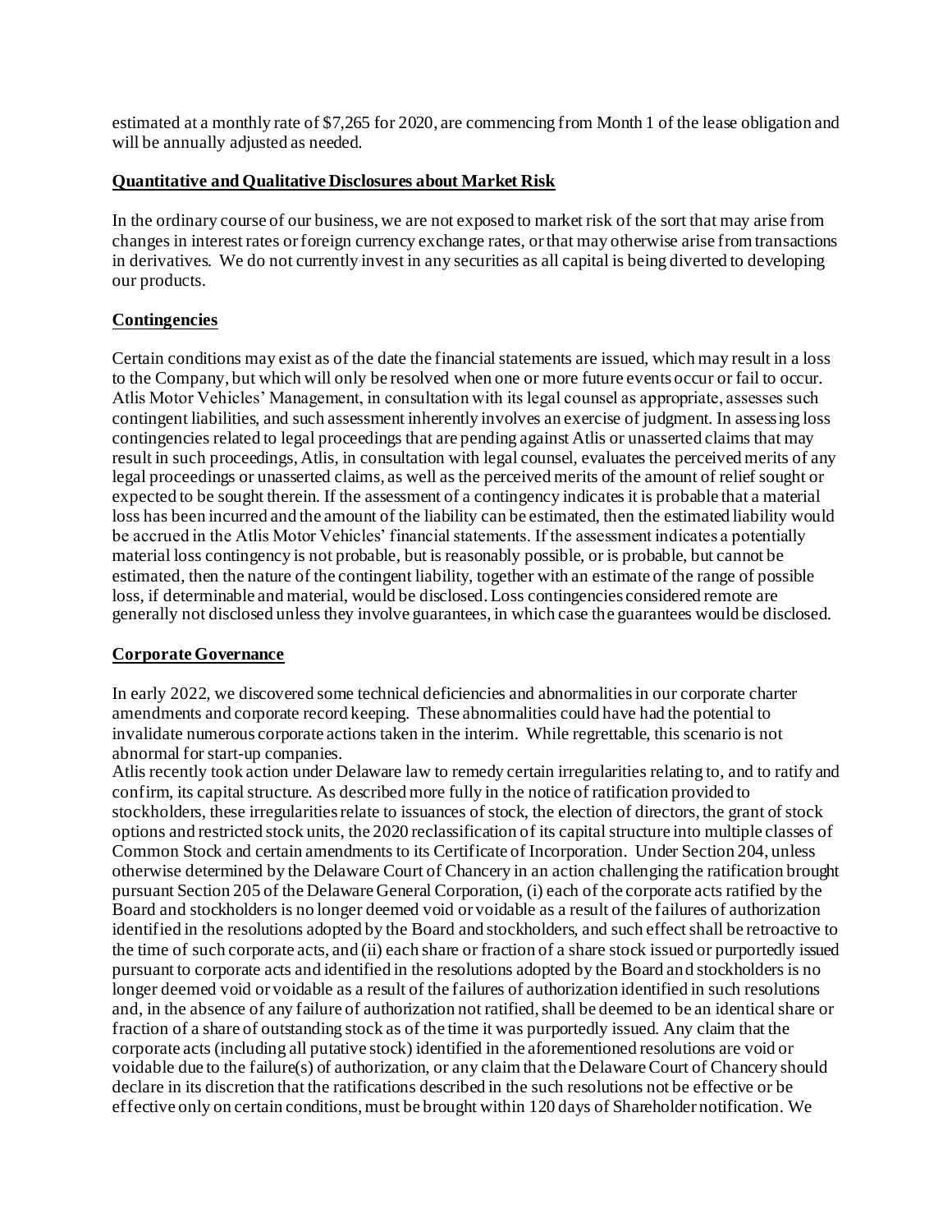estimated at a monthly rate of $7,265 for 2020, are commencing from Month 1 of the lease obligation and will be annually adjusted as needed.

**Quantitative and Qualitative Disclosures about Market Risk**

In the ordinary course of our business, we are not exposed to market risk of the sort that may arise from changes in interest rates or foreign currency exchange rates, or that may otherwise arise from transactions in derivatives. We do not currently invest in any securities as all capital is being diverted to developing our products.

**Contingencies**

Certain conditions may exist as of the date the financial statements are issued, which may result in a loss to the Company, but which will only be resolved when one or more future events occur or fail to occur. Atlis Motor Vehicles' Management, in consultation with its legal counsel as appropriate, assesses such contingent liabilities, and such assessment inherently involves an exercise of judgment. In assessing loss contingencies related to legal proceedings that are pending against Atlis or unasserted claims that may result in such proceedings, Atlis, in consultation with legal counsel, evaluates the perceived merits of any legal proceedings or unasserted claims, as well as the perceived merits of the amount of relief sought or expected to be sought therein. If the assessment of a contingency indicates it is probable that a material loss has been incurred and the amount of the liability can be estimated, then the estimated liability would be accrued in the Atlis Motor Vehicles' financial statements. If the assessment indicates a potentially material loss contingency is not probable, but is reasonably possible, or is probable, but cannot be estimated, then the nature of the contingent liability, together with an estimate of the range of possible loss, if determinable and material, would be disclosed. Loss contingencies considered remote are generally not disclosed unless they involve guarantees, in which case the guarantees would be disclosed.

**Corporate Governance**

In early 2022, we discovered some technical deficiencies and abnormalities in our corporate charter amendments and corporate record keeping. These abnormalities could have had the potential to invalidate numerous corporate actions taken in the interim. While regrettable, this scenario is not abnormal for start-up companies.
Atlis recently took action under Delaware law to remedy certain irregularities relating to, and to ratify and confirm, its capital structure. As described more fully in the notice of ratification provided to stockholders, these irregularities relate to issuances of stock, the election of directors, the grant of stock options and restricted stock units, the 2020 reclassification of its capital structure into multiple classes of Common Stock and certain amendments to its Certificate of Incorporation. Under Section 204, unless otherwise determined by the Delaware Court of Chancery in an action challenging the ratification brought pursuant Section 205 of the Delaware General Corporation, (i) each of the corporate acts ratified by the Board and stockholders is no longer deemed void or voidable as a result of the failures of authorization identified in the resolutions adopted by the Board and stockholders, and such effect shall be retroactive to the time of such corporate acts, and (ii) each share or fraction of a share stock issued or purportedly issued pursuant to corporate acts and identified in the resolutions adopted by the Board and stockholders is no longer deemed void or voidable as a result of the failures of authorization identified in such resolutions and, in the absence of any failure of authorization not ratified, shall be deemed to be an identical share or fraction of a share of outstanding stock as of the time it was purportedly issued. Any claim that the corporate acts (including all putative stock) identified in the aforementioned resolutions are void or voidable due to the failure(s) of authorization, or any claim that the Delaware Court of Chancery should declare in its discretion that the ratifications described in the such resolutions not be effective or be effective only on certain conditions, must be brought within 120 days of Shareholder notification. We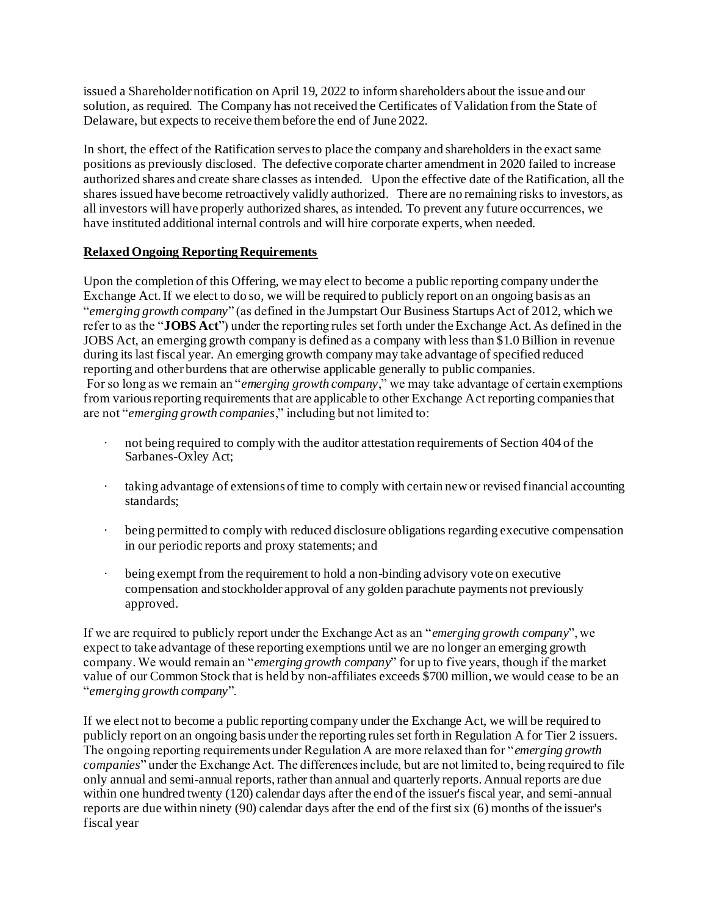issued a Shareholder notification on April 19, 2022 to inform shareholders about the issue and our solution, as required. The Company has not received the Certificates of Validation from the State of Delaware, but expects to receive them before the end of June 2022.

In short, the effect of the Ratification serves to place the company and shareholders in the exact same positions as previously disclosed. The defective corporate charter amendment in 2020 failed to increase authorized shares and create share classes as intended. Upon the effective date of the Ratification, all the shares issued have become retroactively validly authorized. There are no remaining risks to investors, as all investors will have properly authorized shares, as intended. To prevent any future occurrences, we have instituted additional internal controls and will hire corporate experts, when needed.

**Relaxed Ongoing Reporting Requirements**

Upon the completion of this Offering, we may elect to become a public reporting company under the Exchange Act. If we elect to do so, we will be required to publicly report on an ongoing basis as an "*emerging growth company*" (as defined in the Jumpstart Our Business Startups Act of 2012, which we refer to as the "**JOBS Act**") under the reporting rules set forth under the Exchange Act. As defined in the JOBS Act, an emerging growth company is defined as a company with less than $1.0 Billion in revenue during its last fiscal year. An emerging growth company may take advantage of specified reduced reporting and other burdens that are otherwise applicable generally to public companies. For so long as we remain an "*emerging growth company*," we may take advantage of certain exemptions from various reporting requirements that are applicable to other Exchange Act reporting companies that are not "*emerging growth companies*," including but not limited to:

- not being required to comply with the auditor attestation requirements of Section 404 of the Sarbanes-Oxley Act;
- taking advantage of extensions of time to comply with certain new or revised financial accounting standards;
- being permitted to comply with reduced disclosure obligations regarding executive compensation in our periodic reports and proxy statements; and
- being exempt from the requirement to hold a non-binding advisory vote on executive compensation and stockholder approval of any golden parachute payments not previously approved.

If we are required to publicly report under the Exchange Act as an "*emerging growth company*", we expect to take advantage of these reporting exemptions until we are no longer an emerging growth company. We would remain an "*emerging growth company*" for up to five years, though if the market value of our Common Stock that is held by non-affiliates exceeds $700 million, we would cease to be an "*emerging growth company*".

If we elect not to become a public reporting company under the Exchange Act, we will be required to publicly report on an ongoing basis under the reporting rules set forth in Regulation A for Tier 2 issuers. The ongoing reporting requirements under Regulation A are more relaxed than for "*emerging growth companies*" under the Exchange Act. The differences include, but are not limited to, being required to file only annual and semi-annual reports, rather than annual and quarterly reports. Annual reports are due within one hundred twenty (120) calendar days after the end of the issuer's fiscal year, and semi-annual reports are due within ninety (90) calendar days after the end of the first six (6) months of the issuer's fiscal year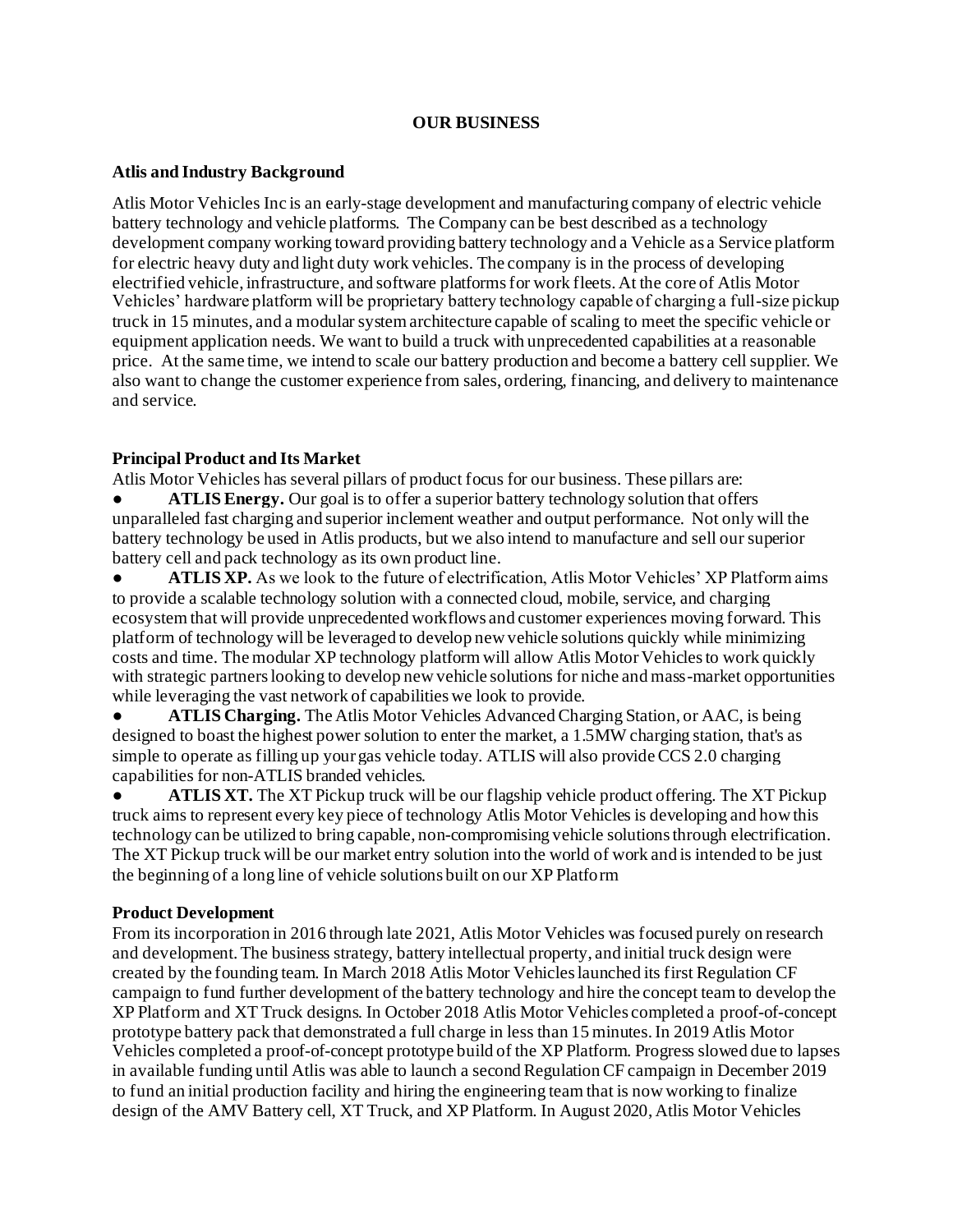# OUR BUSINESS

## Atlis and Industry Background

Atlis Motor Vehicles Inc is an early-stage development and manufacturing company of electric vehicle battery technology and vehicle platforms. The Company can be best described as a technology development company working toward providing battery technology and a Vehicle as a Service platform for electric heavy duty and light duty work vehicles. The company is in the process of developing electrified vehicle, infrastructure, and software platforms for work fleets. At the core of Atlis Motor Vehicles' hardware platform will be proprietary battery technology capable of charging a full-size pickup truck in 15 minutes, and a modular system architecture capable of scaling to meet the specific vehicle or equipment application needs. We want to build a truck with unprecedented capabilities at a reasonable price. At the same time, we intend to scale our battery production and become a battery cell supplier. We also want to change the customer experience from sales, ordering, financing, and delivery to maintenance and service.

## Principal Product and Its Market

Atlis Motor Vehicles has several pillars of product focus for our business. These pillars are:

- **ATLIS Energy.** Our goal is to offer a superior battery technology solution that offers unparalleled fast charging and superior inclement weather and output performance. Not only will the battery technology be used in Atlis products, but we also intend to manufacture and sell our superior battery cell and pack technology as its own product line.
- **ATLIS XP.** As we look to the future of electrification, Atlis Motor Vehicles' XP Platform aims to provide a scalable technology solution with a connected cloud, mobile, service, and charging ecosystem that will provide unprecedented workflows and customer experiences moving forward. This platform of technology will be leveraged to develop new vehicle solutions quickly while minimizing costs and time. The modular XP technology platform will allow Atlis Motor Vehicles to work quickly with strategic partners looking to develop new vehicle solutions for niche and mass-market opportunities while leveraging the vast network of capabilities we look to provide.
- **ATLIS Charging.** The Atlis Motor Vehicles Advanced Charging Station, or AAC, is being designed to boast the highest power solution to enter the market, a 1.5MW charging station, that's as simple to operate as filling up your gas vehicle today. ATLIS will also provide CCS 2.0 charging capabilities for non-ATLIS branded vehicles.
- **ATLIS XT.** The XT Pickup truck will be our flagship vehicle product offering. The XT Pickup truck aims to represent every key piece of technology Atlis Motor Vehicles is developing and how this technology can be utilized to bring capable, non-compromising vehicle solutions through electrification. The XT Pickup truck will be our market entry solution into the world of work and is intended to be just the beginning of a long line of vehicle solutions built on our XP Platform

## Product Development

From its incorporation in 2016 through late 2021, Atlis Motor Vehicles was focused purely on research and development. The business strategy, battery intellectual property, and initial truck design were created by the founding team. In March 2018 Atlis Motor Vehicles launched its first Regulation CF campaign to fund further development of the battery technology and hire the concept team to develop the XP Platform and XT Truck designs. In October 2018 Atlis Motor Vehicles completed a proof-of-concept prototype battery pack that demonstrated a full charge in less than 15 minutes. In 2019 Atlis Motor Vehicles completed a proof-of-concept prototype build of the XP Platform. Progress slowed due to lapses in available funding until Atlis was able to launch a second Regulation CF campaign in December 2019 to fund an initial production facility and hiring the engineering team that is now working to finalize design of the AMV Battery cell, XT Truck, and XP Platform. In August 2020, Atlis Motor Vehicles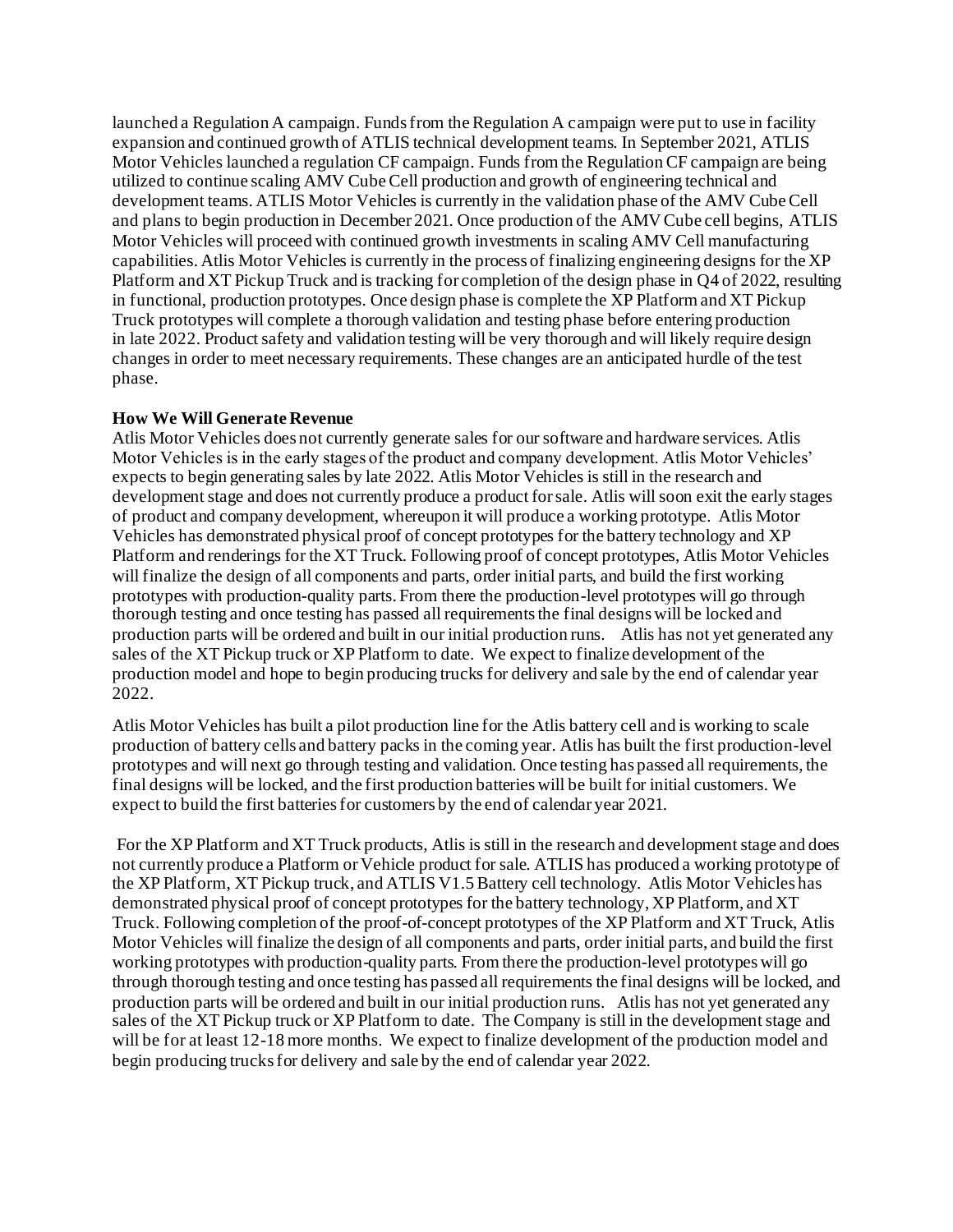launched a Regulation A campaign. Funds from the Regulation A campaign were put to use in facility expansion and continued growth of ATLIS technical development teams. In September 2021, ATLIS Motor Vehicles launched a regulation CF campaign. Funds from the Regulation CF campaign are being utilized to continue scaling AMV Cube Cell production and growth of engineering technical and development teams. ATLIS Motor Vehicles is currently in the validation phase of the AMV Cube Cell and plans to begin production in December 2021. Once production of the AMV Cube cell begins, ATLIS Motor Vehicles will proceed with continued growth investments in scaling AMV Cell manufacturing capabilities. Atlis Motor Vehicles is currently in the process of finalizing engineering designs for the XP Platform and XT Pickup Truck and is tracking for completion of the design phase in Q4 of 2022, resulting in functional, production prototypes. Once design phase is complete the XP Platform and XT Pickup Truck prototypes will complete a thorough validation and testing phase before entering production in late 2022. Product safety and validation testing will be very thorough and will likely require design changes in order to meet necessary requirements. These changes are an anticipated hurdle of the test phase.

**How We Will Generate Revenue**

Atlis Motor Vehicles does not currently generate sales for our software and hardware services. Atlis Motor Vehicles is in the early stages of the product and company development. Atlis Motor Vehicles' expects to begin generating sales by late 2022. Atlis Motor Vehicles is still in the research and development stage and does not currently produce a product for sale. Atlis will soon exit the early stages of product and company development, whereupon it will produce a working prototype. Atlis Motor Vehicles has demonstrated physical proof of concept prototypes for the battery technology and XP Platform and renderings for the XT Truck. Following proof of concept prototypes, Atlis Motor Vehicles will finalize the design of all components and parts, order initial parts, and build the first working prototypes with production-quality parts. From there the production-level prototypes will go through thorough testing and once testing has passed all requirements the final designs will be locked and production parts will be ordered and built in our initial production runs. Atlis has not yet generated any sales of the XT Pickup truck or XP Platform to date. We expect to finalize development of the production model and hope to begin producing trucks for delivery and sale by the end of calendar year 2022.

Atlis Motor Vehicles has built a pilot production line for the Atlis battery cell and is working to scale production of battery cells and battery packs in the coming year. Atlis has built the first production-level prototypes and will next go through testing and validation. Once testing has passed all requirements, the final designs will be locked, and the first production batteries will be built for initial customers. We expect to build the first batteries for customers by the end of calendar year 2021.

For the XP Platform and XT Truck products, Atlis is still in the research and development stage and does not currently produce a Platform or Vehicle product for sale. ATLIS has produced a working prototype of the XP Platform, XT Pickup truck, and ATLIS V1.5 Battery cell technology. Atlis Motor Vehicles has demonstrated physical proof of concept prototypes for the battery technology, XP Platform, and XT Truck. Following completion of the proof-of-concept prototypes of the XP Platform and XT Truck, Atlis Motor Vehicles will finalize the design of all components and parts, order initial parts, and build the first working prototypes with production-quality parts. From there the production-level prototypes will go through thorough testing and once testing has passed all requirements the final designs will be locked, and production parts will be ordered and built in our initial production runs. Atlis has not yet generated any sales of the XT Pickup truck or XP Platform to date. The Company is still in the development stage and will be for at least 12-18 more months. We expect to finalize development of the production model and begin producing trucks for delivery and sale by the end of calendar year 2022.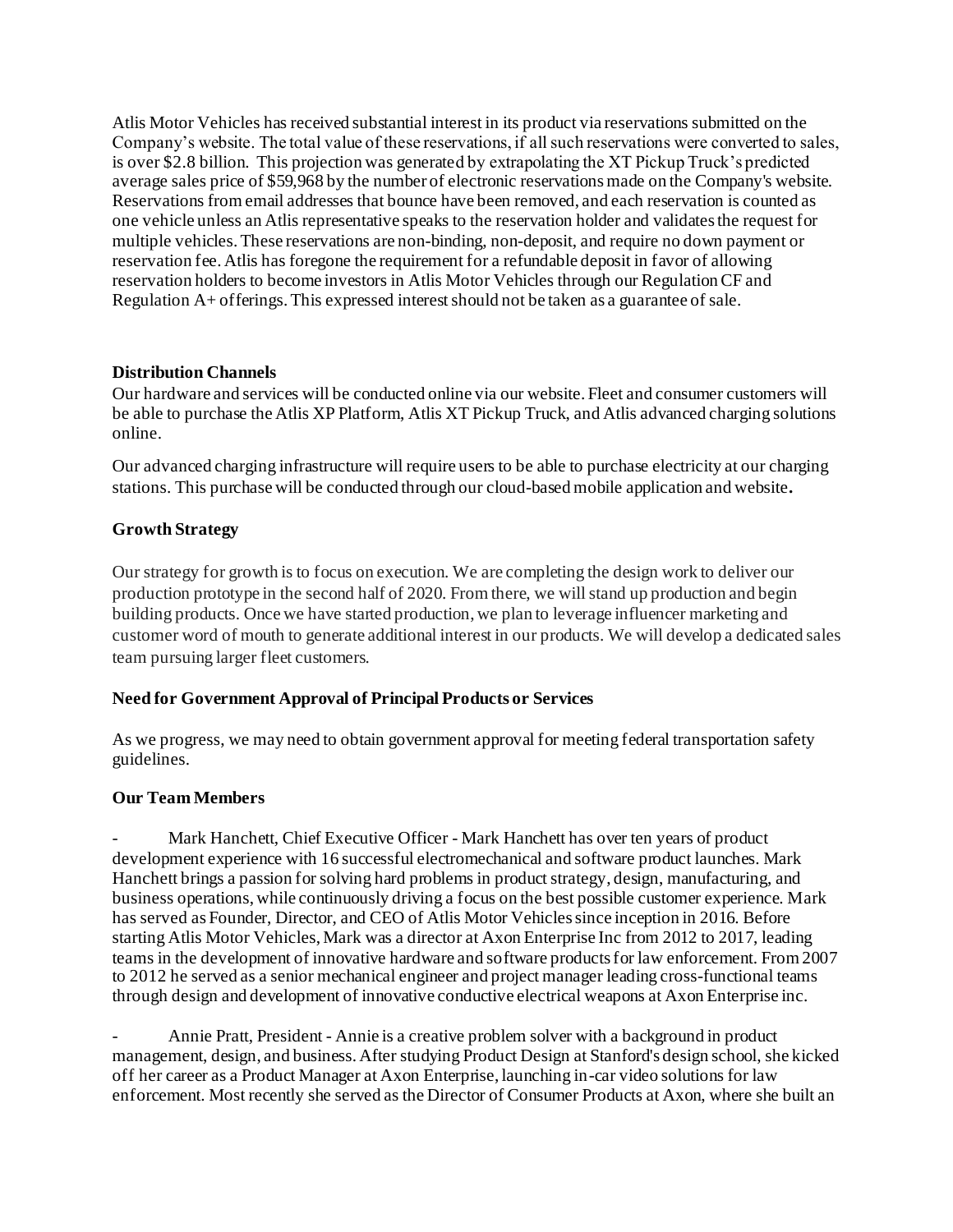Atlis Motor Vehicles has received substantial interest in its product via reservations submitted on the Company's website. The total value of these reservations, if all such reservations were converted to sales, is over $2.8 billion. This projection was generated by extrapolating the XT Pickup Truck's predicted average sales price of $59,968 by the number of electronic reservations made on the Company's website. Reservations from email addresses that bounce have been removed, and each reservation is counted as one vehicle unless an Atlis representative speaks to the reservation holder and validates the request for multiple vehicles. These reservations are non-binding, non-deposit, and require no down payment or reservation fee. Atlis has foregone the requirement for a refundable deposit in favor of allowing reservation holders to become investors in Atlis Motor Vehicles through our Regulation CF and Regulation A+ offerings. This expressed interest should not be taken as a guarantee of sale.

**Distribution Channels**

Our hardware and services will be conducted online via our website. Fleet and consumer customers will be able to purchase the Atlis XP Platform, Atlis XT Pickup Truck, and Atlis advanced charging solutions online.

Our advanced charging infrastructure will require users to be able to purchase electricity at our charging stations. This purchase will be conducted through our cloud-based mobile application and website**.**

**Growth Strategy**

Our strategy for growth is to focus on execution. We are completing the design work to deliver our production prototype in the second half of 2020. From there, we will stand up production and begin building products. Once we have started production, we plan to leverage influencer marketing and customer word of mouth to generate additional interest in our products. We will develop a dedicated sales team pursuing larger fleet customers.

**Need for Government Approval of Principal Products or Services**

As we progress, we may need to obtain government approval for meeting federal transportation safety guidelines.

**Our Team Members**

- Mark Hanchett, Chief Executive Officer - Mark Hanchett has over ten years of product development experience with 16 successful electromechanical and software product launches. Mark Hanchett brings a passion for solving hard problems in product strategy, design, manufacturing, and business operations, while continuously driving a focus on the best possible customer experience. Mark has served as Founder, Director, and CEO of Atlis Motor Vehicles since inception in 2016. Before starting Atlis Motor Vehicles, Mark was a director at Axon Enterprise Inc from 2012 to 2017, leading teams in the development of innovative hardware and software products for law enforcement. From 2007 to 2012 he served as a senior mechanical engineer and project manager leading cross-functional teams through design and development of innovative conductive electrical weapons at Axon Enterprise inc.

- Annie Pratt, President - Annie is a creative problem solver with a background in product management, design, and business. After studying Product Design at Stanford's design school, she kicked off her career as a Product Manager at Axon Enterprise, launching in-car video solutions for law enforcement. Most recently she served as the Director of Consumer Products at Axon, where she built an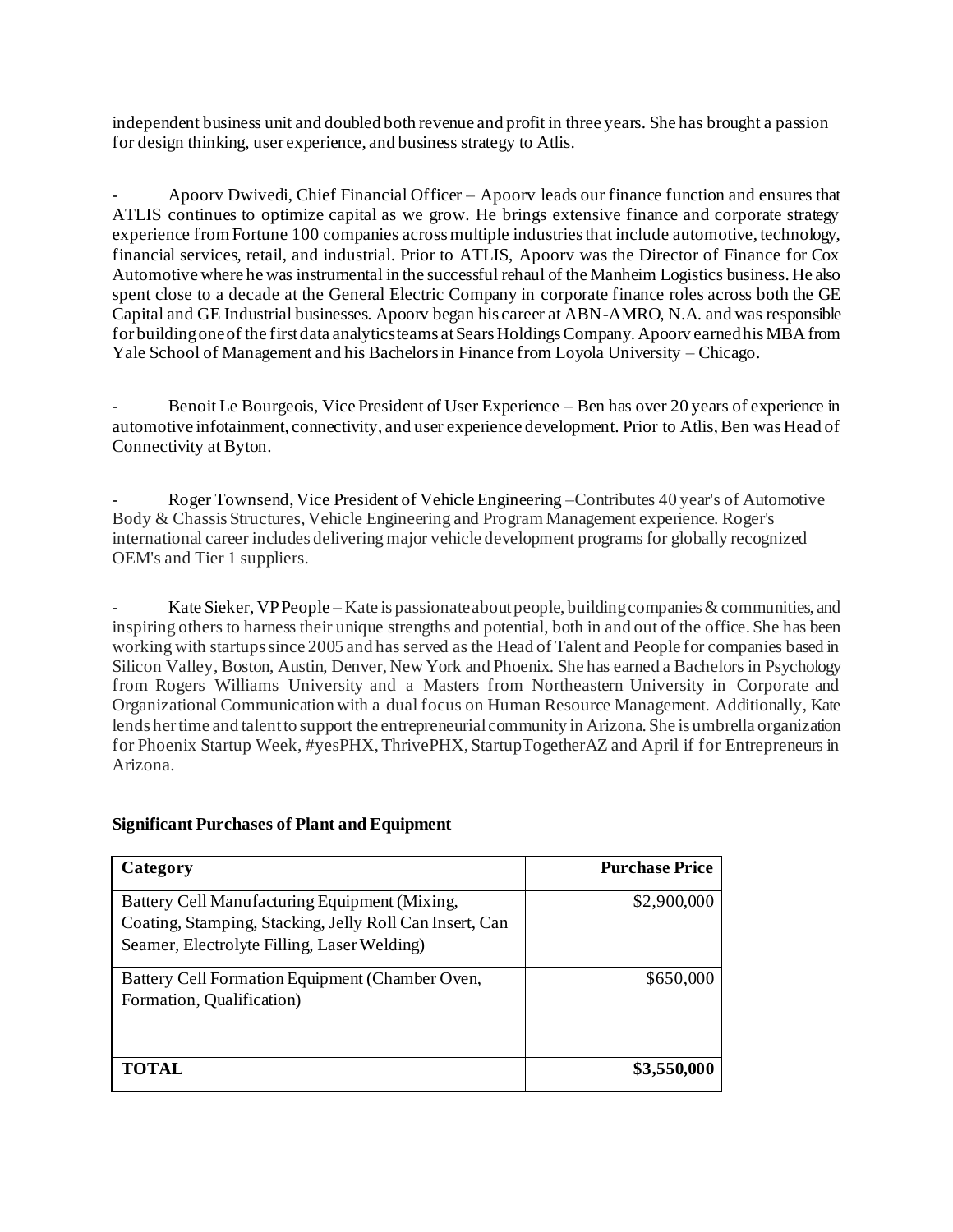independent business unit and doubled both revenue and profit in three years. She has brought a passion for design thinking, user experience, and business strategy to Atlis.

- Apoorv Dwivedi, Chief Financial Officer – Apoorv leads our finance function and ensures that ATLIS continues to optimize capital as we grow. He brings extensive finance and corporate strategy experience from Fortune 100 companies across multiple industries that include automotive, technology, financial services, retail, and industrial. Prior to ATLIS, Apoorv was the Director of Finance for Cox Automotive where he was instrumental in the successful rehaul of the Manheim Logistics business. He also spent close to a decade at the General Electric Company in corporate finance roles across both the GE Capital and GE Industrial businesses. Apoorv began his career at ABN-AMRO, N.A. and was responsible for building one of the first data analytics teams at Sears Holdings Company. Apoorv earned his MBA from Yale School of Management and his Bachelors in Finance from Loyola University – Chicago.

- Benoit Le Bourgeois, Vice President of User Experience – Ben has over 20 years of experience in automotive infotainment, connectivity, and user experience development. Prior to Atlis, Ben was Head of Connectivity at Byton.

- Roger Townsend, Vice President of Vehicle Engineering –Contributes 40 year's of Automotive Body & Chassis Structures, Vehicle Engineering and Program Management experience. Roger's international career includes delivering major vehicle development programs for globally recognized OEM's and Tier 1 suppliers.

- Kate Sieker, VP People – Kate is passionate about people, building companies & communities, and inspiring others to harness their unique strengths and potential, both in and out of the office. She has been working with startups since 2005 and has served as the Head of Talent and People for companies based in Silicon Valley, Boston, Austin, Denver, New York and Phoenix. She has earned a Bachelors in Psychology from Rogers Williams University and a Masters from Northeastern University in Corporate and Organizational Communication with a dual focus on Human Resource Management. Additionally, Kate lends her time and talent to support the entrepreneurial community in Arizona. She is umbrella organization for Phoenix Startup Week, #yesPHX, ThrivePHX, StartupTogetherAZ and April if for Entrepreneurs in Arizona.

**Significant Purchases of Plant and Equipment**

| Category | Purchase Price |
|---|---:|
| Battery Cell Manufacturing Equipment (Mixing, Coating, Stamping, Stacking, Jelly Roll Can Insert, Can Seamer, Electrolyte Filling, Laser Welding) | $2,900,000 |
| Battery Cell Formation Equipment (Chamber Oven, Formation, Qualification) | $650,000 |
| **TOTAL** | **$3,550,000** |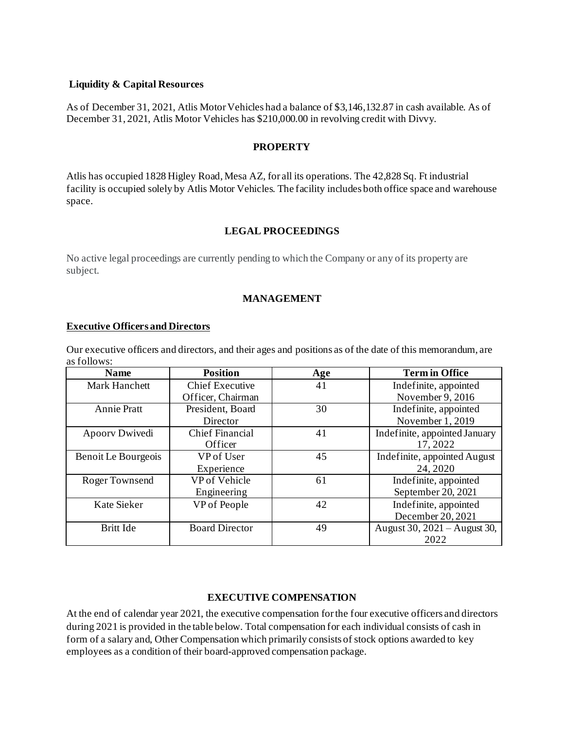**Liquidity & Capital Resources**

As of December 31, 2021, Atlis Motor Vehicles had a balance of $3,146,132.87 in cash available. As of December 31, 2021, Atlis Motor Vehicles has $210,000.00 in revolving credit with Divvy.

## PROPERTY

Atlis has occupied 1828 Higley Road, Mesa AZ, for all its operations. The 42,828 Sq. Ft industrial facility is occupied solely by Atlis Motor Vehicles. The facility includes both office space and warehouse space.

## LEGAL PROCEEDINGS

No active legal proceedings are currently pending to which the Company or any of its property are subject.

## MANAGEMENT

### Executive Officers and Directors

Our executive officers and directors, and their ages and positions as of the date of this memorandum, are as follows:

| Name | Position | Age | Term in Office |
|---|---|---|---|
| Mark Hanchett | Chief Executive Officer, Chairman | 41 | Indefinite, appointed November 9, 2016 |
| Annie Pratt | President, Board Director | 30 | Indefinite, appointed November 1, 2019 |
| Apoorv Dwivedi | Chief Financial Officer | 41 | Indefinite, appointed January 17, 2022 |
| Benoit Le Bourgeois | VP of User Experience | 45 | Indefinite, appointed August 24, 2020 |
| Roger Townsend | VP of Vehicle Engineering | 61 | Indefinite, appointed September 20, 2021 |
| Kate Sieker | VP of People | 42 | Indefinite, appointed December 20, 2021 |
| Britt Ide | Board Director | 49 | August 30, 2021 – August 30, 2022 |

## EXECUTIVE COMPENSATION

At the end of calendar year 2021, the executive compensation for the four executive officers and directors during 2021 is provided in the table below. Total compensation for each individual consists of cash in form of a salary and, Other Compensation which primarily consists of stock options awarded to key employees as a condition of their board-approved compensation package.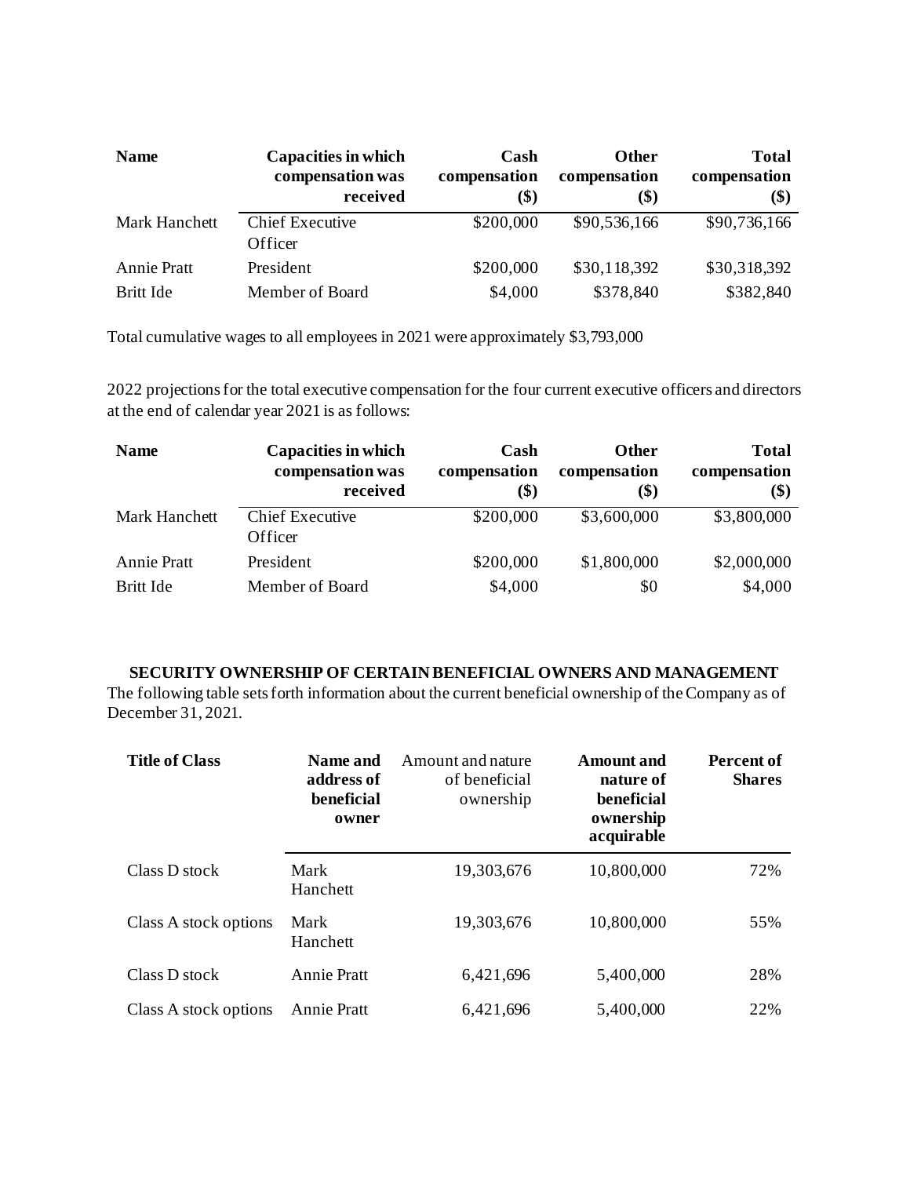| Name | Capacities in which compensation was received | Cash compensation ($) | Other compensation ($) | Total compensation ($) |
|---|---|---|---|---|
| Mark Hanchett | Chief Executive Officer | $200,000 | $90,536,166 | $90,736,166 |
| Annie Pratt | President | $200,000 | $30,118,392 | $30,318,392 |
| Britt Ide | Member of Board | $4,000 | $378,840 | $382,840 |

Total cumulative wages to all employees in 2021 were approximately $3,793,000

2022 projections for the total executive compensation for the four current executive officers and directors at the end of calendar year 2021 is as follows:

| Name | Capacities in which compensation was received | Cash compensation ($) | Other compensation ($) | Total compensation ($) |
|---|---|---|---|---|
| Mark Hanchett | Chief Executive Officer | $200,000 | $3,600,000 | $3,800,000 |
| Annie Pratt | President | $200,000 | $1,800,000 | $2,000,000 |
| Britt Ide | Member of Board | $4,000 | $0 | $4,000 |

**SECURITY OWNERSHIP OF CERTAIN BENEFICIAL OWNERS AND MANAGEMENT**

The following table sets forth information about the current beneficial ownership of the Company as of December 31, 2021.

| Title of Class | Name and address of beneficial owner | Amount and nature of beneficial ownership | Amount and nature of beneficial ownership acquirable | Percent of Shares |
|---|---|---|---|---|
| Class D stock | Mark Hanchett | 19,303,676 | 10,800,000 | 72% |
| Class A stock options | Mark Hanchett | 19,303,676 | 10,800,000 | 55% |
| Class D stock | Annie Pratt | 6,421,696 | 5,400,000 | 28% |
| Class A stock options | Annie Pratt | 6,421,696 | 5,400,000 | 22% |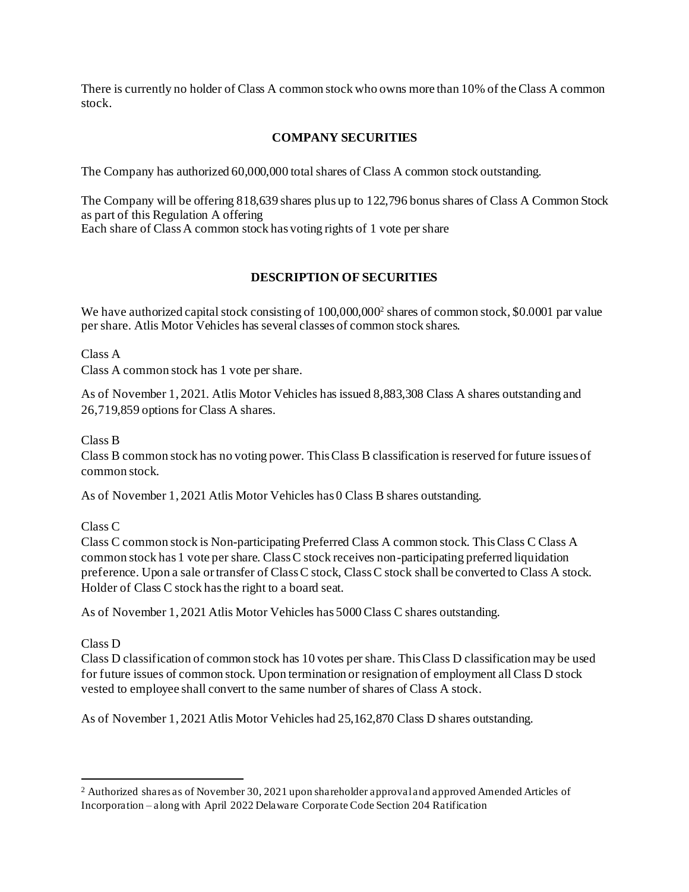There is currently no holder of Class A common stock who owns more than 10% of the Class A common stock.

## COMPANY SECURITIES

The Company has authorized 60,000,000 total shares of Class A common stock outstanding.

The Company will be offering 818,639 shares plus up to 122,796 bonus shares of Class A Common Stock as part of this Regulation A offering
Each share of Class A common stock has voting rights of 1 vote per share

## DESCRIPTION OF SECURITIES

We have authorized capital stock consisting of 100,000,000[2] shares of common stock, $0.0001 par value per share. Atlis Motor Vehicles has several classes of common stock shares.

Class A
Class A common stock has 1 vote per share.

As of November 1, 2021. Atlis Motor Vehicles has issued 8,883,308 Class A shares outstanding and 26,719,859 options for Class A shares.

Class B
Class B common stock has no voting power. This Class B classification is reserved for future issues of common stock.

As of November 1, 2021 Atlis Motor Vehicles has 0 Class B shares outstanding.

Class C
Class C common stock is Non-participating Preferred Class A common stock. This Class C Class A common stock has 1 vote per share. Class C stock receives non-participating preferred liquidation preference. Upon a sale or transfer of Class C stock, Class C stock shall be converted to Class A stock. Holder of Class C stock has the right to a board seat.

As of November 1, 2021 Atlis Motor Vehicles has 5000 Class C shares outstanding.

Class D
Class D classification of common stock has 10 votes per share. This Class D classification may be used for future issues of common stock. Upon termination or resignation of employment all Class D stock vested to employee shall convert to the same number of shares of Class A stock.

As of November 1, 2021 Atlis Motor Vehicles had 25,162,870 Class D shares outstanding.

---

[2] Authorized shares as of November 30, 2021 upon shareholder approval and approved Amended Articles of Incorporation – along with April 2022 Delaware Corporate Code Section 204 Ratification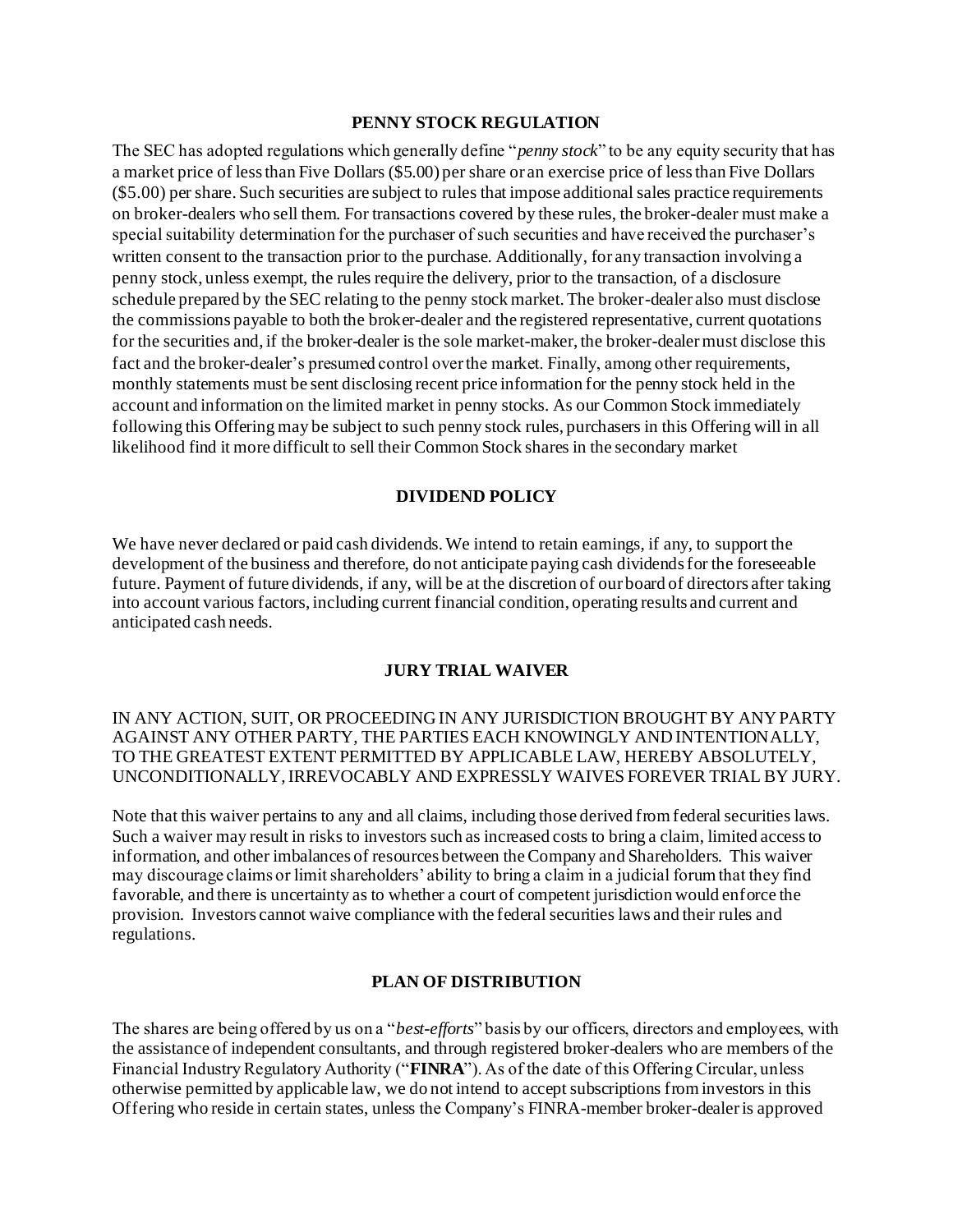## PENNY STOCK REGULATION

The SEC has adopted regulations which generally define "*penny stock*" to be any equity security that has a market price of less than Five Dollars ($5.00) per share or an exercise price of less than Five Dollars ($5.00) per share. Such securities are subject to rules that impose additional sales practice requirements on broker-dealers who sell them. For transactions covered by these rules, the broker-dealer must make a special suitability determination for the purchaser of such securities and have received the purchaser's written consent to the transaction prior to the purchase. Additionally, for any transaction involving a penny stock, unless exempt, the rules require the delivery, prior to the transaction, of a disclosure schedule prepared by the SEC relating to the penny stock market. The broker-dealer also must disclose the commissions payable to both the broker-dealer and the registered representative, current quotations for the securities and, if the broker-dealer is the sole market-maker, the broker-dealer must disclose this fact and the broker-dealer's presumed control over the market. Finally, among other requirements, monthly statements must be sent disclosing recent price information for the penny stock held in the account and information on the limited market in penny stocks. As our Common Stock immediately following this Offering may be subject to such penny stock rules, purchasers in this Offering will in all likelihood find it more difficult to sell their Common Stock shares in the secondary market

## DIVIDEND POLICY

We have never declared or paid cash dividends. We intend to retain earnings, if any, to support the development of the business and therefore, do not anticipate paying cash dividends for the foreseeable future. Payment of future dividends, if any, will be at the discretion of our board of directors after taking into account various factors, including current financial condition, operating results and current and anticipated cash needs.

## JURY TRIAL WAIVER

IN ANY ACTION, SUIT, OR PROCEEDING IN ANY JURISDICTION BROUGHT BY ANY PARTY AGAINST ANY OTHER PARTY, THE PARTIES EACH KNOWINGLY AND INTENTIONALLY, TO THE GREATEST EXTENT PERMITTED BY APPLICABLE LAW, HEREBY ABSOLUTELY, UNCONDITIONALLY, IRREVOCABLY AND EXPRESSLY WAIVES FOREVER TRIAL BY JURY.

Note that this waiver pertains to any and all claims, including those derived from federal securities laws. Such a waiver may result in risks to investors such as increased costs to bring a claim, limited access to information, and other imbalances of resources between the Company and Shareholders. This waiver may discourage claims or limit shareholders' ability to bring a claim in a judicial forum that they find favorable, and there is uncertainty as to whether a court of competent jurisdiction would enforce the provision. Investors cannot waive compliance with the federal securities laws and their rules and regulations.

## PLAN OF DISTRIBUTION

The shares are being offered by us on a "*best-efforts*" basis by our officers, directors and employees, with the assistance of independent consultants, and through registered broker-dealers who are members of the Financial Industry Regulatory Authority ("**FINRA**"). As of the date of this Offering Circular, unless otherwise permitted by applicable law, we do not intend to accept subscriptions from investors in this Offering who reside in certain states, unless the Company's FINRA-member broker-dealer is approved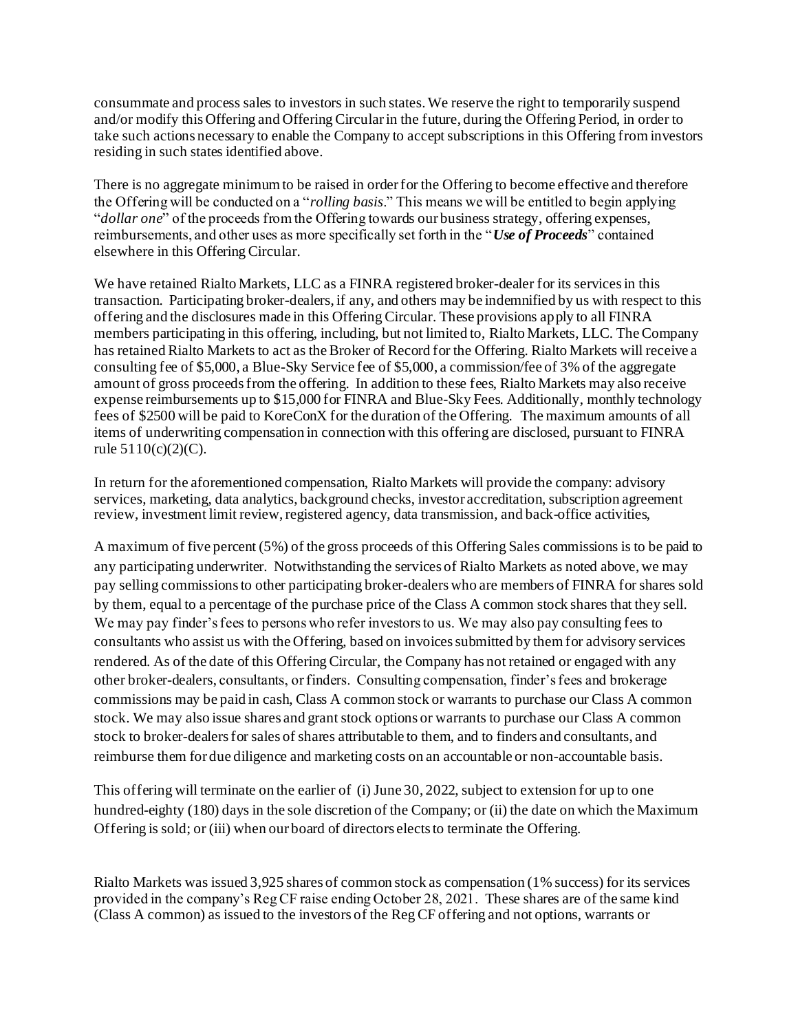consummate and process sales to investors in such states. We reserve the right to temporarily suspend and/or modify this Offering and Offering Circular in the future, during the Offering Period, in order to take such actions necessary to enable the Company to accept subscriptions in this Offering from investors residing in such states identified above.

There is no aggregate minimum to be raised in order for the Offering to become effective and therefore the Offering will be conducted on a "*rolling basis*." This means we will be entitled to begin applying "*dollar one*" of the proceeds from the Offering towards our business strategy, offering expenses, reimbursements, and other uses as more specifically set forth in the "***Use of Proceeds***" contained elsewhere in this Offering Circular.

We have retained Rialto Markets, LLC as a FINRA registered broker-dealer for its services in this transaction. Participating broker-dealers, if any, and others may be indemnified by us with respect to this offering and the disclosures made in this Offering Circular. These provisions apply to all FINRA members participating in this offering, including, but not limited to, Rialto Markets, LLC. The Company has retained Rialto Markets to act as the Broker of Record for the Offering. Rialto Markets will receive a consulting fee of $5,000, a Blue-Sky Service fee of $5,000, a commission/fee of 3% of the aggregate amount of gross proceeds from the offering. In addition to these fees, Rialto Markets may also receive expense reimbursements up to $15,000 for FINRA and Blue-Sky Fees. Additionally, monthly technology fees of $2500 will be paid to KoreConX for the duration of the Offering. The maximum amounts of all items of underwriting compensation in connection with this offering are disclosed, pursuant to FINRA rule 5110(c)(2)(C).

In return for the aforementioned compensation, Rialto Markets will provide the company: advisory services, marketing, data analytics, background checks, investor accreditation, subscription agreement review, investment limit review, registered agency, data transmission, and back-office activities,

A maximum of five percent (5%) of the gross proceeds of this Offering Sales commissions is to be paid to any participating underwriter. Notwithstanding the services of Rialto Markets as noted above, we may pay selling commissions to other participating broker-dealers who are members of FINRA for shares sold by them, equal to a percentage of the purchase price of the Class A common stock shares that they sell. We may pay finder's fees to persons who refer investors to us. We may also pay consulting fees to consultants who assist us with the Offering, based on invoices submitted by them for advisory services rendered. As of the date of this Offering Circular, the Company has not retained or engaged with any other broker-dealers, consultants, or finders. Consulting compensation, finder's fees and brokerage commissions may be paid in cash, Class A common stock or warrants to purchase our Class A common stock. We may also issue shares and grant stock options or warrants to purchase our Class A common stock to broker-dealers for sales of shares attributable to them, and to finders and consultants, and reimburse them for due diligence and marketing costs on an accountable or non-accountable basis.

This offering will terminate on the earlier of (i) June 30, 2022, subject to extension for up to one hundred-eighty (180) days in the sole discretion of the Company; or (ii) the date on which the Maximum Offering is sold; or (iii) when our board of directors elects to terminate the Offering.

Rialto Markets was issued 3,925 shares of common stock as compensation (1% success) for its services provided in the company's Reg CF raise ending October 28, 2021. These shares are of the same kind (Class A common) as issued to the investors of the Reg CF offering and not options, warrants or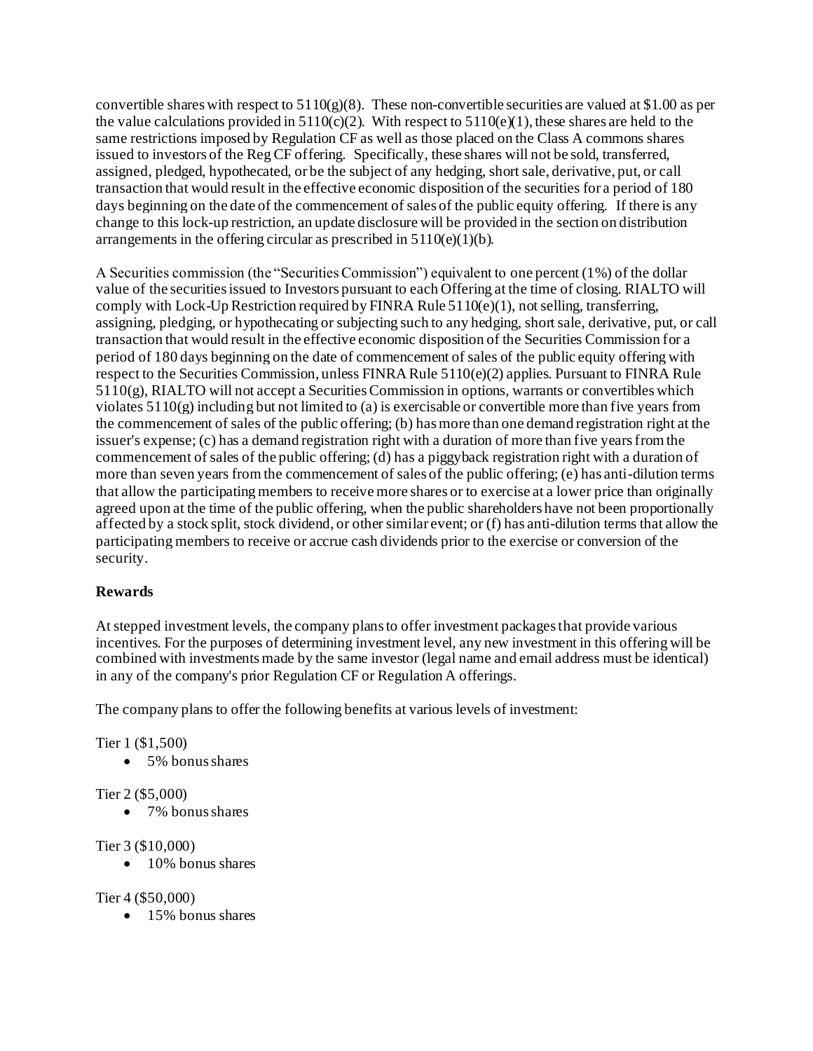convertible shares with respect to 5110(g)(8). These non-convertible securities are valued at $1.00 as per the value calculations provided in 5110(c)(2). With respect to 5110(e)(1), these shares are held to the same restrictions imposed by Regulation CF as well as those placed on the Class A commons shares issued to investors of the Reg CF offering. Specifically, these shares will not be sold, transferred, assigned, pledged, hypothecated, or be the subject of any hedging, short sale, derivative, put, or call transaction that would result in the effective economic disposition of the securities for a period of 180 days beginning on the date of the commencement of sales of the public equity offering. If there is any change to this lock-up restriction, an update disclosure will be provided in the section on distribution arrangements in the offering circular as prescribed in 5110(e)(1)(b).

A Securities commission (the "Securities Commission") equivalent to one percent (1%) of the dollar value of the securities issued to Investors pursuant to each Offering at the time of closing. RIALTO will comply with Lock-Up Restriction required by FINRA Rule 5110(e)(1), not selling, transferring, assigning, pledging, or hypothecating or subjecting such to any hedging, short sale, derivative, put, or call transaction that would result in the effective economic disposition of the Securities Commission for a period of 180 days beginning on the date of commencement of sales of the public equity offering with respect to the Securities Commission, unless FINRA Rule 5110(e)(2) applies. Pursuant to FINRA Rule 5110(g), RIALTO will not accept a Securities Commission in options, warrants or convertibles which violates 5110(g) including but not limited to (a) is exercisable or convertible more than five years from the commencement of sales of the public offering; (b) has more than one demand registration right at the issuer's expense; (c) has a demand registration right with a duration of more than five years from the commencement of sales of the public offering; (d) has a piggyback registration right with a duration of more than seven years from the commencement of sales of the public offering; (e) has anti-dilution terms that allow the participating members to receive more shares or to exercise at a lower price than originally agreed upon at the time of the public offering, when the public shareholders have not been proportionally affected by a stock split, stock dividend, or other similar event; or (f) has anti-dilution terms that allow the participating members to receive or accrue cash dividends prior to the exercise or conversion of the security.

**Rewards**

At stepped investment levels, the company plans to offer investment packages that provide various incentives. For the purposes of determining investment level, any new investment in this offering will be combined with investments made by the same investor (legal name and email address must be identical) in any of the company's prior Regulation CF or Regulation A offerings.

The company plans to offer the following benefits at various levels of investment:

Tier 1 ($1,500)

- 5% bonus shares

Tier 2 ($5,000)

- 7% bonus shares

Tier 3 ($10,000)

- 10% bonus shares

Tier 4 ($50,000)

- 15% bonus shares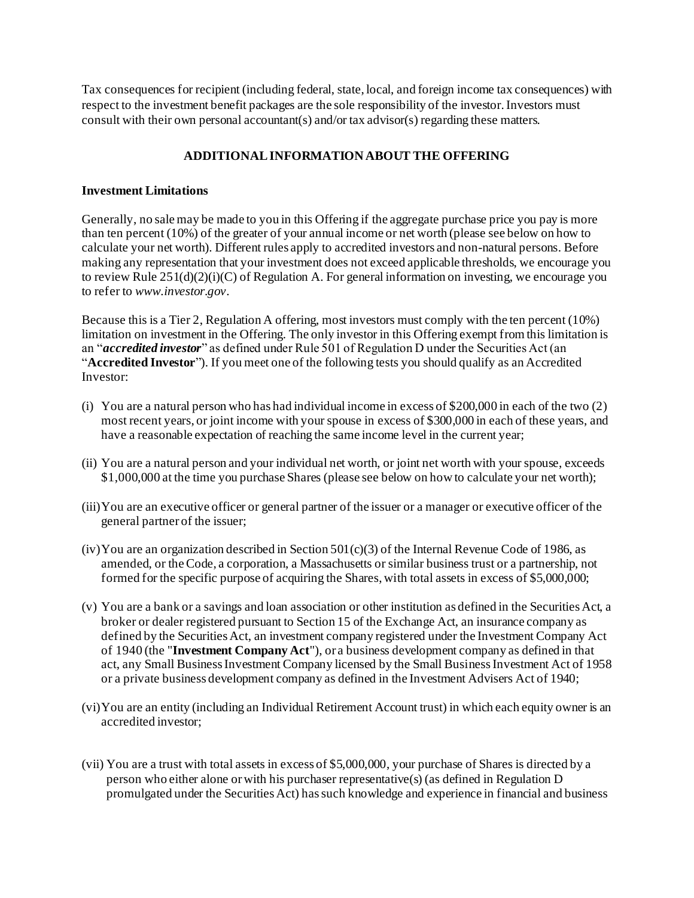Tax consequences for recipient (including federal, state, local, and foreign income tax consequences) with respect to the investment benefit packages are the sole responsibility of the investor. Investors must consult with their own personal accountant(s) and/or tax advisor(s) regarding these matters.

## ADDITIONAL INFORMATION ABOUT THE OFFERING

### Investment Limitations

Generally, no sale may be made to you in this Offering if the aggregate purchase price you pay is more than ten percent (10%) of the greater of your annual income or net worth (please see below on how to calculate your net worth). Different rules apply to accredited investors and non-natural persons. Before making any representation that your investment does not exceed applicable thresholds, we encourage you to review Rule 251(d)(2)(i)(C) of Regulation A. For general information on investing, we encourage you to refer to *www.investor.gov*.

Because this is a Tier 2, Regulation A offering, most investors must comply with the ten percent (10%) limitation on investment in the Offering. The only investor in this Offering exempt from this limitation is an "***accredited investor***" as defined under Rule 501 of Regulation D under the Securities Act (an "**Accredited Investor**"). If you meet one of the following tests you should qualify as an Accredited Investor:

(i) You are a natural person who has had individual income in excess of $200,000 in each of the two (2) most recent years, or joint income with your spouse in excess of $300,000 in each of these years, and have a reasonable expectation of reaching the same income level in the current year;

(ii) You are a natural person and your individual net worth, or joint net worth with your spouse, exceeds $1,000,000 at the time you purchase Shares (please see below on how to calculate your net worth);

(iii) You are an executive officer or general partner of the issuer or a manager or executive officer of the general partner of the issuer;

(iv) You are an organization described in Section 501(c)(3) of the Internal Revenue Code of 1986, as amended, or the Code, a corporation, a Massachusetts or similar business trust or a partnership, not formed for the specific purpose of acquiring the Shares, with total assets in excess of $5,000,000;

(v) You are a bank or a savings and loan association or other institution as defined in the Securities Act, a broker or dealer registered pursuant to Section 15 of the Exchange Act, an insurance company as defined by the Securities Act, an investment company registered under the Investment Company Act of 1940 (the "**Investment Company Act**"), or a business development company as defined in that act, any Small Business Investment Company licensed by the Small Business Investment Act of 1958 or a private business development company as defined in the Investment Advisers Act of 1940;

(vi) You are an entity (including an Individual Retirement Account trust) in which each equity owner is an accredited investor;

(vii) You are a trust with total assets in excess of $5,000,000, your purchase of Shares is directed by a person who either alone or with his purchaser representative(s) (as defined in Regulation D promulgated under the Securities Act) has such knowledge and experience in financial and business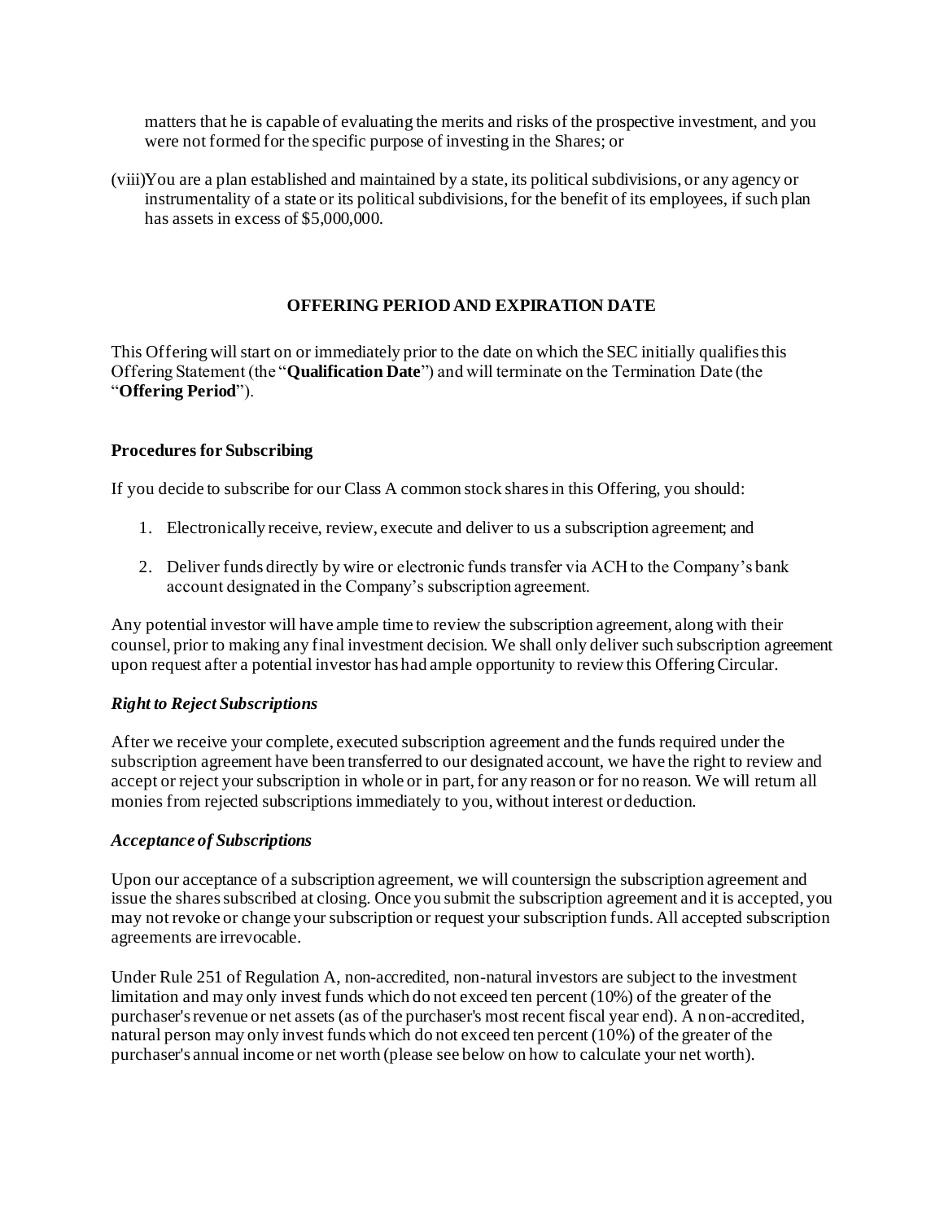matters that he is capable of evaluating the merits and risks of the prospective investment, and you were not formed for the specific purpose of investing in the Shares; or

(viii) You are a plan established and maintained by a state, its political subdivisions, or any agency or instrumentality of a state or its political subdivisions, for the benefit of its employees, if such plan has assets in excess of $5,000,000.

## OFFERING PERIOD AND EXPIRATION DATE

This Offering will start on or immediately prior to the date on which the SEC initially qualifies this Offering Statement (the "**Qualification Date**") and will terminate on the Termination Date (the "**Offering Period**").

### Procedures for Subscribing

If you decide to subscribe for our Class A common stock shares in this Offering, you should:

1. Electronically receive, review, execute and deliver to us a subscription agreement; and
2. Deliver funds directly by wire or electronic funds transfer via ACH to the Company's bank account designated in the Company's subscription agreement.

Any potential investor will have ample time to review the subscription agreement, along with their counsel, prior to making any final investment decision. We shall only deliver such subscription agreement upon request after a potential investor has had ample opportunity to review this Offering Circular.

#### *Right to Reject Subscriptions*

After we receive your complete, executed subscription agreement and the funds required under the subscription agreement have been transferred to our designated account, we have the right to review and accept or reject your subscription in whole or in part, for any reason or for no reason. We will return all monies from rejected subscriptions immediately to you, without interest or deduction.

#### *Acceptance of Subscriptions*

Upon our acceptance of a subscription agreement, we will countersign the subscription agreement and issue the shares subscribed at closing. Once you submit the subscription agreement and it is accepted, you may not revoke or change your subscription or request your subscription funds. All accepted subscription agreements are irrevocable.

Under Rule 251 of Regulation A, non-accredited, non-natural investors are subject to the investment limitation and may only invest funds which do not exceed ten percent (10%) of the greater of the purchaser's revenue or net assets (as of the purchaser's most recent fiscal year end). A non-accredited, natural person may only invest funds which do not exceed ten percent (10%) of the greater of the purchaser's annual income or net worth (please see below on how to calculate your net worth).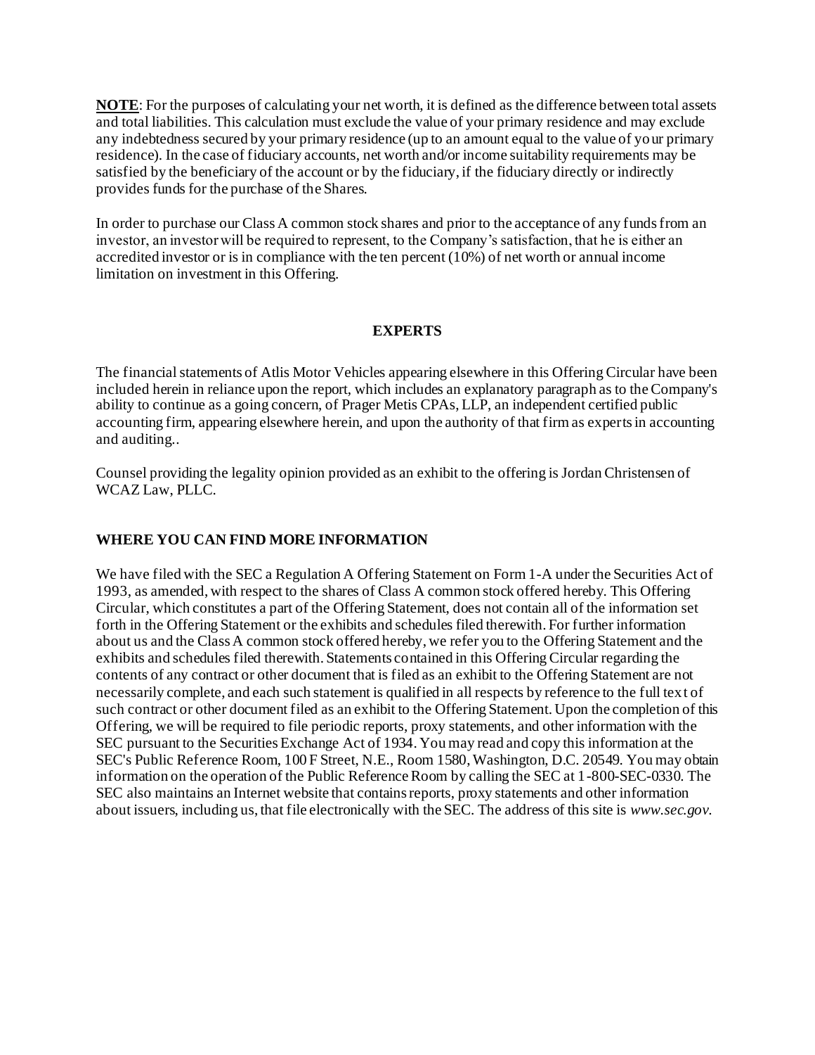**NOTE**: For the purposes of calculating your net worth, it is defined as the difference between total assets and total liabilities. This calculation must exclude the value of your primary residence and may exclude any indebtedness secured by your primary residence (up to an amount equal to the value of your primary residence). In the case of fiduciary accounts, net worth and/or income suitability requirements may be satisfied by the beneficiary of the account or by the fiduciary, if the fiduciary directly or indirectly provides funds for the purchase of the Shares.

In order to purchase our Class A common stock shares and prior to the acceptance of any funds from an investor, an investor will be required to represent, to the Company's satisfaction, that he is either an accredited investor or is in compliance with the ten percent (10%) of net worth or annual income limitation on investment in this Offering.

## EXPERTS

The financial statements of Atlis Motor Vehicles appearing elsewhere in this Offering Circular have been included herein in reliance upon the report, which includes an explanatory paragraph as to the Company's ability to continue as a going concern, of Prager Metis CPAs, LLP, an independent certified public accounting firm, appearing elsewhere herein, and upon the authority of that firm as experts in accounting and auditing..

Counsel providing the legality opinion provided as an exhibit to the offering is Jordan Christensen of WCAZ Law, PLLC.

## WHERE YOU CAN FIND MORE INFORMATION

We have filed with the SEC a Regulation A Offering Statement on Form 1-A under the Securities Act of 1993, as amended, with respect to the shares of Class A common stock offered hereby. This Offering Circular, which constitutes a part of the Offering Statement, does not contain all of the information set forth in the Offering Statement or the exhibits and schedules filed therewith. For further information about us and the Class A common stock offered hereby, we refer you to the Offering Statement and the exhibits and schedules filed therewith. Statements contained in this Offering Circular regarding the contents of any contract or other document that is filed as an exhibit to the Offering Statement are not necessarily complete, and each such statement is qualified in all respects by reference to the full text of such contract or other document filed as an exhibit to the Offering Statement. Upon the completion of this Offering, we will be required to file periodic reports, proxy statements, and other information with the SEC pursuant to the Securities Exchange Act of 1934. You may read and copy this information at the SEC's Public Reference Room, 100 F Street, N.E., Room 1580, Washington, D.C. 20549. You may obtain information on the operation of the Public Reference Room by calling the SEC at 1-800-SEC-0330. The SEC also maintains an Internet website that contains reports, proxy statements and other information about issuers, including us, that file electronically with the SEC. The address of this site is *www.sec.gov*.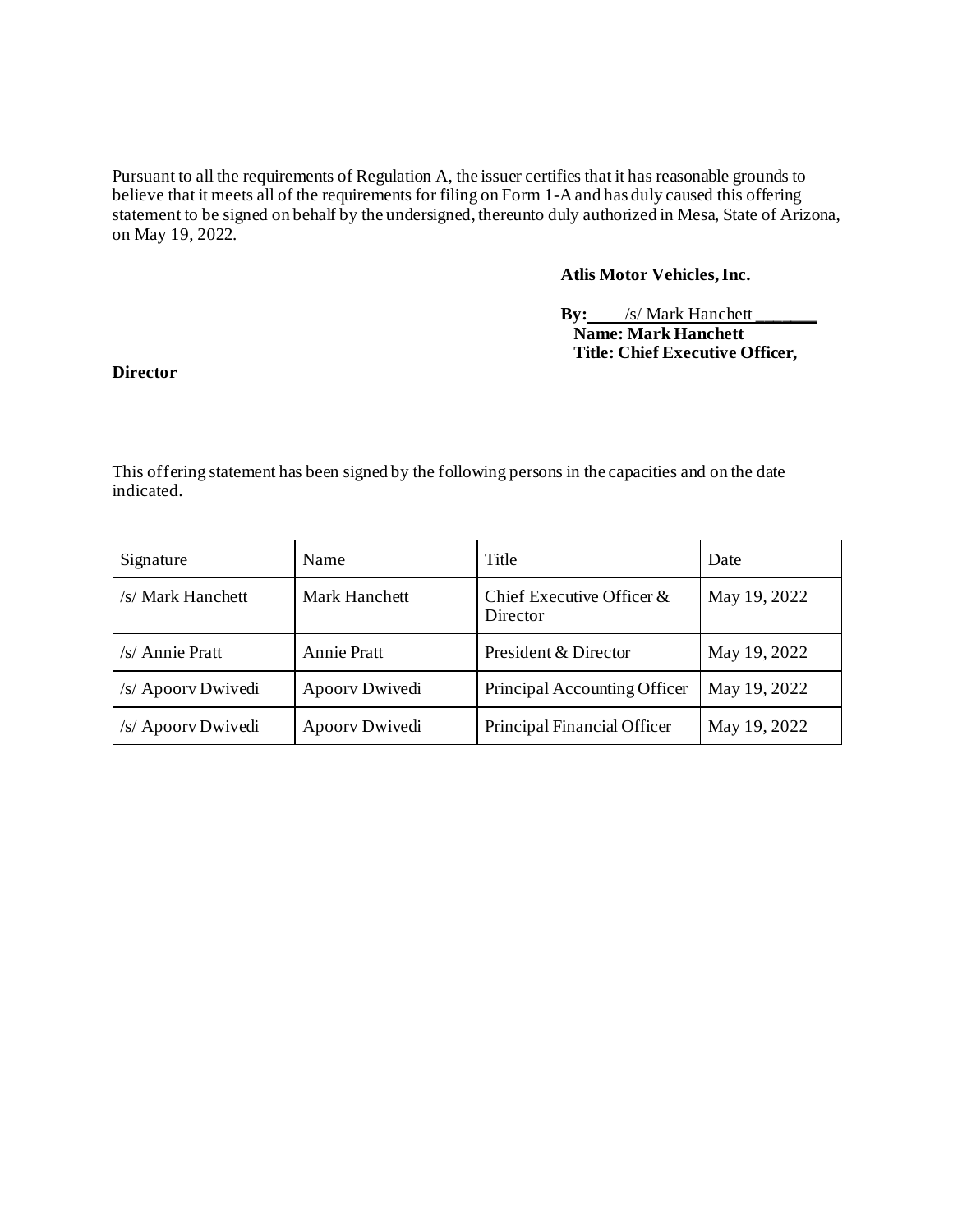Pursuant to all the requirements of Regulation A, the issuer certifies that it has reasonable grounds to believe that it meets all of the requirements for filing on Form 1-A and has duly caused this offering statement to be signed on behalf by the undersigned, thereunto duly authorized in Mesa, State of Arizona, on May 19, 2022.

**Atlis Motor Vehicles, Inc.**

**By:** /s/ Mark Hanchett
**Name: Mark Hanchett**
**Title: Chief Executive Officer, Director**

This offering statement has been signed by the following persons in the capacities and on the date indicated.

| Signature | Name | Title | Date |
|---|---|---|---|
| /s/ Mark Hanchett | Mark Hanchett | Chief Executive Officer & Director | May 19, 2022 |
| /s/ Annie Pratt | Annie Pratt | President & Director | May 19, 2022 |
| /s/ Apoorv Dwivedi | Apoorv Dwivedi | Principal Accounting Officer | May 19, 2022 |
| /s/ Apoorv Dwivedi | Apoorv Dwivedi | Principal Financial Officer | May 19, 2022 |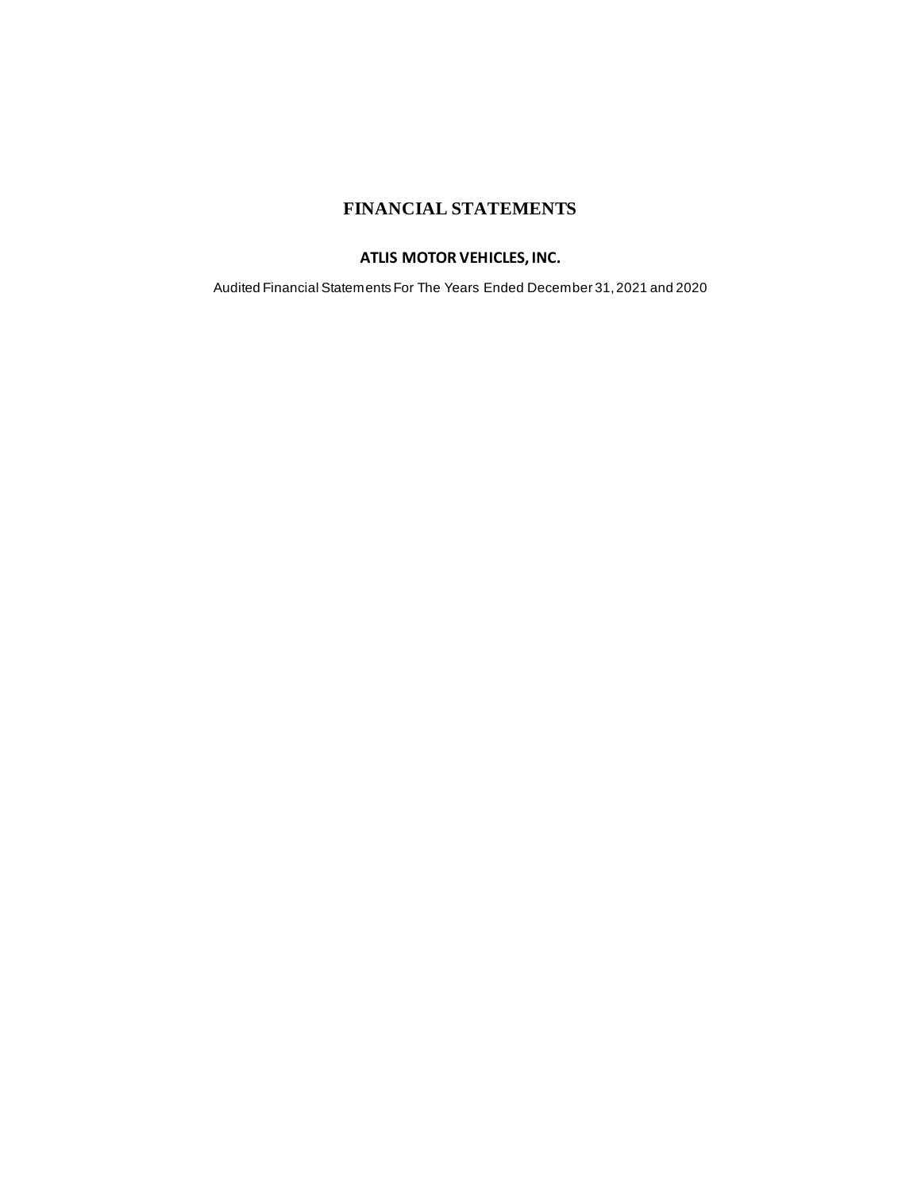# FINANCIAL STATEMENTS

## ATLIS MOTOR VEHICLES, INC.

Audited Financial Statements For The Years Ended December 31, 2021 and 2020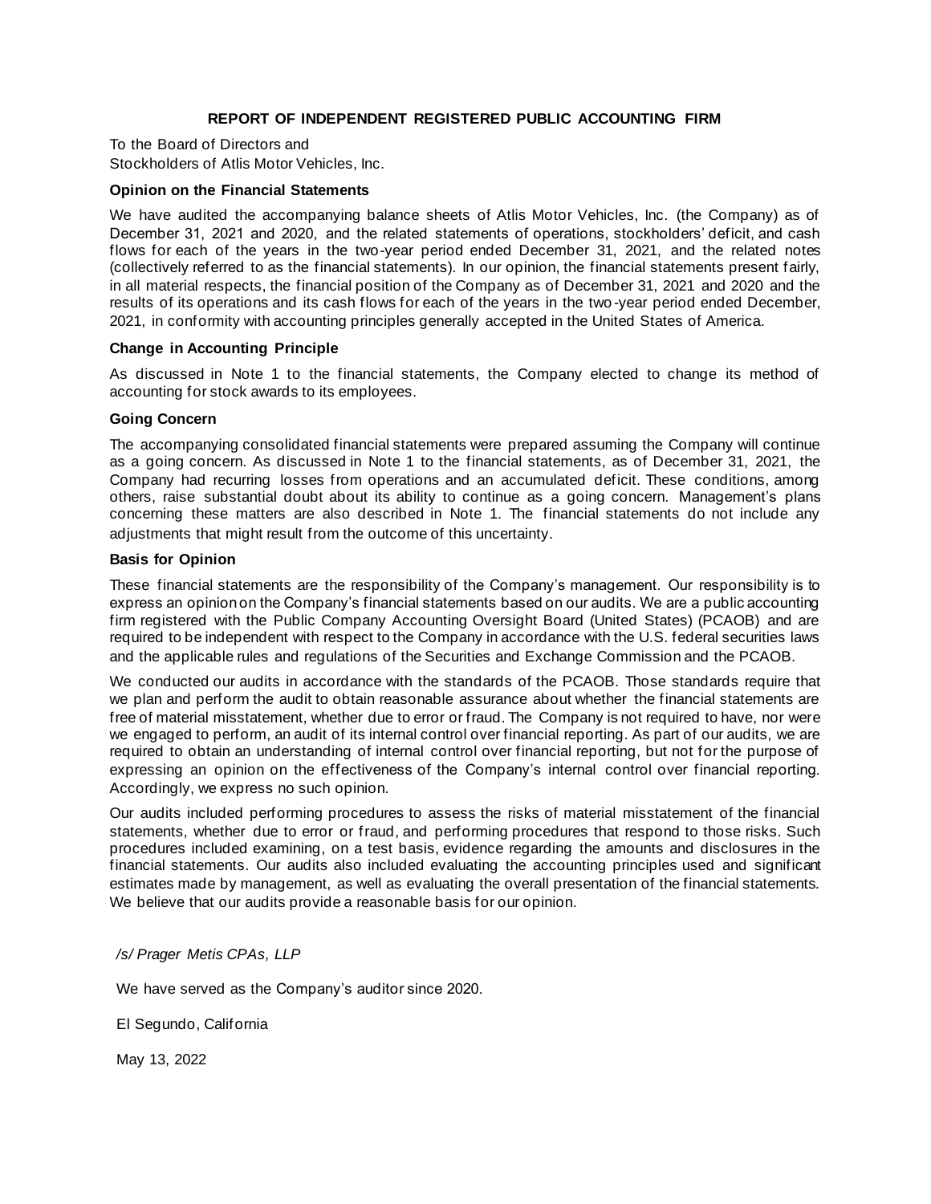# REPORT OF INDEPENDENT REGISTERED PUBLIC ACCOUNTING FIRM

To the Board of Directors and
Stockholders of Atlis Motor Vehicles, Inc.

**Opinion on the Financial Statements**

We have audited the accompanying balance sheets of Atlis Motor Vehicles, Inc. (the Company) as of December 31, 2021 and 2020, and the related statements of operations, stockholders' deficit, and cash flows for each of the years in the two-year period ended December 31, 2021, and the related notes (collectively referred to as the financial statements). In our opinion, the financial statements present fairly, in all material respects, the financial position of the Company as of December 31, 2021 and 2020 and the results of its operations and its cash flows for each of the years in the two-year period ended December, 2021, in conformity with accounting principles generally accepted in the United States of America.

**Change in Accounting Principle**

As discussed in Note 1 to the financial statements, the Company elected to change its method of accounting for stock awards to its employees.

**Going Concern**

The accompanying consolidated financial statements were prepared assuming the Company will continue as a going concern. As discussed in Note 1 to the financial statements, as of December 31, 2021, the Company had recurring losses from operations and an accumulated deficit. These conditions, among others, raise substantial doubt about its ability to continue as a going concern. Management's plans concerning these matters are also described in Note 1. The financial statements do not include any adjustments that might result from the outcome of this uncertainty.

**Basis for Opinion**

These financial statements are the responsibility of the Company's management. Our responsibility is to express an opinion on the Company's financial statements based on our audits. We are a public accounting firm registered with the Public Company Accounting Oversight Board (United States) (PCAOB) and are required to be independent with respect to the Company in accordance with the U.S. federal securities laws and the applicable rules and regulations of the Securities and Exchange Commission and the PCAOB.

We conducted our audits in accordance with the standards of the PCAOB. Those standards require that we plan and perform the audit to obtain reasonable assurance about whether the financial statements are free of material misstatement, whether due to error or fraud. The Company is not required to have, nor were we engaged to perform, an audit of its internal control over financial reporting. As part of our audits, we are required to obtain an understanding of internal control over financial reporting, but not for the purpose of expressing an opinion on the effectiveness of the Company's internal control over financial reporting. Accordingly, we express no such opinion.

Our audits included performing procedures to assess the risks of material misstatement of the financial statements, whether due to error or fraud, and performing procedures that respond to those risks. Such procedures included examining, on a test basis, evidence regarding the amounts and disclosures in the financial statements. Our audits also included evaluating the accounting principles used and significant estimates made by management, as well as evaluating the overall presentation of the financial statements. We believe that our audits provide a reasonable basis for our opinion.

*/s/ Prager Metis CPAs, LLP*

We have served as the Company's auditor since 2020.

El Segundo, California

May 13, 2022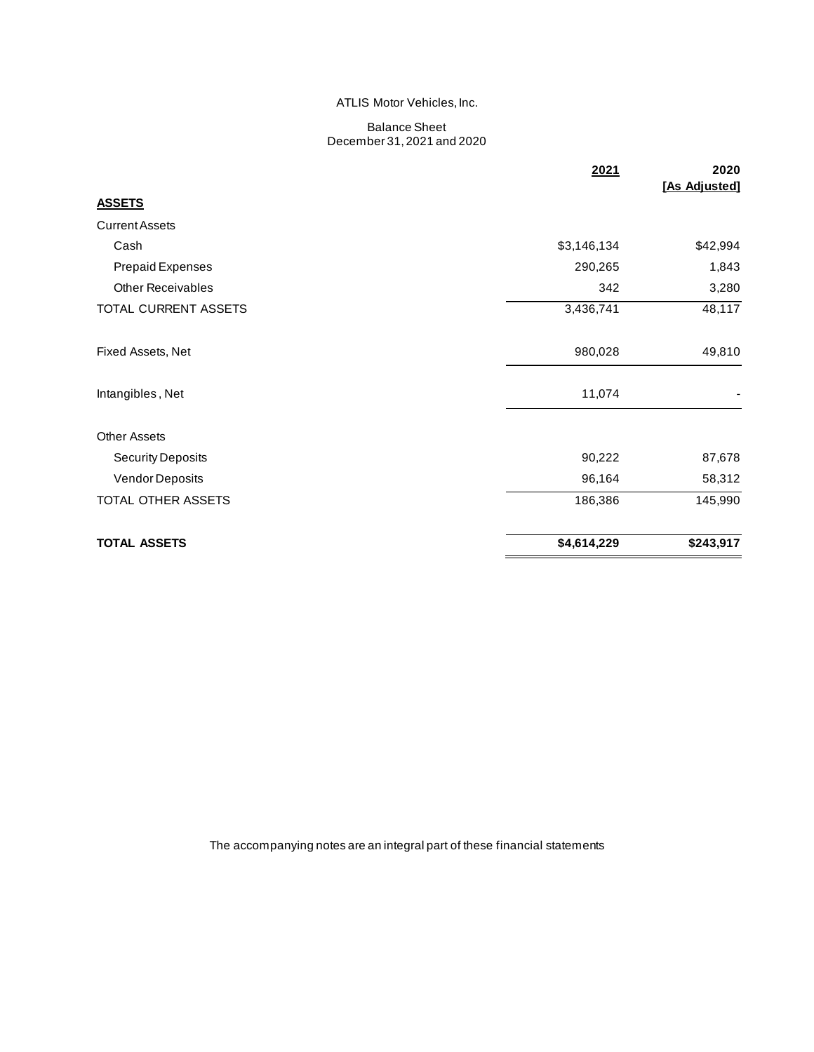ATLIS Motor Vehicles, Inc.

Balance Sheet
December 31, 2021 and 2020

| | 2021 | 2020 [As Adjusted] |
|---|---|---|
| **ASSETS** | | |
| Current Assets | | |
| Cash | $3,146,134 | $42,994 |
| Prepaid Expenses | 290,265 | 1,843 |
| Other Receivables | 342 | 3,280 |
| TOTAL CURRENT ASSETS | 3,436,741 | 48,117 |
| | | |
| Fixed Assets, Net | 980,028 | 49,810 |
| | | |
| Intangibles , Net | 11,074 | - |
| | | |
| Other Assets | | |
| Security Deposits | 90,222 | 87,678 |
| Vendor Deposits | 96,164 | 58,312 |
| TOTAL OTHER ASSETS | 186,386 | 145,990 |
| | | |
| **TOTAL ASSETS** | **$4,614,229** | **$243,917** |

The accompanying notes are an integral part of these financial statements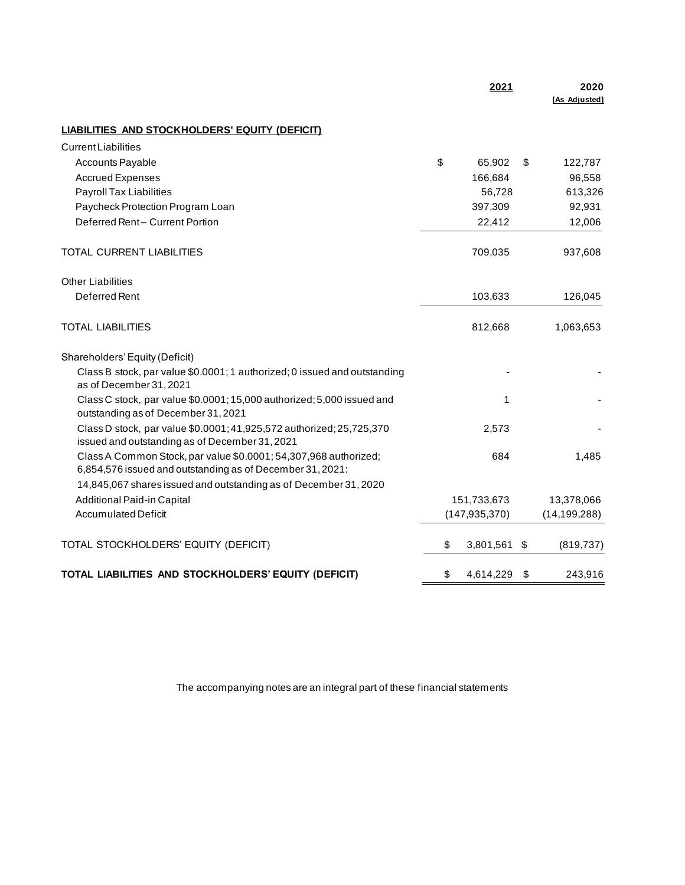| | 2021 | 2020 [As Adjusted] |
|---|---|---|
| **LIABILITIES AND STOCKHOLDERS' EQUITY (DEFICIT)** | | |
| Current Liabilities | | |
| Accounts Payable | $ 65,902 | $ 122,787 |
| Accrued Expenses | 166,684 | 96,558 |
| Payroll Tax Liabilities | 56,728 | 613,326 |
| Paycheck Protection Program Loan | 397,309 | 92,931 |
| Deferred Rent – Current Portion | 22,412 | 12,006 |
| TOTAL CURRENT LIABILITIES | 709,035 | 937,608 |
| Other Liabilities | | |
| Deferred Rent | 103,633 | 126,045 |
| TOTAL LIABILITIES | 812,668 | 1,063,653 |
| Shareholders' Equity (Deficit) | | |
| Class B stock, par value $0.0001; 1 authorized; 0 issued and outstanding as of December 31, 2021 | - | - |
| Class C stock, par value $0.0001; 15,000 authorized; 5,000 issued and outstanding as of December 31, 2021 | 1 | - |
| Class D stock, par value $0.0001; 41,925,572 authorized; 25,725,370 issued and outstanding as of December 31, 2021 | 2,573 | - |
| Class A Common Stock, par value $0.0001; 54,307,968 authorized; 6,854,576 issued and outstanding as of December 31, 2021: 14,845,067 shares issued and outstanding as of December 31, 2020 | 684 | 1,485 |
| Additional Paid-in Capital | 151,733,673 | 13,378,066 |
| Accumulated Deficit | (147,935,370) | (14,199,288) |
| TOTAL STOCKHOLDERS' EQUITY (DEFICIT) | $ 3,801,561 | $ (819,737) |
| **TOTAL LIABILITIES AND STOCKHOLDERS' EQUITY (DEFICIT)** | $ 4,614,229 | $ 243,916 |

The accompanying notes are an integral part of these financial statements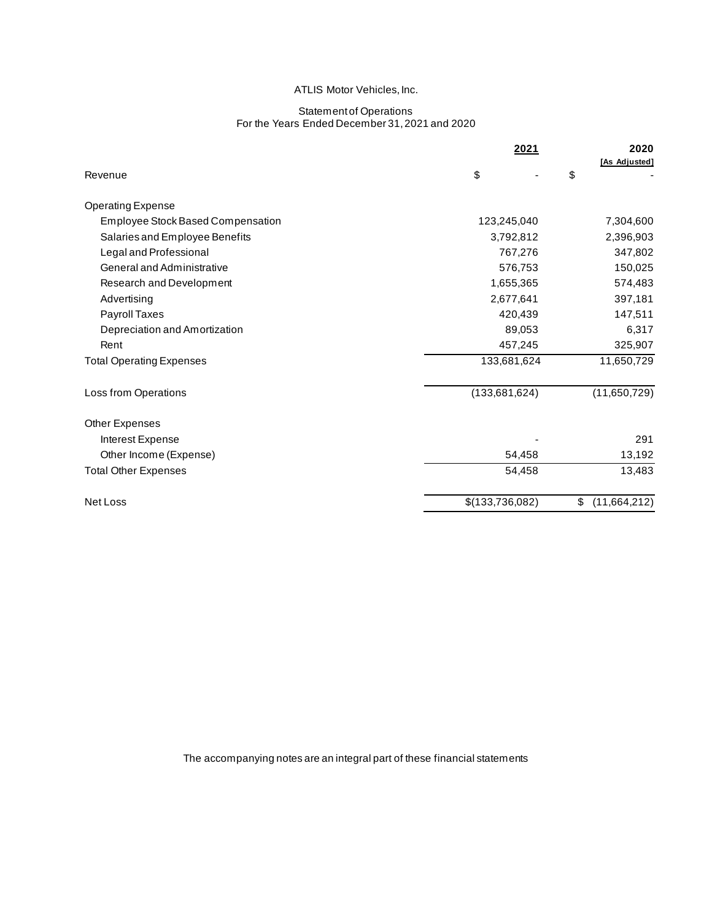ATLIS Motor Vehicles, Inc.

Statement of Operations
For the Years Ended December 31, 2021 and 2020

| | 2021 | 2020 [As Adjusted] |
|---|---|---|
| Revenue | $ - | $ - |
| Operating Expense | | |
| Employee Stock Based Compensation | 123,245,040 | 7,304,600 |
| Salaries and Employee Benefits | 3,792,812 | 2,396,903 |
| Legal and Professional | 767,276 | 347,802 |
| General and Administrative | 576,753 | 150,025 |
| Research and Development | 1,655,365 | 574,483 |
| Advertising | 2,677,641 | 397,181 |
| Payroll Taxes | 420,439 | 147,511 |
| Depreciation and Amortization | 89,053 | 6,317 |
| Rent | 457,245 | 325,907 |
| Total Operating Expenses | 133,681,624 | 11,650,729 |
| Loss from Operations | (133,681,624) | (11,650,729) |
| Other Expenses | | |
| Interest Expense | - | 291 |
| Other Income (Expense) | 54,458 | 13,192 |
| Total Other Expenses | 54,458 | 13,483 |
| Net Loss | $(133,736,082) | $ (11,664,212) |

The accompanying notes are an integral part of these financial statements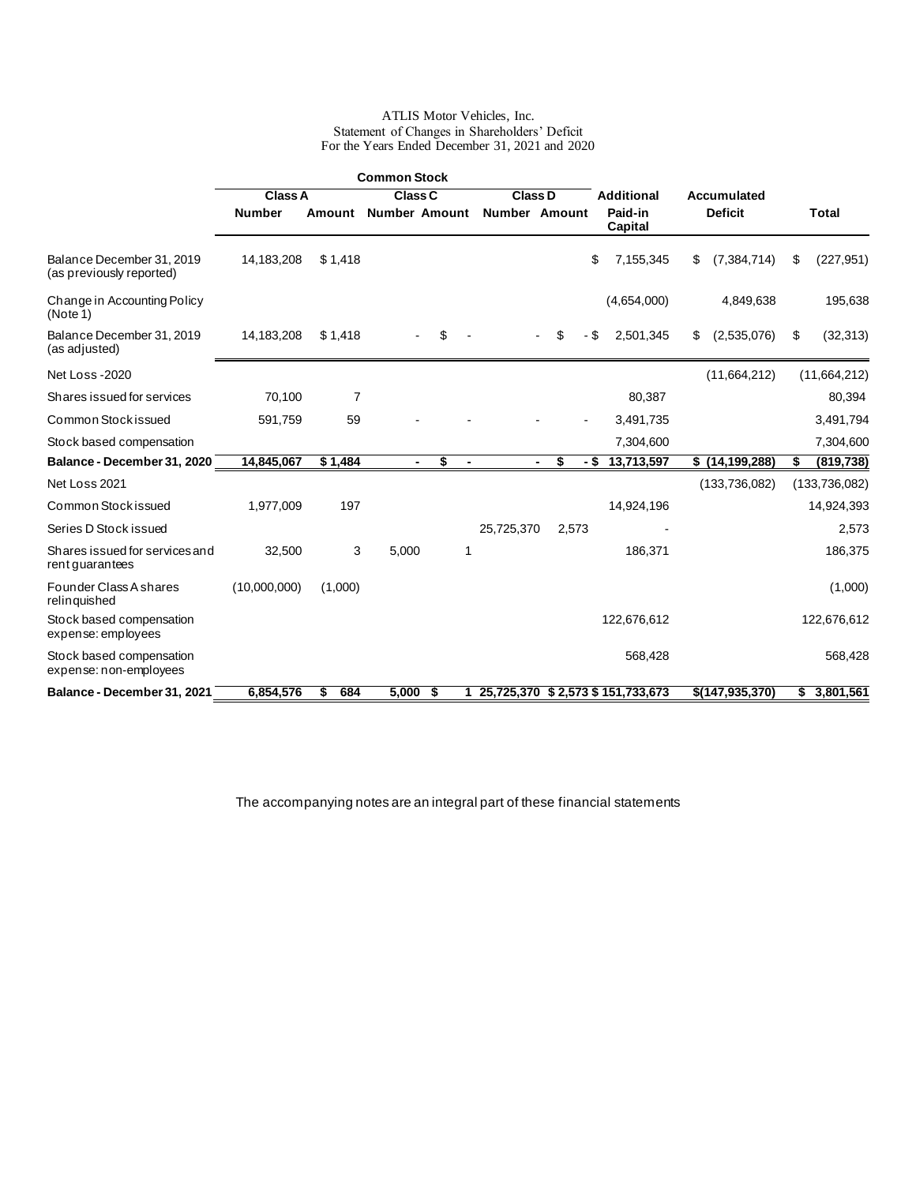ATLIS Motor Vehicles, Inc.
Statement of Changes in Shareholders' Deficit
For the Years Ended December 31, 2021 and 2020

| | Common Stock | | | | | | | | |
|---|---|---|---|---|---|---|---|---|---|
| | Class A | | Class C | | Class D | | Additional | Accumulated | |
| | Number | Amount | Number | Amount | Number | Amount | Paid-in Capital | Deficit | Total |
| Balance December 31, 2019 (as previously reported) | 14,183,208 | $ 1,418 | | | | | $ 7,155,345 | $ (7,384,714) | $ (227,951) |
| Change in Accounting Policy (Note 1) | | | | | | | (4,654,000) | 4,849,638 | 195,638 |
| Balance December 31, 2019 (as adjusted) | 14,183,208 | $ 1,418 | - | $ - | - | $ - | $ 2,501,345 | $ (2,535,076) | $ (32,313) |
| Net Loss -2020 | | | | | | | | (11,664,212) | (11,664,212) |
| Shares issued for services | 70,100 | 7 | | | | | 80,387 | | 80,394 |
| Common Stock issued | 591,759 | 59 | - | - | - | - | 3,491,735 | | 3,491,794 |
| Stock based compensation | | | | | | | 7,304,600 | | 7,304,600 |
| **Balance - December 31, 2020** | **14,845,067** | **$ 1,484** | **-** | **$ -** | **-** | **$ -** | **$ 13,713,597** | **$ (14,199,288)** | **$ (819,738)** |
| Net Loss 2021 | | | | | | | | (133,736,082) | (133,736,082) |
| Common Stock issued | 1,977,009 | 197 | | | | | 14,924,196 | | 14,924,393 |
| Series D Stock issued | | | | | 25,725,370 | 2,573 | - | | 2,573 |
| Shares issued for services and rent guarantees | 32,500 | 3 | 5,000 | 1 | | | 186,371 | | 186,375 |
| Founder Class A shares relinquished | (10,000,000) | (1,000) | | | | | | | (1,000) |
| Stock based compensation expense: employees | | | | | | | 122,676,612 | | 122,676,612 |
| Stock based compensation expense: non-employees | | | | | | | 568,428 | | 568,428 |
| **Balance - December 31, 2021** | **6,854,576** | **$ 684** | **5,000** | **$ 1** | **25,725,370** | **$ 2,573** | **$ 151,733,673** | **$(147,935,370)** | **$ 3,801,561** |

The accompanying notes are an integral part of these financial statements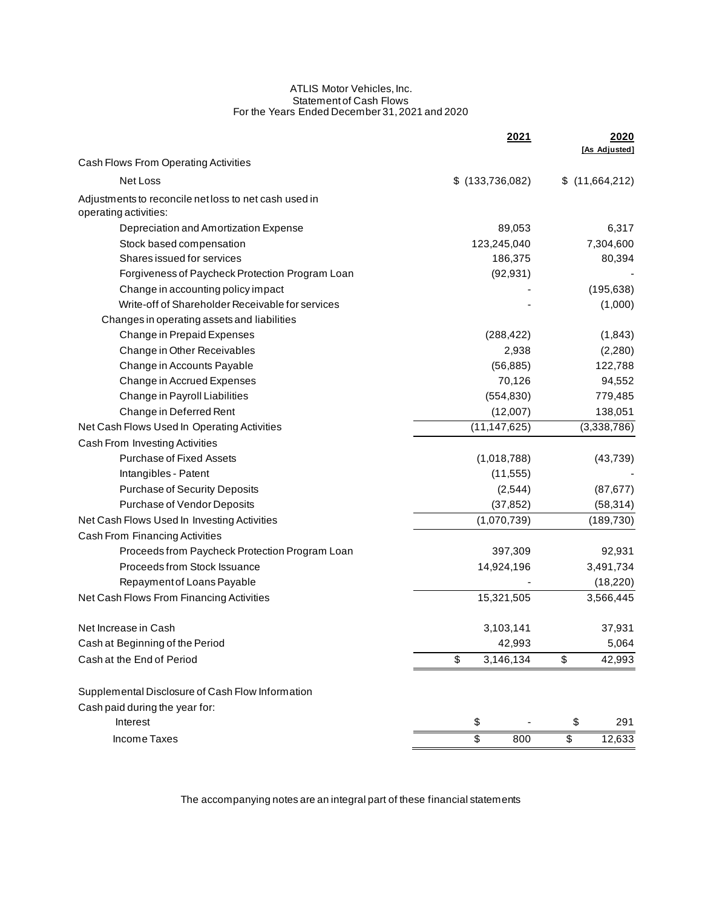ATLIS Motor Vehicles, Inc.
Statement of Cash Flows
For the Years Ended December 31, 2021 and 2020

| | 2021 | 2020 [As Adjusted] |
|---|---|---|
| Cash Flows From Operating Activities | | |
| Net Loss | $ (133,736,082) | $ (11,664,212) |
| Adjustments to reconcile net loss to net cash used in operating activities: | | |
| Depreciation and Amortization Expense | 89,053 | 6,317 |
| Stock based compensation | 123,245,040 | 7,304,600 |
| Shares issued for services | 186,375 | 80,394 |
| Forgiveness of Paycheck Protection Program Loan | (92,931) | - |
| Change in accounting policy impact | - | (195,638) |
| Write-off of Shareholder Receivable for services | - | (1,000) |
| Changes in operating assets and liabilities | | |
| Change in Prepaid Expenses | (288,422) | (1,843) |
| Change in Other Receivables | 2,938 | (2,280) |
| Change in Accounts Payable | (56,885) | 122,788 |
| Change in Accrued Expenses | 70,126 | 94,552 |
| Change in Payroll Liabilities | (554,830) | 779,485 |
| Change in Deferred Rent | (12,007) | 138,051 |
| Net Cash Flows Used In Operating Activities | (11,147,625) | (3,338,786) |
| Cash From Investing Activities | | |
| Purchase of Fixed Assets | (1,018,788) | (43,739) |
| Intangibles - Patent | (11,555) | - |
| Purchase of Security Deposits | (2,544) | (87,677) |
| Purchase of Vendor Deposits | (37,852) | (58,314) |
| Net Cash Flows Used In Investing Activities | (1,070,739) | (189,730) |
| Cash From Financing Activities | | |
| Proceeds from Paycheck Protection Program Loan | 397,309 | 92,931 |
| Proceeds from Stock Issuance | 14,924,196 | 3,491,734 |
| Repayment of Loans Payable | - | (18,220) |
| Net Cash Flows From Financing Activities | 15,321,505 | 3,566,445 |
| Net Increase in Cash | 3,103,141 | 37,931 |
| Cash at Beginning of the Period | 42,993 | 5,064 |
| Cash at the End of Period | $ 3,146,134 | $ 42,993 |
| Supplemental Disclosure of Cash Flow Information | | |
| Cash paid during the year for: | | |
| Interest | $ - | $ 291 |
| Income Taxes | $ 800 | $ 12,633 |

The accompanying notes are an integral part of these financial statements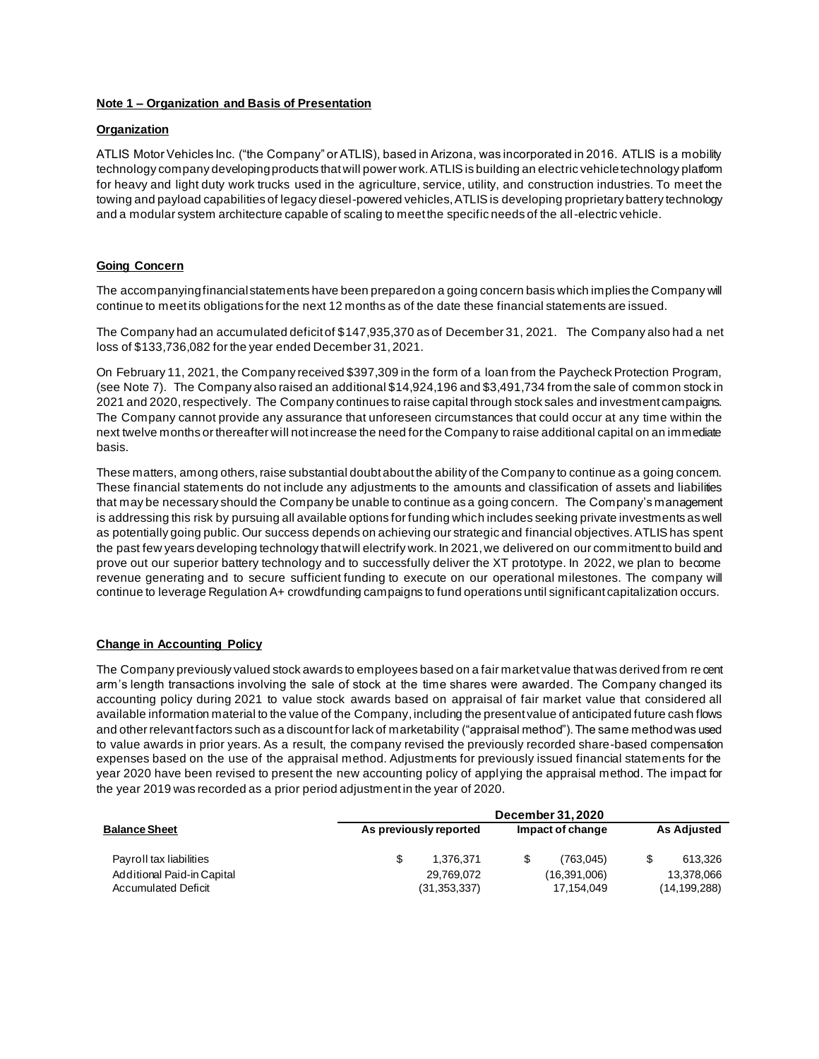**Note 1 – Organization and Basis of Presentation**

**Organization**

ATLIS Motor Vehicles Inc. ("the Company" or ATLIS), based in Arizona, was incorporated in 2016. ATLIS is a mobility technology company developing products that will power work. ATLIS is building an electric vehicle technology platform for heavy and light duty work trucks used in the agriculture, service, utility, and construction industries. To meet the towing and payload capabilities of legacy diesel-powered vehicles, ATLIS is developing proprietary battery technology and a modular system architecture capable of scaling to meet the specific needs of the all-electric vehicle.

**Going Concern**

The accompanying financial statements have been prepared on a going concern basis which implies the Company will continue to meet its obligations for the next 12 months as of the date these financial statements are issued.

The Company had an accumulated deficit of $147,935,370 as of December 31, 2021. The Company also had a net loss of $133,736,082 for the year ended December 31, 2021.

On February 11, 2021, the Company received $397,309 in the form of a loan from the Paycheck Protection Program, (see Note 7). The Company also raised an additional $14,924,196 and $3,491,734 from the sale of common stock in 2021 and 2020, respectively. The Company continues to raise capital through stock sales and investment campaigns. The Company cannot provide any assurance that unforeseen circumstances that could occur at any time within the next twelve months or thereafter will not increase the need for the Company to raise additional capital on an immediate basis.

These matters, among others, raise substantial doubt about the ability of the Company to continue as a going concern. These financial statements do not include any adjustments to the amounts and classification of assets and liabilities that may be necessary should the Company be unable to continue as a going concern. The Company's management is addressing this risk by pursuing all available options for funding which includes seeking private investments as well as potentially going public. Our success depends on achieving our strategic and financial objectives. ATLIS has spent the past few years developing technology that will electrify work. In 2021, we delivered on our commitment to build and prove out our superior battery technology and to successfully deliver the XT prototype. In 2022, we plan to become revenue generating and to secure sufficient funding to execute on our operational milestones. The company will continue to leverage Regulation A+ crowdfunding campaigns to fund operations until significant capitalization occurs.

**Change in Accounting Policy**

The Company previously valued stock awards to employees based on a fair market value that was derived from recent arm's length transactions involving the sale of stock at the time shares were awarded. The Company changed its accounting policy during 2021 to value stock awards based on appraisal of fair market value that considered all available information material to the value of the Company, including the present value of anticipated future cash flows and other relevant factors such as a discount for lack of marketability ("appraisal method"). The same method was used to value awards in prior years. As a result, the company revised the previously recorded share-based compensation expenses based on the use of the appraisal method. Adjustments for previously issued financial statements for the year 2020 have been revised to present the new accounting policy of applying the appraisal method. The impact for the year 2019 was recorded as a prior period adjustment in the year of 2020.

| | December 31, 2020 | | |
|---|---|---|---|
| **Balance Sheet** | **As previously reported** | **Impact of change** | **As Adjusted** |
| Payroll tax liabilities | $ 1,376,371 | $ (763,045) | $ 613,326 |
| Additional Paid-in Capital | 29,769,072 | (16,391,006) | 13,378,066 |
| Accumulated Deficit | (31,353,337) | 17,154,049 | (14,199,288) |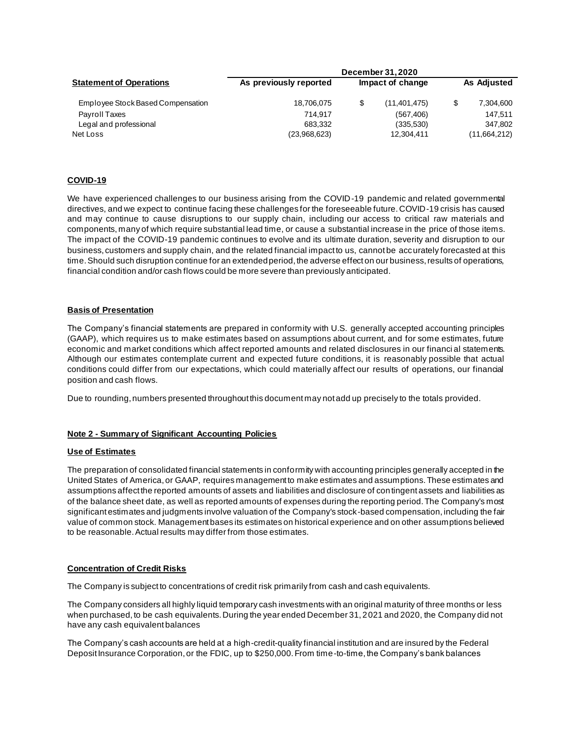| Statement of Operations | December 31, 2020 | | |
|---|---|---|---|
| | As previously reported | Impact of change | As Adjusted |
| Employee Stock Based Compensation | 18,706,075 | $ (11,401,475) | $ 7,304,600 |
| Payroll Taxes | 714,917 | (567,406) | 147,511 |
| Legal and professional | 683,332 | (335,530) | 347,802 |
| Net Loss | (23,968,623) | 12,304,411 | (11,664,212) |

**COVID-19**

We have experienced challenges to our business arising from the COVID-19 pandemic and related governmental directives, and we expect to continue facing these challenges for the foreseeable future. COVID-19 crisis has caused and may continue to cause disruptions to our supply chain, including our access to critical raw materials and components, many of which require substantial lead time, or cause a substantial increase in the price of those items. The impact of the COVID-19 pandemic continues to evolve and its ultimate duration, severity and disruption to our business, customers and supply chain, and the related financial impact to us, cannot be accurately forecasted at this time. Should such disruption continue for an extended period, the adverse effect on our business, results of operations, financial condition and/or cash flows could be more severe than previously anticipated.

**Basis of Presentation**

The Company's financial statements are prepared in conformity with U.S. generally accepted accounting principles (GAAP), which requires us to make estimates based on assumptions about current, and for some estimates, future economic and market conditions which affect reported amounts and related disclosures in our financial statements. Although our estimates contemplate current and expected future conditions, it is reasonably possible that actual conditions could differ from our expectations, which could materially affect our results of operations, our financial position and cash flows.

Due to rounding, numbers presented throughout this document may not add up precisely to the totals provided.

**Note 2 - Summary of Significant Accounting Policies**

**Use of Estimates**

The preparation of consolidated financial statements in conformity with accounting principles generally accepted in the United States of America, or GAAP, requires management to make estimates and assumptions. These estimates and assumptions affect the reported amounts of assets and liabilities and disclosure of contingent assets and liabilities as of the balance sheet date, as well as reported amounts of expenses during the reporting period. The Company's most significant estimates and judgments involve valuation of the Company's stock-based compensation, including the fair value of common stock. Management bases its estimates on historical experience and on other assumptions believed to be reasonable. Actual results may differ from those estimates.

**Concentration of Credit Risks**

The Company is subject to concentrations of credit risk primarily from cash and cash equivalents.

The Company considers all highly liquid temporary cash investments with an original maturity of three months or less when purchased, to be cash equivalents. During the year ended December 31, 2021 and 2020, the Company did not have any cash equivalent balances

The Company's cash accounts are held at a high-credit-quality financial institution and are insured by the Federal Deposit Insurance Corporation, or the FDIC, up to $250,000. From time-to-time, the Company's bank balances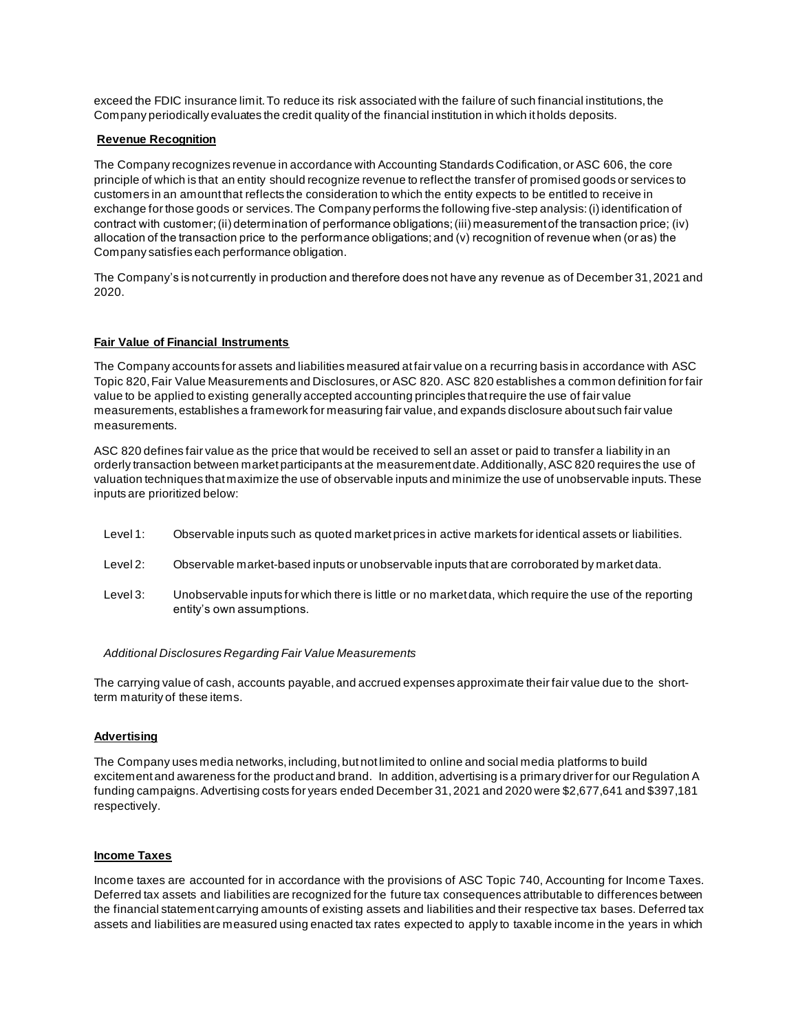exceed the FDIC insurance limit. To reduce its risk associated with the failure of such financial institutions, the Company periodically evaluates the credit quality of the financial institution in which it holds deposits.

**Revenue Recognition**

The Company recognizes revenue in accordance with Accounting Standards Codification, or ASC 606, the core principle of which is that an entity should recognize revenue to reflect the transfer of promised goods or services to customers in an amount that reflects the consideration to which the entity expects to be entitled to receive in exchange for those goods or services. The Company performs the following five-step analysis: (i) identification of contract with customer; (ii) determination of performance obligations; (iii) measurement of the transaction price; (iv) allocation of the transaction price to the performance obligations; and (v) recognition of revenue when (or as) the Company satisfies each performance obligation.

The Company's is not currently in production and therefore does not have any revenue as of December 31, 2021 and 2020.

**Fair Value of Financial Instruments**

The Company accounts for assets and liabilities measured at fair value on a recurring basis in accordance with ASC Topic 820, Fair Value Measurements and Disclosures, or ASC 820. ASC 820 establishes a common definition for fair value to be applied to existing generally accepted accounting principles that require the use of fair value measurements, establishes a framework for measuring fair value, and expands disclosure about such fair value measurements.

ASC 820 defines fair value as the price that would be received to sell an asset or paid to transfer a liability in an orderly transaction between market participants at the measurement date. Additionally, ASC 820 requires the use of valuation techniques that maximize the use of observable inputs and minimize the use of unobservable inputs. These inputs are prioritized below:

Level 1: Observable inputs such as quoted market prices in active markets for identical assets or liabilities.

Level 2: Observable market-based inputs or unobservable inputs that are corroborated by market data.

Level 3: Unobservable inputs for which there is little or no market data, which require the use of the reporting entity's own assumptions.

*Additional Disclosures Regarding Fair Value Measurements*

The carrying value of cash, accounts payable, and accrued expenses approximate their fair value due to the short-term maturity of these items.

**Advertising**

The Company uses media networks, including, but not limited to online and social media platforms to build excitement and awareness for the product and brand. In addition, advertising is a primary driver for our Regulation A funding campaigns. Advertising costs for years ended December 31, 2021 and 2020 were $2,677,641 and $397,181 respectively.

**Income Taxes**

Income taxes are accounted for in accordance with the provisions of ASC Topic 740, Accounting for Income Taxes. Deferred tax assets and liabilities are recognized for the future tax consequences attributable to differences between the financial statement carrying amounts of existing assets and liabilities and their respective tax bases. Deferred tax assets and liabilities are measured using enacted tax rates expected to apply to taxable income in the years in which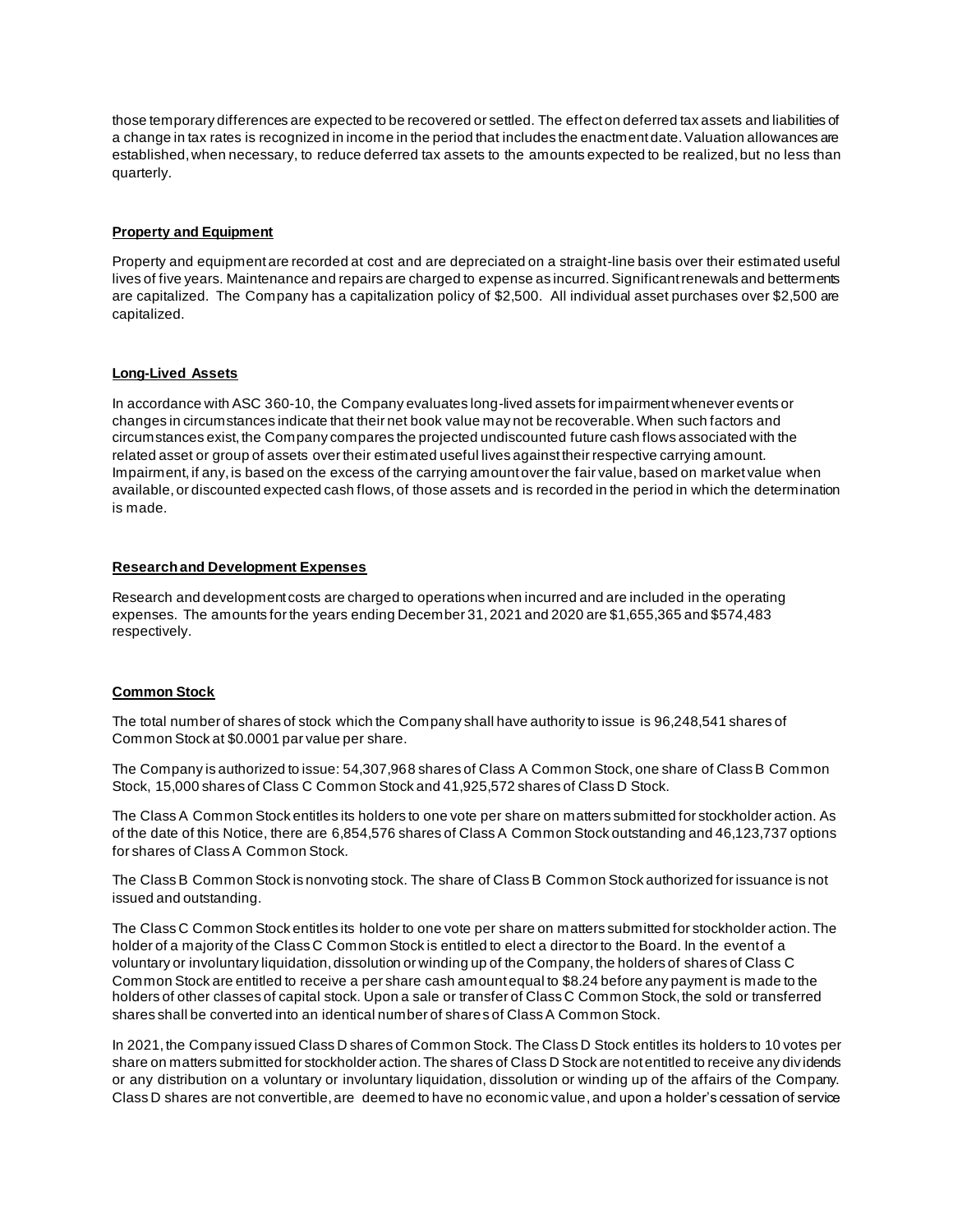those temporary differences are expected to be recovered or settled. The effect on deferred tax assets and liabilities of a change in tax rates is recognized in income in the period that includes the enactment date. Valuation allowances are established, when necessary, to reduce deferred tax assets to the amounts expected to be realized, but no less than quarterly.

**Property and Equipment**

Property and equipment are recorded at cost and are depreciated on a straight-line basis over their estimated useful lives of five years. Maintenance and repairs are charged to expense as incurred. Significant renewals and betterments are capitalized. The Company has a capitalization policy of $2,500. All individual asset purchases over $2,500 are capitalized.

**Long-Lived Assets**

In accordance with ASC 360-10, the Company evaluates long-lived assets for impairment whenever events or changes in circumstances indicate that their net book value may not be recoverable. When such factors and circumstances exist, the Company compares the projected undiscounted future cash flows associated with the related asset or group of assets over their estimated useful lives against their respective carrying amount. Impairment, if any, is based on the excess of the carrying amount over the fair value, based on market value when available, or discounted expected cash flows, of those assets and is recorded in the period in which the determination is made.

**Research and Development Expenses**

Research and development costs are charged to operations when incurred and are included in the operating expenses. The amounts for the years ending December 31, 2021 and 2020 are $1,655,365 and $574,483 respectively.

**Common Stock**

The total number of shares of stock which the Company shall have authority to issue is 96,248,541 shares of Common Stock at $0.0001 par value per share.

The Company is authorized to issue: 54,307,968 shares of Class A Common Stock, one share of Class B Common Stock, 15,000 shares of Class C Common Stock and 41,925,572 shares of Class D Stock.

The Class A Common Stock entitles its holders to one vote per share on matters submitted for stockholder action. As of the date of this Notice, there are 6,854,576 shares of Class A Common Stock outstanding and 46,123,737 options for shares of Class A Common Stock.

The Class B Common Stock is nonvoting stock. The share of Class B Common Stock authorized for issuance is not issued and outstanding.

The Class C Common Stock entitles its holder to one vote per share on matters submitted for stockholder action. The holder of a majority of the Class C Common Stock is entitled to elect a director to the Board. In the event of a voluntary or involuntary liquidation, dissolution or winding up of the Company, the holders of shares of Class C Common Stock are entitled to receive a per share cash amount equal to $8.24 before any payment is made to the holders of other classes of capital stock. Upon a sale or transfer of Class C Common Stock, the sold or transferred shares shall be converted into an identical number of shares of Class A Common Stock.

In 2021, the Company issued Class D shares of Common Stock. The Class D Stock entitles its holders to 10 votes per share on matters submitted for stockholder action. The shares of Class D Stock are not entitled to receive any dividends or any distribution on a voluntary or involuntary liquidation, dissolution or winding up of the affairs of the Company. Class D shares are not convertible, are deemed to have no economic value, and upon a holder's cessation of service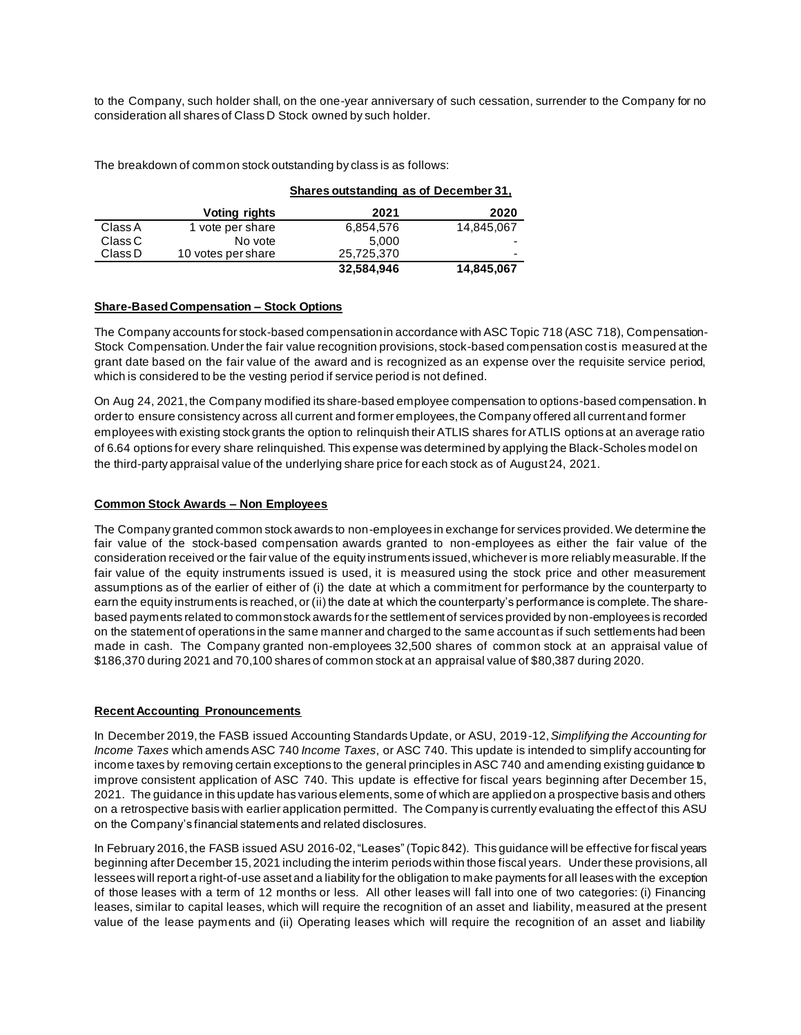to the Company, such holder shall, on the one-year anniversary of such cessation, surrender to the Company for no consideration all shares of Class D Stock owned by such holder.

The breakdown of common stock outstanding by class is as follows:

| | | **Shares outstanding as of December 31,** | |
|---|---|---|---|
| | **Voting rights** | **2021** | **2020** |
| Class A | 1 vote per share | 6,854,576 | 14,845,067 |
| Class C | No vote | 5,000 | - |
| Class D | 10 votes per share | 25,725,370 | - |
| | | **32,584,946** | **14,845,067** |

**Share-Based Compensation – Stock Options**

The Company accounts for stock-based compensation in accordance with ASC Topic 718 (ASC 718), Compensation-Stock Compensation. Under the fair value recognition provisions, stock-based compensation cost is measured at the grant date based on the fair value of the award and is recognized as an expense over the requisite service period, which is considered to be the vesting period if service period is not defined.

On Aug 24, 2021, the Company modified its share-based employee compensation to options-based compensation. In order to ensure consistency across all current and former employees, the Company offered all current and former employees with existing stock grants the option to relinquish their ATLIS shares for ATLIS options at an average ratio of 6.64 options for every share relinquished. This expense was determined by applying the Black-Scholes model on the third-party appraisal value of the underlying share price for each stock as of August 24, 2021.

**Common Stock Awards – Non Employees**

The Company granted common stock awards to non-employees in exchange for services provided. We determine the fair value of the stock-based compensation awards granted to non-employees as either the fair value of the consideration received or the fair value of the equity instruments issued, whichever is more reliably measurable. If the fair value of the equity instruments issued is used, it is measured using the stock price and other measurement assumptions as of the earlier of either of (i) the date at which a commitment for performance by the counterparty to earn the equity instruments is reached, or (ii) the date at which the counterparty's performance is complete. The share-based payments related to common stock awards for the settlement of services provided by non-employees is recorded on the statement of operations in the same manner and charged to the same account as if such settlements had been made in cash. The Company granted non-employees 32,500 shares of common stock at an appraisal value of $186,370 during 2021 and 70,100 shares of common stock at an appraisal value of $80,387 during 2020.

**Recent Accounting Pronouncements**

In December 2019, the FASB issued Accounting Standards Update, or ASU, 2019-12, *Simplifying the Accounting for Income Taxes* which amends ASC 740 *Income Taxes*, or ASC 740. This update is intended to simplify accounting for income taxes by removing certain exceptions to the general principles in ASC 740 and amending existing guidance to improve consistent application of ASC 740. This update is effective for fiscal years beginning after December 15, 2021. The guidance in this update has various elements, some of which are applied on a prospective basis and others on a retrospective basis with earlier application permitted. The Company is currently evaluating the effect of this ASU on the Company's financial statements and related disclosures.

In February 2016, the FASB issued ASU 2016-02, "Leases" (Topic 842). This guidance will be effective for fiscal years beginning after December 15, 2021 including the interim periods within those fiscal years. Under these provisions, all lessees will report a right-of-use asset and a liability for the obligation to make payments for all leases with the exception of those leases with a term of 12 months or less. All other leases will fall into one of two categories: (i) Financing leases, similar to capital leases, which will require the recognition of an asset and liability, measured at the present value of the lease payments and (ii) Operating leases which will require the recognition of an asset and liability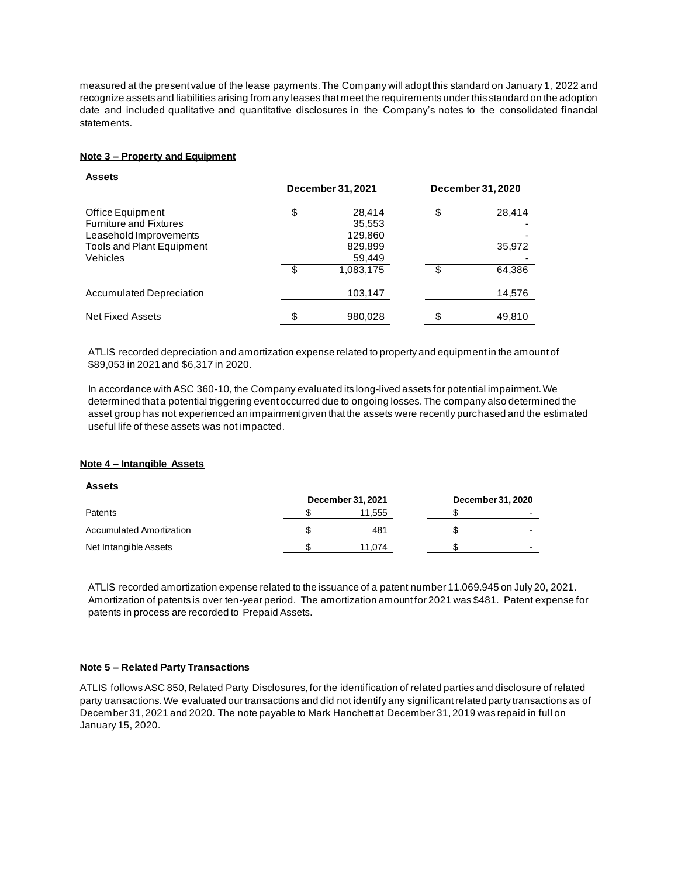measured at the present value of the lease payments. The Company will adopt this standard on January 1, 2022 and recognize assets and liabilities arising from any leases that meet the requirements under this standard on the adoption date and included qualitative and quantitative disclosures in the Company's notes to the consolidated financial statements.

**Note 3 – Property and Equipment**

**Assets**

| | December 31, 2021 | December 31, 2020 |
|---|---|---|
| Office Equipment | $ 28,414 | $ 28,414 |
| Furniture and Fixtures | 35,553 | - |
| Leasehold Improvements | 129,860 | - |
| Tools and Plant Equipment | 829,899 | 35,972 |
| Vehicles | 59,449 | - |
| | $ 1,083,175 | $ 64,386 |
| Accumulated Depreciation | 103,147 | 14,576 |
| Net Fixed Assets | $ 980,028 | $ 49,810 |

ATLIS recorded depreciation and amortization expense related to property and equipment in the amount of $89,053 in 2021 and $6,317 in 2020.

In accordance with ASC 360-10, the Company evaluated its long-lived assets for potential impairment. We determined that a potential triggering event occurred due to ongoing losses. The company also determined the asset group has not experienced an impairment given that the assets were recently purchased and the estimated useful life of these assets was not impacted.

**Note 4 – Intangible Assets**

**Assets**

| | December 31, 2021 | December 31, 2020 |
|---|---|---|
| Patents | $ 11,555 | $ - |
| Accumulated Amortization | $ 481 | $ - |
| Net Intangible Assets | $ 11,074 | $ - |

ATLIS recorded amortization expense related to the issuance of a patent number 11.069.945 on July 20, 2021. Amortization of patents is over ten-year period. The amortization amount for 2021 was $481. Patent expense for patents in process are recorded to Prepaid Assets.

**Note 5 – Related Party Transactions**

ATLIS follows ASC 850, Related Party Disclosures, for the identification of related parties and disclosure of related party transactions. We evaluated our transactions and did not identify any significant related party transactions as of December 31, 2021 and 2020. The note payable to Mark Hanchett at December 31, 2019 was repaid in full on January 15, 2020.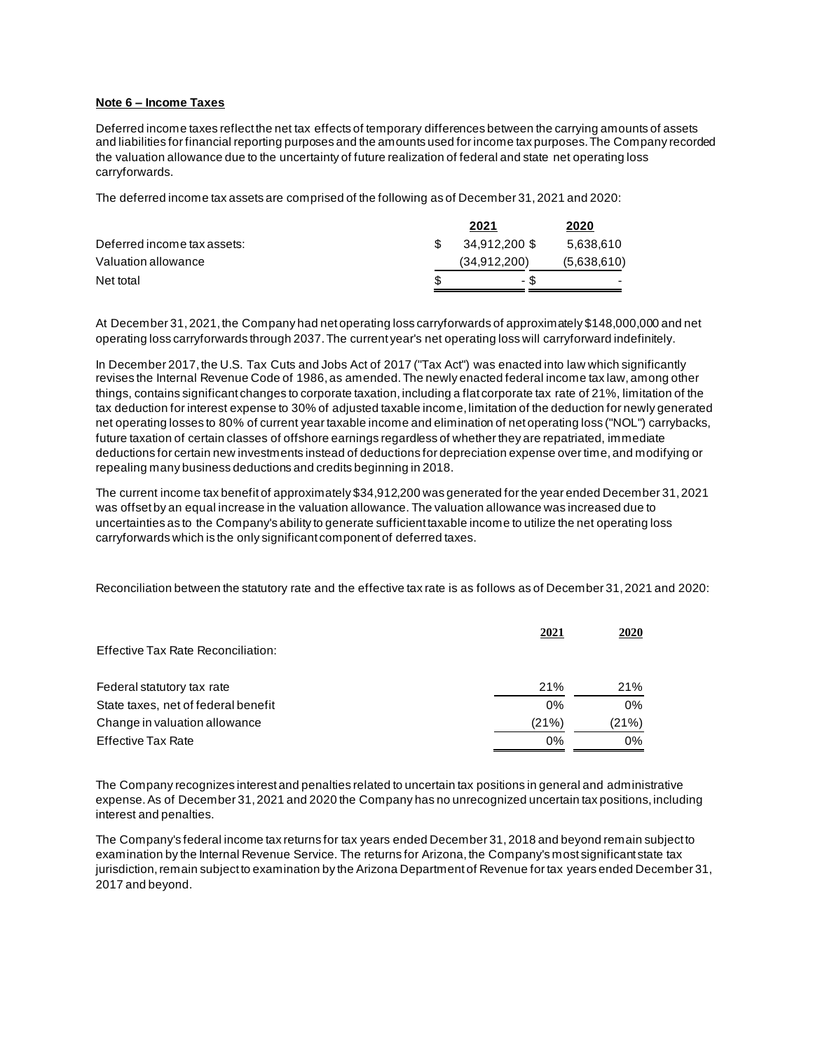**Note 6 – Income Taxes**

Deferred income taxes reflect the net tax effects of temporary differences between the carrying amounts of assets and liabilities for financial reporting purposes and the amounts used for income tax purposes. The Company recorded the valuation allowance due to the uncertainty of future realization of federal and state net operating loss carryforwards.

The deferred income tax assets are comprised of the following as of December 31, 2021 and 2020:

| | 2021 | 2020 |
|---|---|---|
| Deferred income tax assets: | $ 34,912,200 | $ 5,638,610 |
| Valuation allowance | (34,912,200) | (5,638,610) |
| Net total | $ - | $ - |

At December 31, 2021, the Company had net operating loss carryforwards of approximately $148,000,000 and net operating loss carryforwards through 2037. The current year's net operating loss will carryforward indefinitely.

In December 2017, the U.S. Tax Cuts and Jobs Act of 2017 ("Tax Act") was enacted into law which significantly revises the Internal Revenue Code of 1986, as amended. The newly enacted federal income tax law, among other things, contains significant changes to corporate taxation, including a flat corporate tax rate of 21%, limitation of the tax deduction for interest expense to 30% of adjusted taxable income, limitation of the deduction for newly generated net operating losses to 80% of current year taxable income and elimination of net operating loss ("NOL") carrybacks, future taxation of certain classes of offshore earnings regardless of whether they are repatriated, immediate deductions for certain new investments instead of deductions for depreciation expense over time, and modifying or repealing many business deductions and credits beginning in 2018.

The current income tax benefit of approximately $34,912,200 was generated for the year ended December 31, 2021 was offset by an equal increase in the valuation allowance. The valuation allowance was increased due to uncertainties as to the Company's ability to generate sufficient taxable income to utilize the net operating loss carryforwards which is the only significant component of deferred taxes.

Reconciliation between the statutory rate and the effective tax rate is as follows as of December 31, 2021 and 2020:

| | 2021 | 2020 |
|---|---|---|
| Effective Tax Rate Reconciliation: | | |
| Federal statutory tax rate | 21% | 21% |
| State taxes, net of federal benefit | 0% | 0% |
| Change in valuation allowance | (21%) | (21%) |
| Effective Tax Rate | 0% | 0% |

The Company recognizes interest and penalties related to uncertain tax positions in general and administrative expense. As of December 31, 2021 and 2020 the Company has no unrecognized uncertain tax positions, including interest and penalties.

The Company's federal income tax returns for tax years ended December 31, 2018 and beyond remain subject to examination by the Internal Revenue Service. The returns for Arizona, the Company's most significant state tax jurisdiction, remain subject to examination by the Arizona Department of Revenue for tax years ended December 31, 2017 and beyond.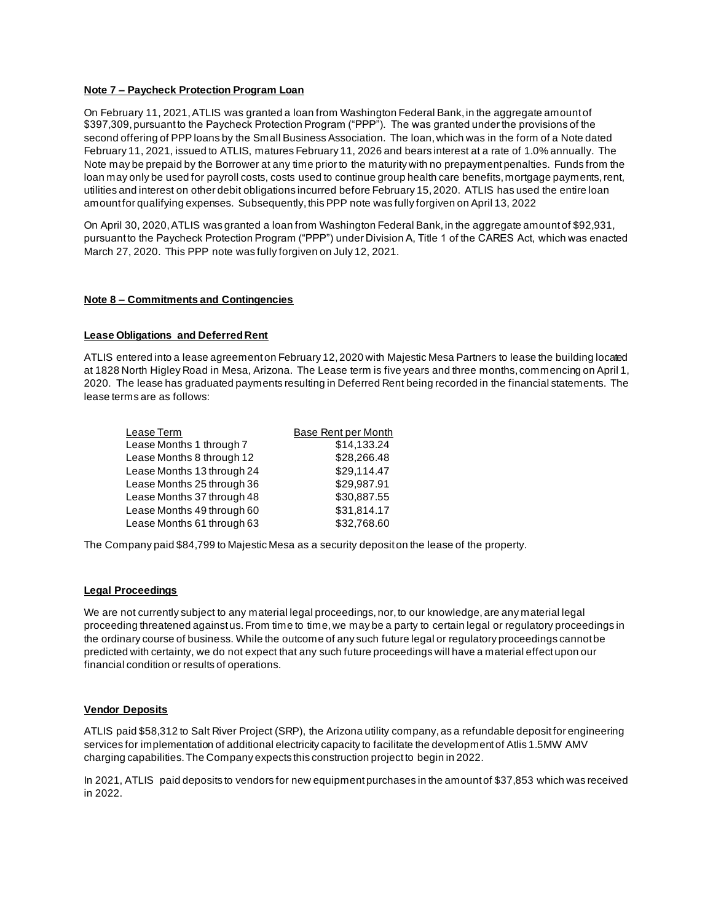**Note 7 – Paycheck Protection Program Loan**

On February 11, 2021, ATLIS was granted a loan from Washington Federal Bank, in the aggregate amount of $397,309, pursuant to the Paycheck Protection Program ("PPP"). The was granted under the provisions of the second offering of PPP loans by the Small Business Association. The loan, which was in the form of a Note dated February 11, 2021, issued to ATLIS, matures February 11, 2026 and bears interest at a rate of 1.0% annually. The Note may be prepaid by the Borrower at any time prior to the maturity with no prepayment penalties. Funds from the loan may only be used for payroll costs, costs used to continue group health care benefits, mortgage payments, rent, utilities and interest on other debit obligations incurred before February 15, 2020. ATLIS has used the entire loan amount for qualifying expenses. Subsequently, this PPP note was fully forgiven on April 13, 2022

On April 30, 2020, ATLIS was granted a loan from Washington Federal Bank, in the aggregate amount of $92,931, pursuant to the Paycheck Protection Program ("PPP") under Division A, Title 1 of the CARES Act, which was enacted March 27, 2020. This PPP note was fully forgiven on July 12, 2021.

**Note 8 – Commitments and Contingencies**

**Lease Obligations and Deferred Rent**

ATLIS entered into a lease agreement on February 12, 2020 with Majestic Mesa Partners to lease the building located at 1828 North Higley Road in Mesa, Arizona. The Lease term is five years and three months, commencing on April 1, 2020. The lease has graduated payments resulting in Deferred Rent being recorded in the financial statements. The lease terms are as follows:

| Lease Term | Base Rent per Month |
|---|---|
| Lease Months 1 through 7 | $14,133.24 |
| Lease Months 8 through 12 | $28,266.48 |
| Lease Months 13 through 24 | $29,114.47 |
| Lease Months 25 through 36 | $29,987.91 |
| Lease Months 37 through 48 | $30,887.55 |
| Lease Months 49 through 60 | $31,814.17 |
| Lease Months 61 through 63 | $32,768.60 |

The Company paid $84,799 to Majestic Mesa as a security deposit on the lease of the property.

**Legal Proceedings**

We are not currently subject to any material legal proceedings, nor, to our knowledge, are any material legal proceeding threatened against us. From time to time, we may be a party to certain legal or regulatory proceedings in the ordinary course of business. While the outcome of any such future legal or regulatory proceedings cannot be predicted with certainty, we do not expect that any such future proceedings will have a material effect upon our financial condition or results of operations.

**Vendor Deposits**

ATLIS paid $58,312 to Salt River Project (SRP), the Arizona utility company, as a refundable deposit for engineering services for implementation of additional electricity capacity to facilitate the development of Atlis 1.5MW AMV charging capabilities. The Company expects this construction project to begin in 2022.

In 2021, ATLIS paid deposits to vendors for new equipment purchases in the amount of $37,853 which was received in 2022.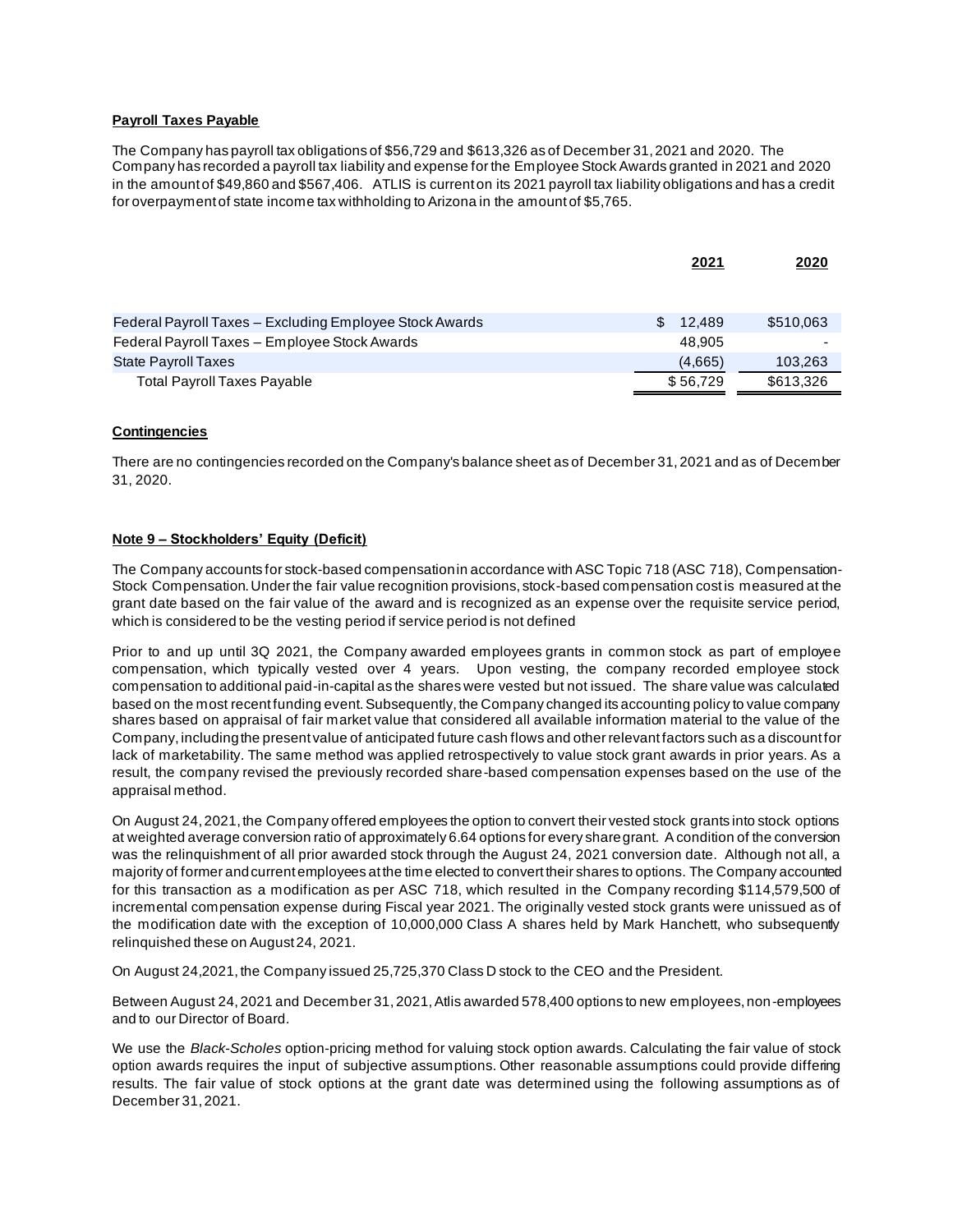**Payroll Taxes Payable**

The Company has payroll tax obligations of $56,729 and $613,326 as of December 31, 2021 and 2020. The Company has recorded a payroll tax liability and expense for the Employee Stock Awards granted in 2021 and 2020 in the amount of $49,860 and $567,406. ATLIS is current on its 2021 payroll tax liability obligations and has a credit for overpayment of state income tax withholding to Arizona in the amount of $5,765.

| | 2021 | 2020 |
|---|---|---|
| Federal Payroll Taxes – Excluding Employee Stock Awards | $ 12,489 | $510,063 |
| Federal Payroll Taxes – Employee Stock Awards | 48,905 | - |
| State Payroll Taxes | (4,665) | 103,263 |
| Total Payroll Taxes Payable | $ 56,729 | $613,326 |

**Contingencies**

There are no contingencies recorded on the Company's balance sheet as of December 31, 2021 and as of December 31, 2020.

**Note 9 – Stockholders' Equity (Deficit)**

The Company accounts for stock-based compensation in accordance with ASC Topic 718 (ASC 718), Compensation-Stock Compensation. Under the fair value recognition provisions, stock-based compensation cost is measured at the grant date based on the fair value of the award and is recognized as an expense over the requisite service period, which is considered to be the vesting period if service period is not defined

Prior to and up until 3Q 2021, the Company awarded employees grants in common stock as part of employee compensation, which typically vested over 4 years. Upon vesting, the company recorded employee stock compensation to additional paid-in-capital as the shares were vested but not issued. The share value was calculated based on the most recent funding event. Subsequently, the Company changed its accounting policy to value company shares based on appraisal of fair market value that considered all available information material to the value of the Company, including the present value of anticipated future cash flows and other relevant factors such as a discount for lack of marketability. The same method was applied retrospectively to value stock grant awards in prior years. As a result, the company revised the previously recorded share-based compensation expenses based on the use of the appraisal method.

On August 24, 2021, the Company offered employees the option to convert their vested stock grants into stock options at weighted average conversion ratio of approximately 6.64 options for every share grant. A condition of the conversion was the relinquishment of all prior awarded stock through the August 24, 2021 conversion date. Although not all, a majority of former and current employees at the time elected to convert their shares to options. The Company accounted for this transaction as a modification as per ASC 718, which resulted in the Company recording $114,579,500 of incremental compensation expense during Fiscal year 2021. The originally vested stock grants were unissued as of the modification date with the exception of 10,000,000 Class A shares held by Mark Hanchett, who subsequently relinquished these on August 24, 2021.

On August 24,2021, the Company issued 25,725,370 Class D stock to the CEO and the President.

Between August 24, 2021 and December 31, 2021, Atlis awarded 578,400 options to new employees, non-employees and to our Director of Board.

We use the *Black-Scholes* option-pricing method for valuing stock option awards. Calculating the fair value of stock option awards requires the input of subjective assumptions. Other reasonable assumptions could provide differing results. The fair value of stock options at the grant date was determined using the following assumptions as of December 31, 2021.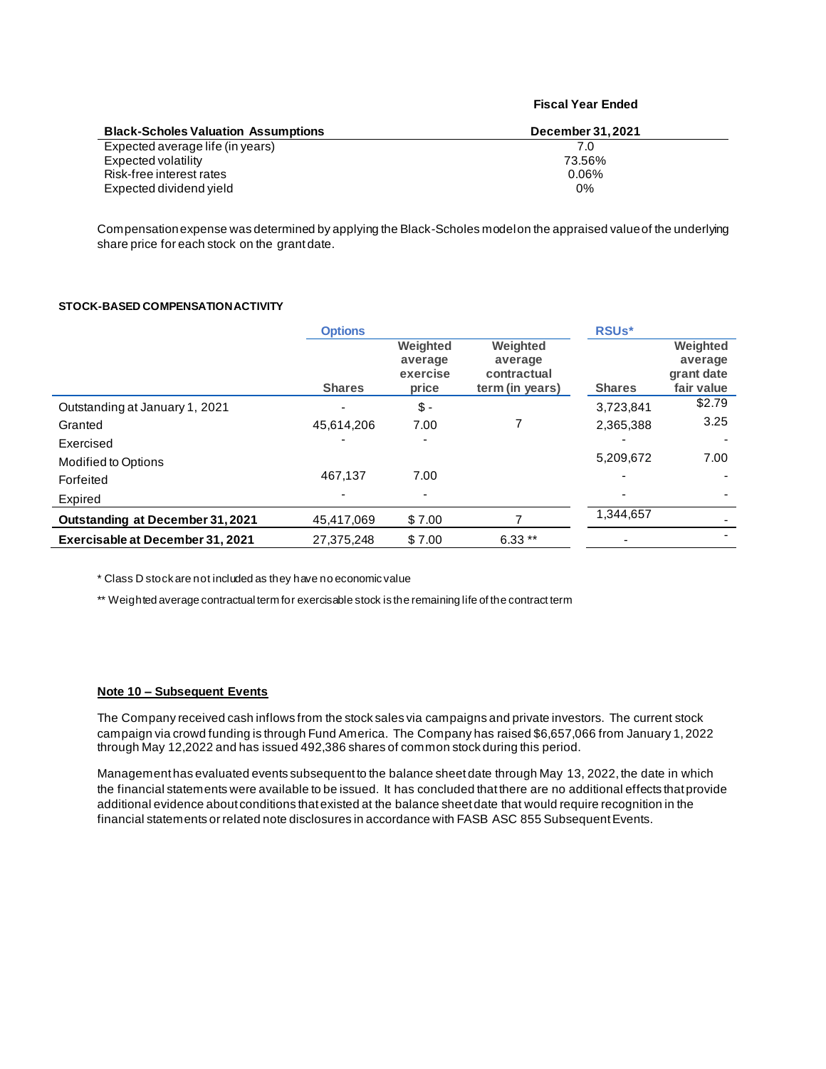| Black-Scholes Valuation Assumptions | Fiscal Year Ended December 31, 2021 |
|---|---|
| Expected average life (in years) | 7.0 |
| Expected volatility | 73.56% |
| Risk-free interest rates | 0.06% |
| Expected dividend yield | 0% |

Compensation expense was determined by applying the Black-Scholes model on the appraised value of the underlying share price for each stock on the grant date.

**STOCK-BASED COMPENSATION ACTIVITY**

| | Options | | | RSUs* | |
|---|---|---|---|---|---|
| | Shares | Weighted average exercise price | Weighted average contractual term (in years) | Shares | Weighted average grant date fair value |
| Outstanding at January 1, 2021 | - | $ - | | 3,723,841 | $2.79 |
| Granted | 45,614,206 | 7.00 | 7 | 2,365,388 | 3.25 |
| Exercised | - | - | | - | - |
| Modified to Options | | | | 5,209,672 | 7.00 |
| Forfeited | 467,137 | 7.00 | | - | - |
| Expired | - | - | | - | - |
| **Outstanding at December 31, 2021** | 45,417,069 | $ 7.00 | 7 | 1,344,657 | - |
| **Exercisable at December 31, 2021** | 27,375,248 | $ 7.00 | 6.33 ** | - | - |

\* Class D stock are not included as they have no economic value

** Weighted average contractual term for exercisable stock is the remaining life of the contract term

**Note 10 – Subsequent Events**

The Company received cash inflows from the stock sales via campaigns and private investors. The current stock campaign via crowd funding is through Fund America. The Company has raised $6,657,066 from January 1, 2022 through May 12,2022 and has issued 492,386 shares of common stock during this period.

Management has evaluated events subsequent to the balance sheet date through May 13, 2022, the date in which the financial statements were available to be issued. It has concluded that there are no additional effects that provide additional evidence about conditions that existed at the balance sheet date that would require recognition in the financial statements or related note disclosures in accordance with FASB ASC 855 Subsequent Events.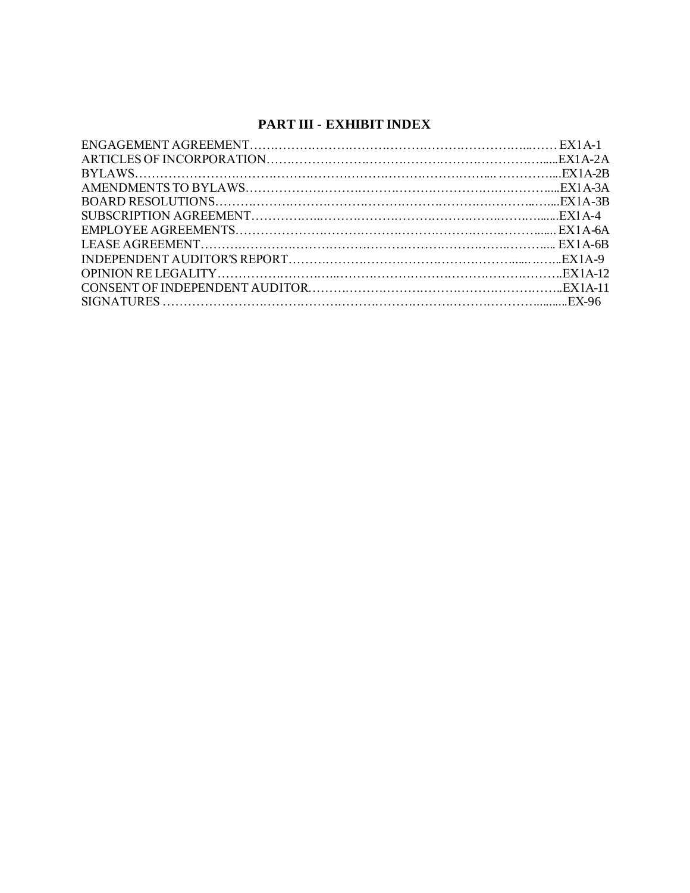## PART III - EXHIBIT INDEX

| | |
|---|---|
| ENGAGEMENT AGREEMENT | EX1A-1 |
| ARTICLES OF INCORPORATION | EX1A-2A |
| BYLAWS | EX1A-2B |
| AMENDMENTS TO BYLAWS | EX1A-3A |
| BOARD RESOLUTIONS | EX1A-3B |
| SUBSCRIPTION AGREEMENT | EX1A-4 |
| EMPLOYEE AGREEMENTS | EX1A-6A |
| LEASE AGREEMENT | EX1A-6B |
| INDEPENDENT AUDITOR'S REPORT | EX1A-9 |
| OPINION RE LEGALITY | EX1A-12 |
| CONSENT OF INDEPENDENT AUDITOR | EX1A-11 |
| SIGNATURES | EX-96 |